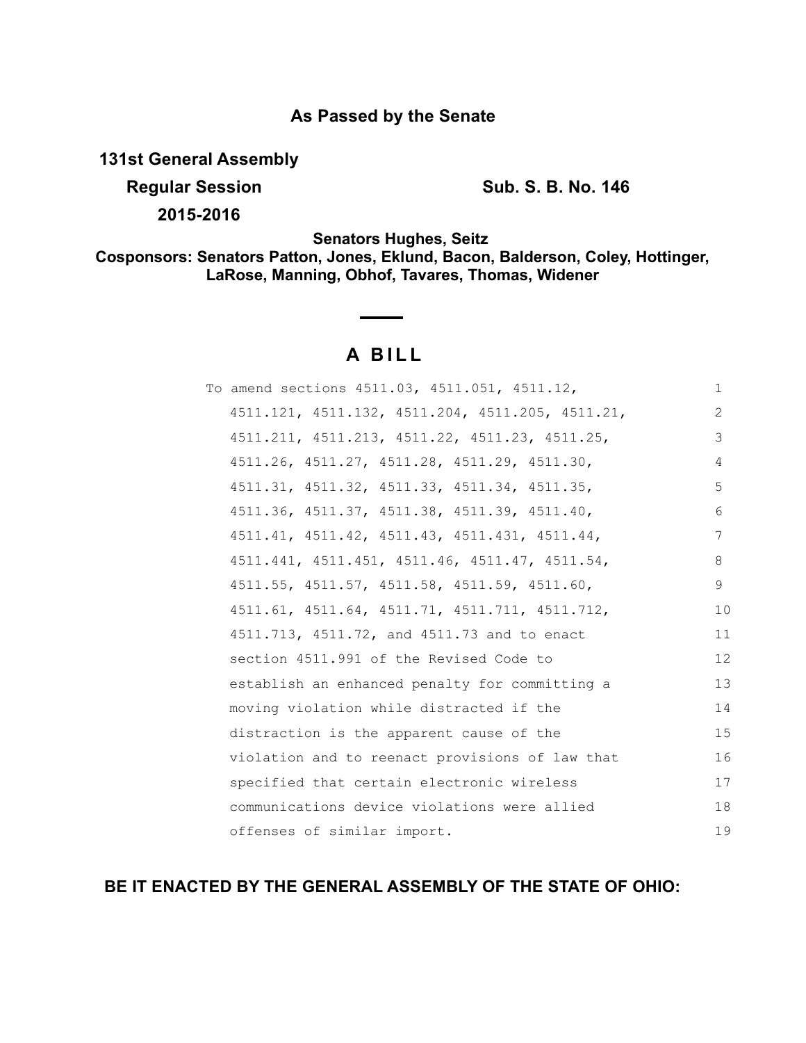**As Passed by the Senate**

**131st General Assembly**

**Regular Session** **Sub. S. B. No. 146**

**2015-2016**

**Senators Hughes, Seitz**

**Cosponsors: Senators Patton, Jones, Eklund, Bacon, Balderson, Coley, Hottinger, LaRose, Manning, Obhof, Tavares, Thomas, Widener**

# A BILL

To amend sections 4511.03, 4511.051, 4511.12, 4511.121, 4511.132, 4511.204, 4511.205, 4511.21, 4511.211, 4511.213, 4511.22, 4511.23, 4511.25, 4511.26, 4511.27, 4511.28, 4511.29, 4511.30, 4511.31, 4511.32, 4511.33, 4511.34, 4511.35, 4511.36, 4511.37, 4511.38, 4511.39, 4511.40, 4511.41, 4511.42, 4511.43, 4511.431, 4511.44, 4511.441, 4511.451, 4511.46, 4511.47, 4511.54, 4511.55, 4511.57, 4511.58, 4511.59, 4511.60, 4511.61, 4511.64, 4511.71, 4511.711, 4511.712, 4511.713, 4511.72, and 4511.73 and to enact section 4511.991 of the Revised Code to establish an enhanced penalty for committing a moving violation while distracted if the distraction is the apparent cause of the violation and to reenact provisions of law that specified that certain electronic wireless communications device violations were allied offenses of similar import.

**BE IT ENACTED BY THE GENERAL ASSEMBLY OF THE STATE OF OHIO:**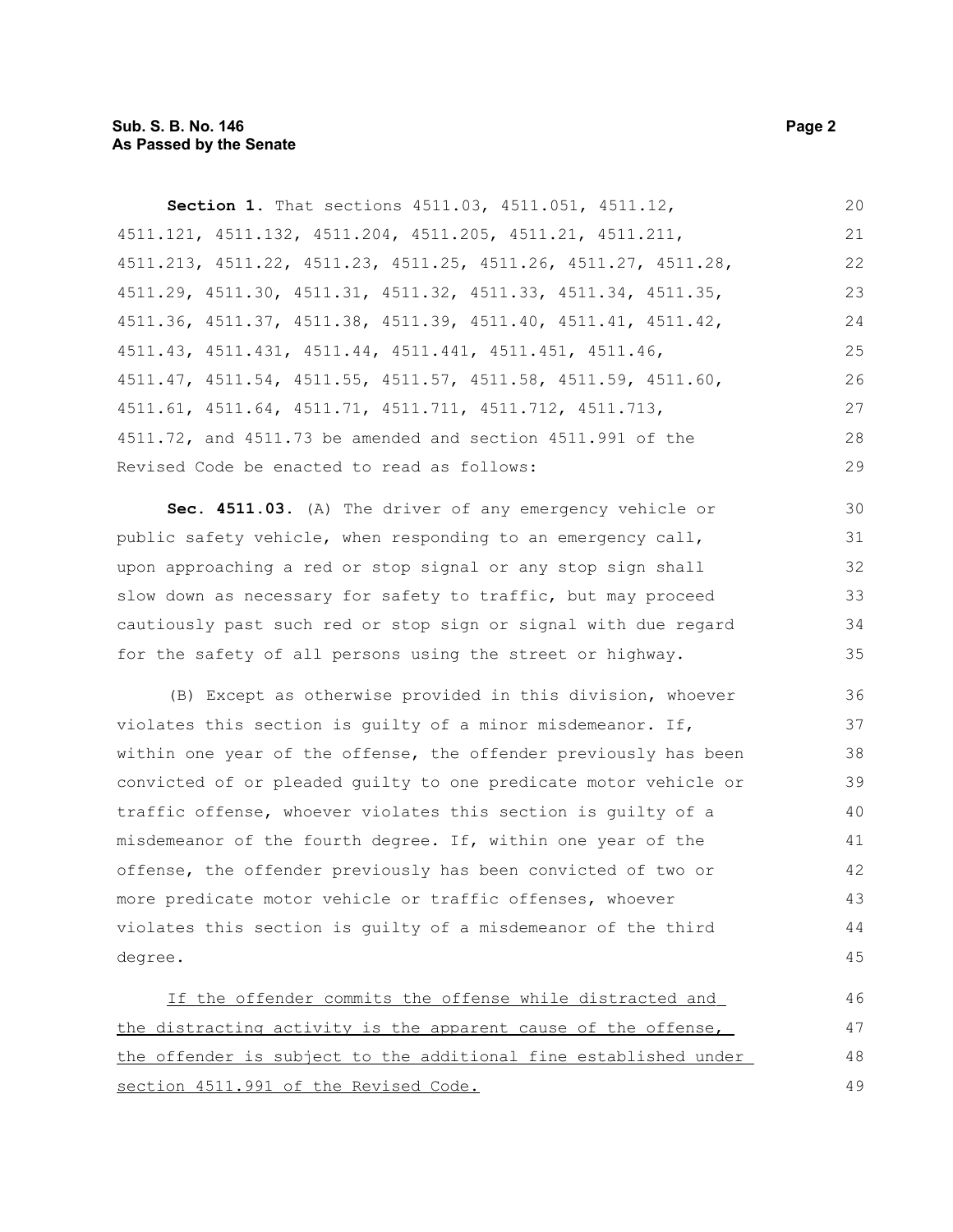**Section 1.** That sections 4511.03, 4511.051, 4511.12, 4511.121, 4511.132, 4511.204, 4511.205, 4511.21, 4511.211, 4511.213, 4511.22, 4511.23, 4511.25, 4511.26, 4511.27, 4511.28, 4511.29, 4511.30, 4511.31, 4511.32, 4511.33, 4511.34, 4511.35, 4511.36, 4511.37, 4511.38, 4511.39, 4511.40, 4511.41, 4511.42, 4511.43, 4511.431, 4511.44, 4511.441, 4511.451, 4511.46, 4511.47, 4511.54, 4511.55, 4511.57, 4511.58, 4511.59, 4511.60, 4511.61, 4511.64, 4511.71, 4511.711, 4511.712, 4511.713, 4511.72, and 4511.73 be amended and section 4511.991 of the Revised Code be enacted to read as follows:

**Sec. 4511.03.** (A) The driver of any emergency vehicle or public safety vehicle, when responding to an emergency call, upon approaching a red or stop signal or any stop sign shall slow down as necessary for safety to traffic, but may proceed cautiously past such red or stop sign or signal with due regard for the safety of all persons using the street or highway.

(B) Except as otherwise provided in this division, whoever violates this section is guilty of a minor misdemeanor. If, within one year of the offense, the offender previously has been convicted of or pleaded guilty to one predicate motor vehicle or traffic offense, whoever violates this section is guilty of a misdemeanor of the fourth degree. If, within one year of the offense, the offender previously has been convicted of two or more predicate motor vehicle or traffic offenses, whoever violates this section is guilty of a misdemeanor of the third degree.

<u>If the offender commits the offense while distracted and the distracting activity is the apparent cause of the offense, the offender is subject to the additional fine established under section 4511.991 of the Revised Code.</u>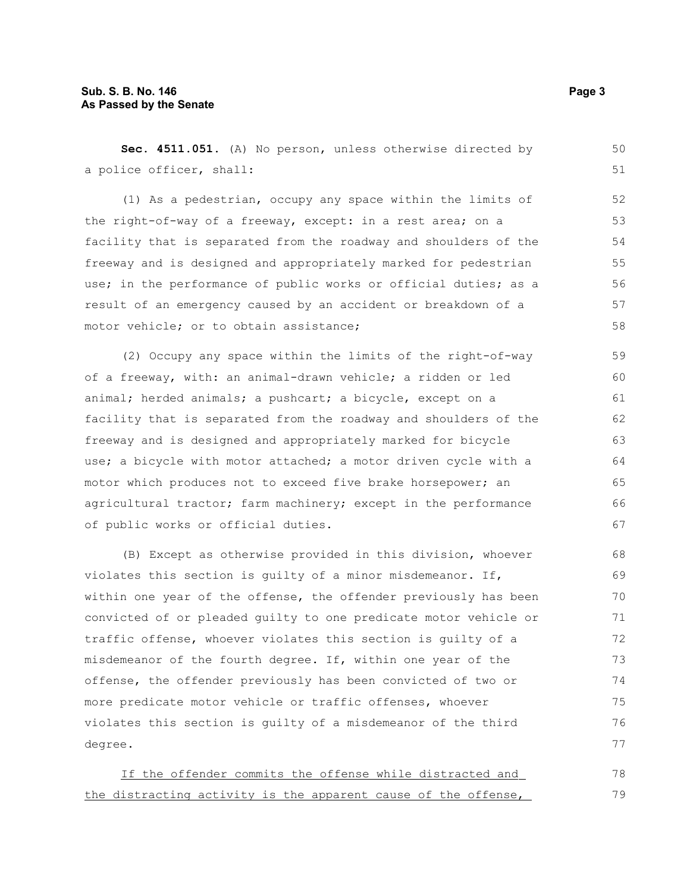**Sec. 4511.051.** (A) No person, unless otherwise directed by a police officer, shall:

(1) As a pedestrian, occupy any space within the limits of the right-of-way of a freeway, except: in a rest area; on a facility that is separated from the roadway and shoulders of the freeway and is designed and appropriately marked for pedestrian use; in the performance of public works or official duties; as a result of an emergency caused by an accident or breakdown of a motor vehicle; or to obtain assistance;

(2) Occupy any space within the limits of the right-of-way of a freeway, with: an animal-drawn vehicle; a ridden or led animal; herded animals; a pushcart; a bicycle, except on a facility that is separated from the roadway and shoulders of the freeway and is designed and appropriately marked for bicycle use; a bicycle with motor attached; a motor driven cycle with a motor which produces not to exceed five brake horsepower; an agricultural tractor; farm machinery; except in the performance of public works or official duties.

(B) Except as otherwise provided in this division, whoever violates this section is guilty of a minor misdemeanor. If, within one year of the offense, the offender previously has been convicted of or pleaded guilty to one predicate motor vehicle or traffic offense, whoever violates this section is guilty of a misdemeanor of the fourth degree. If, within one year of the offense, the offender previously has been convicted of two or more predicate motor vehicle or traffic offenses, whoever violates this section is guilty of a misdemeanor of the third degree.

<u>If the offender commits the offense while distracted and the distracting activity is the apparent cause of the offense,</u>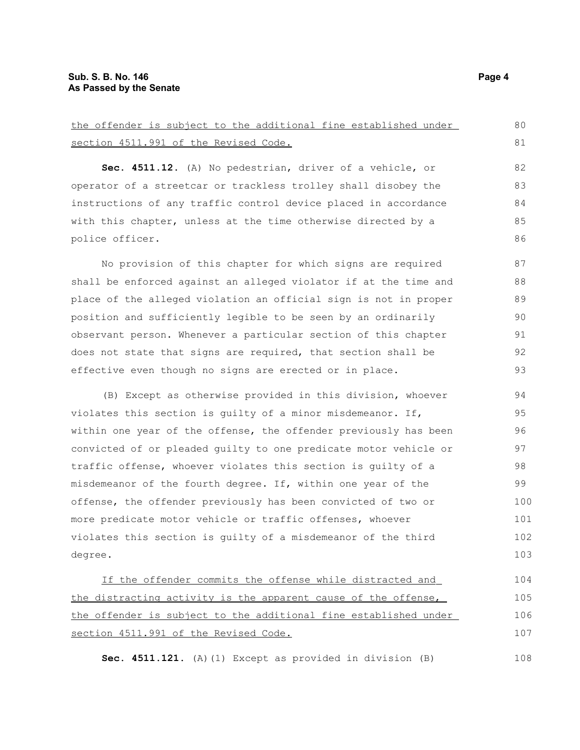<u>the offender is subject to the additional fine established under section 4511.991 of the Revised Code.</u>

**Sec. 4511.12.** (A) No pedestrian, driver of a vehicle, or operator of a streetcar or trackless trolley shall disobey the instructions of any traffic control device placed in accordance with this chapter, unless at the time otherwise directed by a police officer.

No provision of this chapter for which signs are required shall be enforced against an alleged violator if at the time and place of the alleged violation an official sign is not in proper position and sufficiently legible to be seen by an ordinarily observant person. Whenever a particular section of this chapter does not state that signs are required, that section shall be effective even though no signs are erected or in place.

(B) Except as otherwise provided in this division, whoever violates this section is guilty of a minor misdemeanor. If, within one year of the offense, the offender previously has been convicted of or pleaded guilty to one predicate motor vehicle or traffic offense, whoever violates this section is guilty of a misdemeanor of the fourth degree. If, within one year of the offense, the offender previously has been convicted of two or more predicate motor vehicle or traffic offenses, whoever violates this section is guilty of a misdemeanor of the third degree.

<u>If the offender commits the offense while distracted and the distracting activity is the apparent cause of the offense, the offender is subject to the additional fine established under section 4511.991 of the Revised Code.</u>

**Sec. 4511.121.** (A)(1) Except as provided in division (B)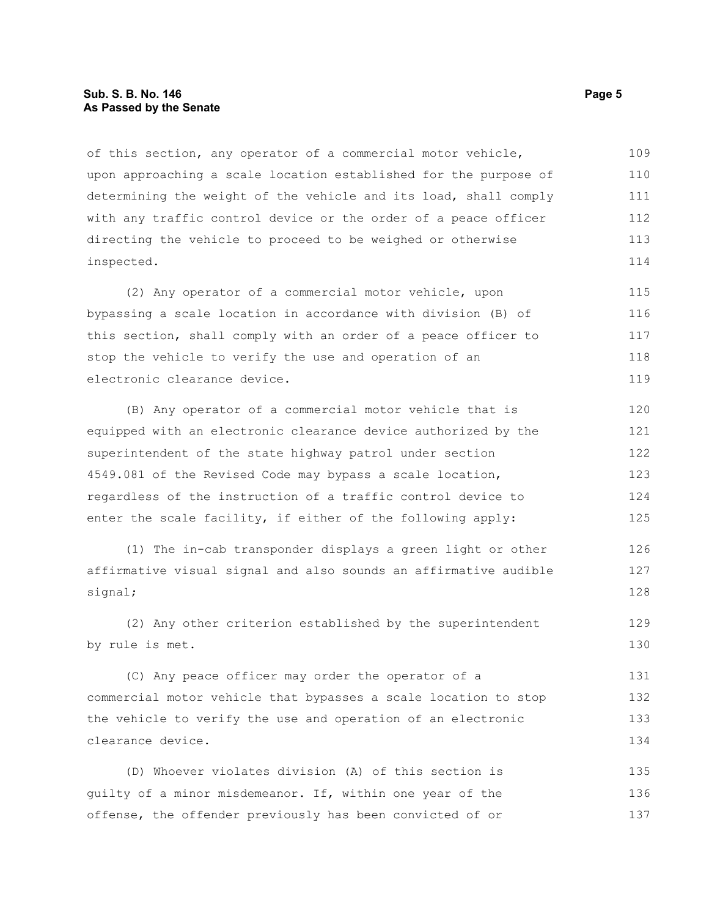of this section, any operator of a commercial motor vehicle, upon approaching a scale location established for the purpose of determining the weight of the vehicle and its load, shall comply with any traffic control device or the order of a peace officer directing the vehicle to proceed to be weighed or otherwise inspected.

(2) Any operator of a commercial motor vehicle, upon bypassing a scale location in accordance with division (B) of this section, shall comply with an order of a peace officer to stop the vehicle to verify the use and operation of an electronic clearance device.

(B) Any operator of a commercial motor vehicle that is equipped with an electronic clearance device authorized by the superintendent of the state highway patrol under section 4549.081 of the Revised Code may bypass a scale location, regardless of the instruction of a traffic control device to enter the scale facility, if either of the following apply:

(1) The in-cab transponder displays a green light or other affirmative visual signal and also sounds an affirmative audible signal;

(2) Any other criterion established by the superintendent by rule is met.

(C) Any peace officer may order the operator of a commercial motor vehicle that bypasses a scale location to stop the vehicle to verify the use and operation of an electronic clearance device.

(D) Whoever violates division (A) of this section is guilty of a minor misdemeanor. If, within one year of the offense, the offender previously has been convicted of or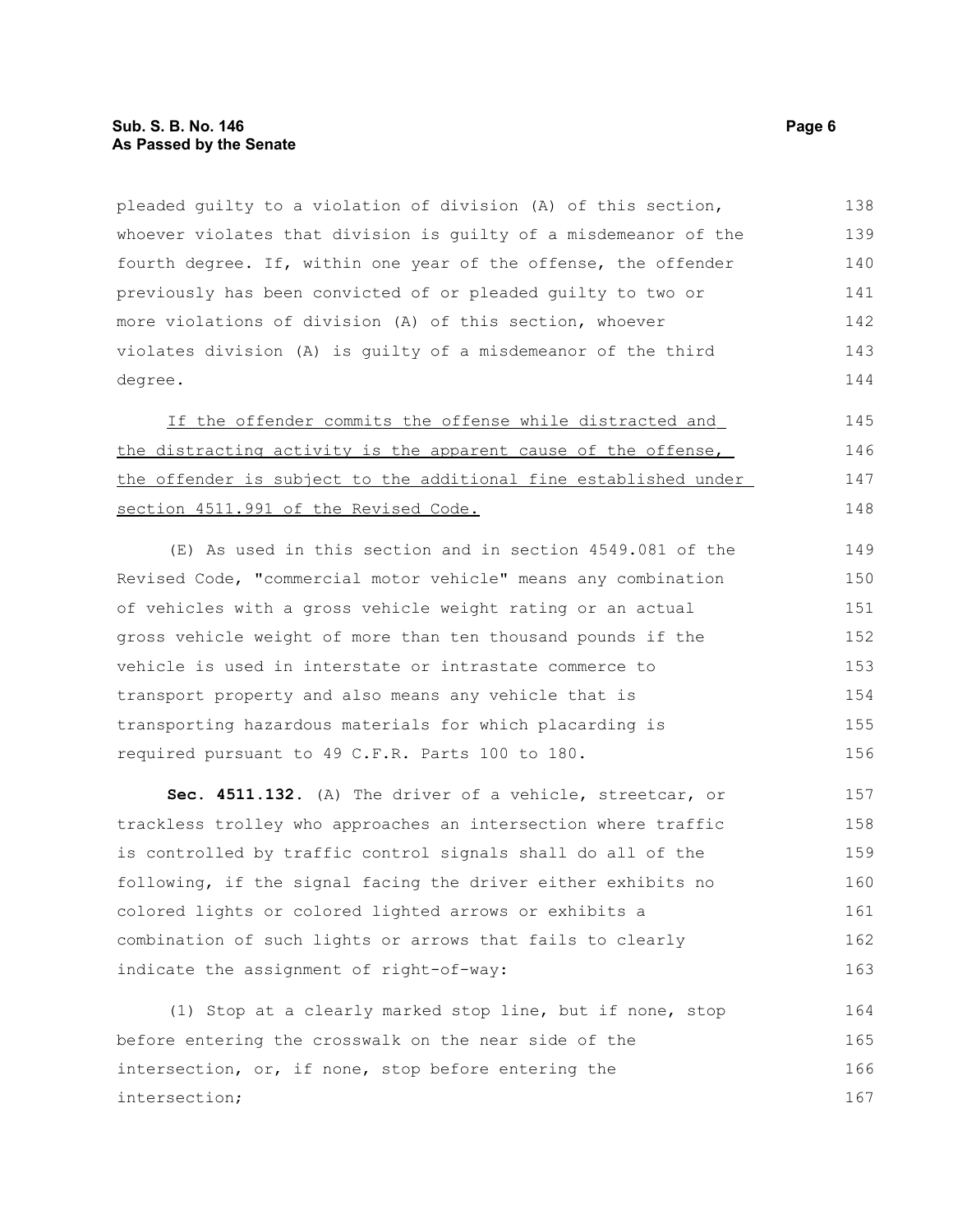pleaded guilty to a violation of division (A) of this section, whoever violates that division is guilty of a misdemeanor of the fourth degree. If, within one year of the offense, the offender previously has been convicted of or pleaded guilty to two or more violations of division (A) of this section, whoever violates division (A) is guilty of a misdemeanor of the third degree.

<u>If the offender commits the offense while distracted and the distracting activity is the apparent cause of the offense, the offender is subject to the additional fine established under section 4511.991 of the Revised Code.</u>

(E) As used in this section and in section 4549.081 of the Revised Code, "commercial motor vehicle" means any combination of vehicles with a gross vehicle weight rating or an actual gross vehicle weight of more than ten thousand pounds if the vehicle is used in interstate or intrastate commerce to transport property and also means any vehicle that is transporting hazardous materials for which placarding is required pursuant to 49 C.F.R. Parts 100 to 180.

**Sec. 4511.132.** (A) The driver of a vehicle, streetcar, or trackless trolley who approaches an intersection where traffic is controlled by traffic control signals shall do all of the following, if the signal facing the driver either exhibits no colored lights or colored lighted arrows or exhibits a combination of such lights or arrows that fails to clearly indicate the assignment of right-of-way:

(1) Stop at a clearly marked stop line, but if none, stop before entering the crosswalk on the near side of the intersection, or, if none, stop before entering the intersection;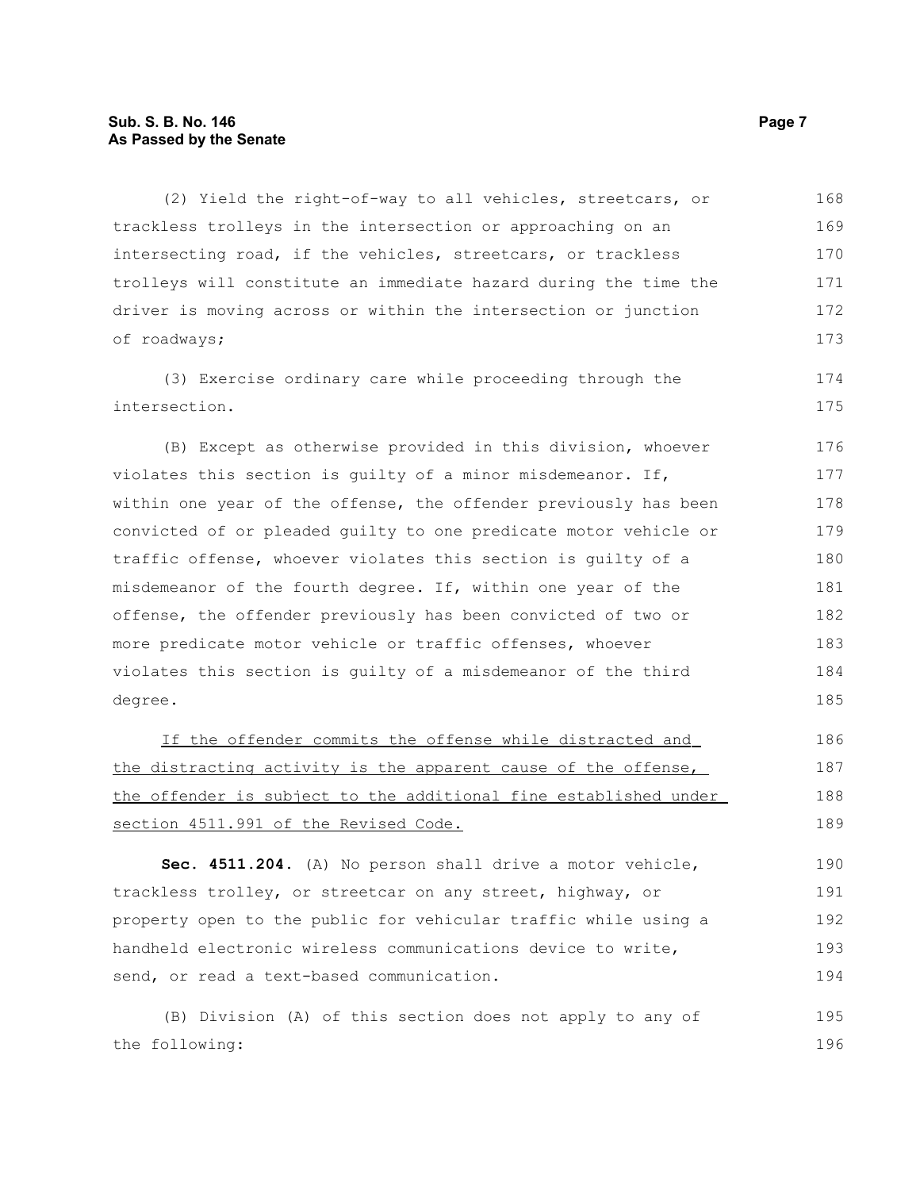(2) Yield the right-of-way to all vehicles, streetcars, or trackless trolleys in the intersection or approaching on an intersecting road, if the vehicles, streetcars, or trackless trolleys will constitute an immediate hazard during the time the driver is moving across or within the intersection or junction of roadways;

(3) Exercise ordinary care while proceeding through the intersection.

(B) Except as otherwise provided in this division, whoever violates this section is guilty of a minor misdemeanor. If, within one year of the offense, the offender previously has been convicted of or pleaded guilty to one predicate motor vehicle or traffic offense, whoever violates this section is guilty of a misdemeanor of the fourth degree. If, within one year of the offense, the offender previously has been convicted of two or more predicate motor vehicle or traffic offenses, whoever violates this section is guilty of a misdemeanor of the third degree.

If the offender commits the offense while distracted and the distracting activity is the apparent cause of the offense, the offender is subject to the additional fine established under section 4511.991 of the Revised Code.

**Sec. 4511.204.** (A) No person shall drive a motor vehicle, trackless trolley, or streetcar on any street, highway, or property open to the public for vehicular traffic while using a handheld electronic wireless communications device to write, send, or read a text-based communication.

(B) Division (A) of this section does not apply to any of the following: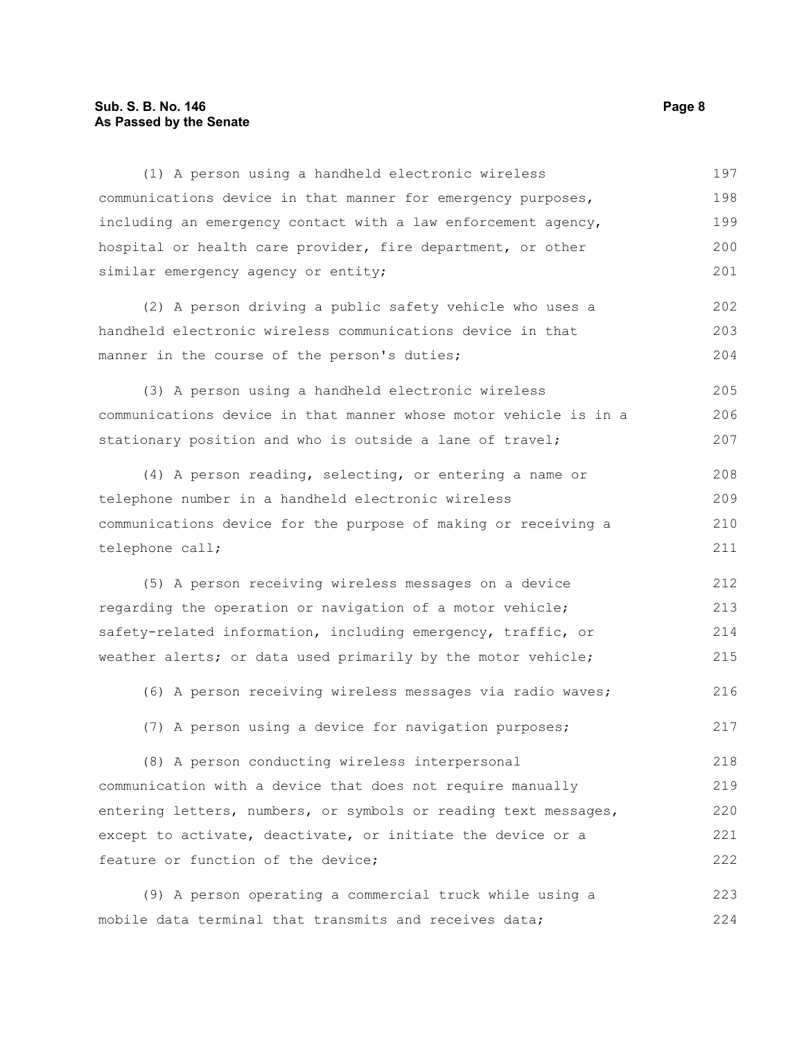(1) A person using a handheld electronic wireless communications device in that manner for emergency purposes, including an emergency contact with a law enforcement agency, hospital or health care provider, fire department, or other similar emergency agency or entity;

(2) A person driving a public safety vehicle who uses a handheld electronic wireless communications device in that manner in the course of the person's duties;

(3) A person using a handheld electronic wireless communications device in that manner whose motor vehicle is in a stationary position and who is outside a lane of travel;

(4) A person reading, selecting, or entering a name or telephone number in a handheld electronic wireless communications device for the purpose of making or receiving a telephone call;

(5) A person receiving wireless messages on a device regarding the operation or navigation of a motor vehicle; safety-related information, including emergency, traffic, or weather alerts; or data used primarily by the motor vehicle;

(6) A person receiving wireless messages via radio waves;

(7) A person using a device for navigation purposes;

(8) A person conducting wireless interpersonal communication with a device that does not require manually entering letters, numbers, or symbols or reading text messages, except to activate, deactivate, or initiate the device or a feature or function of the device;

(9) A person operating a commercial truck while using a mobile data terminal that transmits and receives data;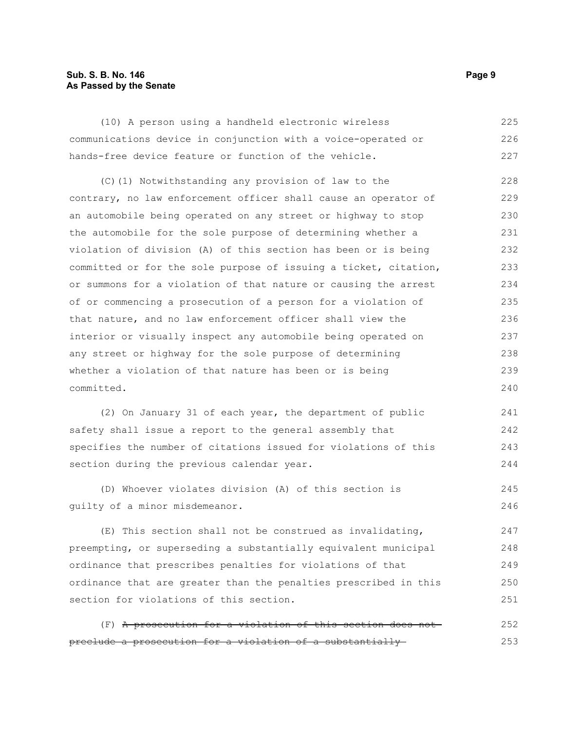(10) A person using a handheld electronic wireless communications device in conjunction with a voice-operated or hands-free device feature or function of the vehicle.

(C)(1) Notwithstanding any provision of law to the contrary, no law enforcement officer shall cause an operator of an automobile being operated on any street or highway to stop the automobile for the sole purpose of determining whether a violation of division (A) of this section has been or is being committed or for the sole purpose of issuing a ticket, citation, or summons for a violation of that nature or causing the arrest of or commencing a prosecution of a person for a violation of that nature, and no law enforcement officer shall view the interior or visually inspect any automobile being operated on any street or highway for the sole purpose of determining whether a violation of that nature has been or is being committed.

(2) On January 31 of each year, the department of public safety shall issue a report to the general assembly that specifies the number of citations issued for violations of this section during the previous calendar year.

(D) Whoever violates division (A) of this section is guilty of a minor misdemeanor.

(E) This section shall not be construed as invalidating, preempting, or superseding a substantially equivalent municipal ordinance that prescribes penalties for violations of that ordinance that are greater than the penalties prescribed in this section for violations of this section.

(F) ~~A prosecution for a violation of this section does not preclude a prosecution for a violation of a substantially~~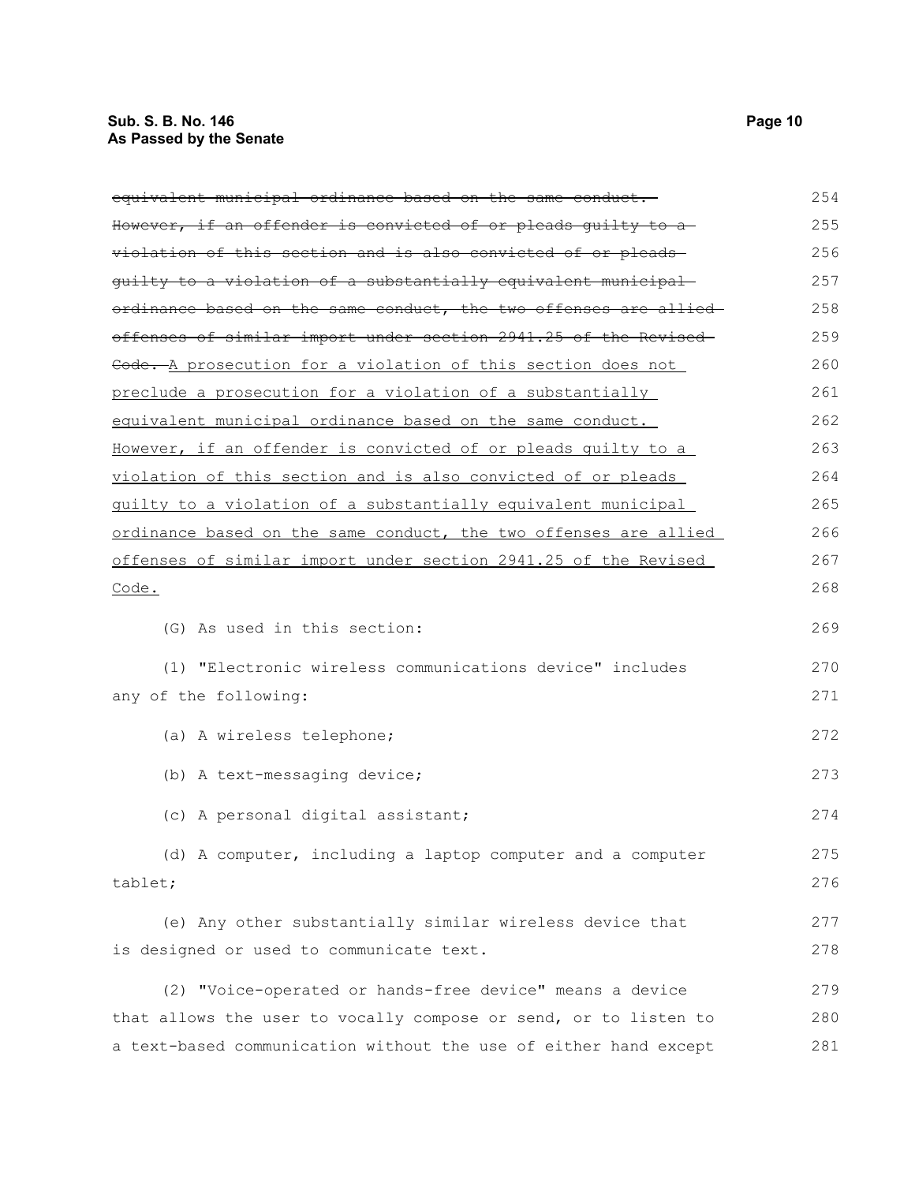~~equivalent municipal ordinance based on the same conduct. However, if an offender is convicted of or pleads guilty to a violation of this section and is also convicted of or pleads guilty to a violation of a substantially equivalent municipal ordinance based on the same conduct, the two offenses are allied offenses of similar import under section 2941.25 of the Revised Code.~~ <u>A prosecution for a violation of this section does not preclude a prosecution for a violation of a substantially equivalent municipal ordinance based on the same conduct. However, if an offender is convicted of or pleads guilty to a violation of this section and is also convicted of or pleads guilty to a violation of a substantially equivalent municipal ordinance based on the same conduct, the two offenses are allied offenses of similar import under section 2941.25 of the Revised Code.</u>

(G) As used in this section:

(1) "Electronic wireless communications device" includes any of the following:

(a) A wireless telephone;

(b) A text-messaging device;

(c) A personal digital assistant;

(d) A computer, including a laptop computer and a computer tablet;

(e) Any other substantially similar wireless device that is designed or used to communicate text.

(2) "Voice-operated or hands-free device" means a device that allows the user to vocally compose or send, or to listen to a text-based communication without the use of either hand except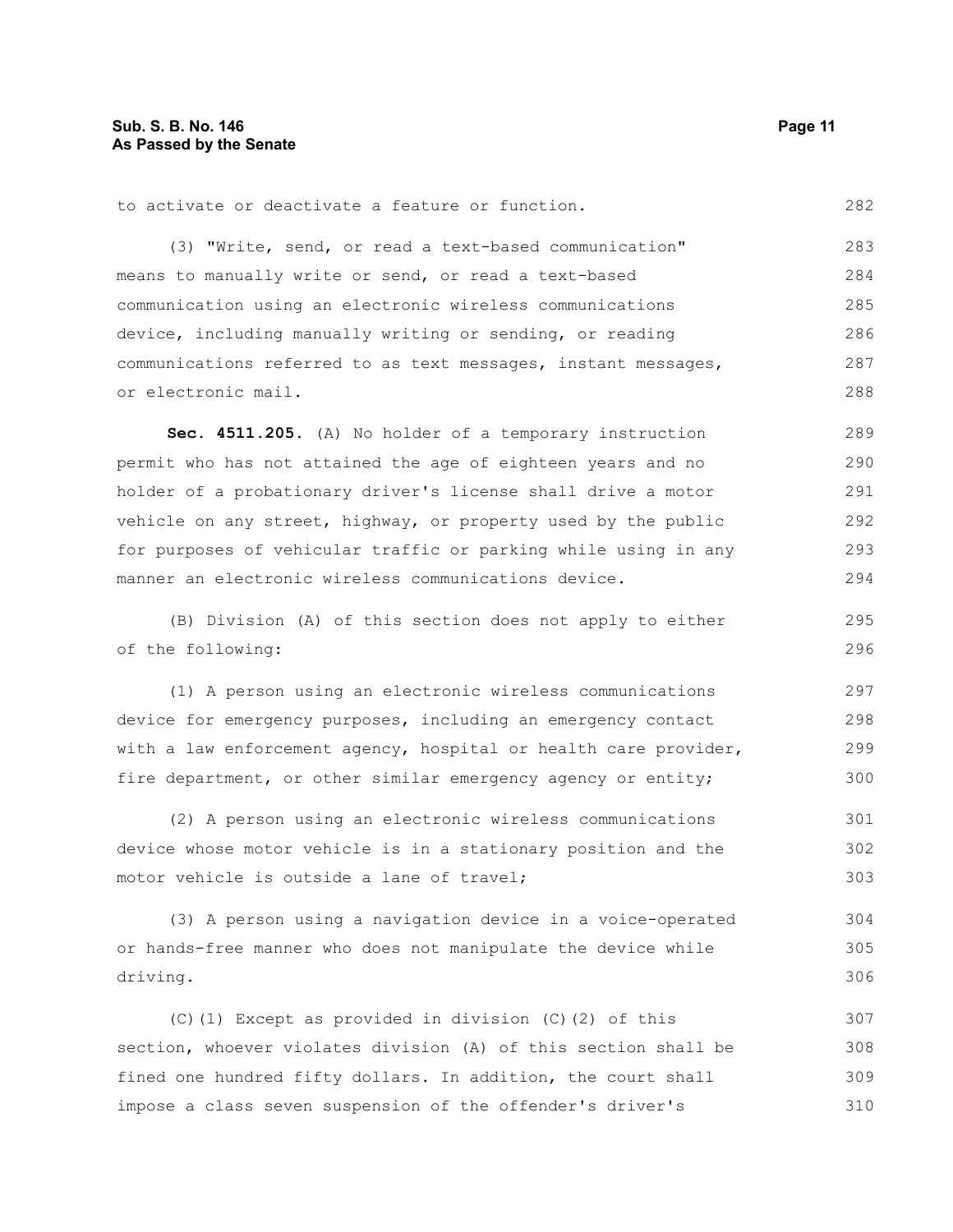to activate or deactivate a feature or function.

(3) "Write, send, or read a text-based communication" means to manually write or send, or read a text-based communication using an electronic wireless communications device, including manually writing or sending, or reading communications referred to as text messages, instant messages, or electronic mail.

**Sec. 4511.205.** (A) No holder of a temporary instruction permit who has not attained the age of eighteen years and no holder of a probationary driver's license shall drive a motor vehicle on any street, highway, or property used by the public for purposes of vehicular traffic or parking while using in any manner an electronic wireless communications device.

(B) Division (A) of this section does not apply to either of the following:

(1) A person using an electronic wireless communications device for emergency purposes, including an emergency contact with a law enforcement agency, hospital or health care provider, fire department, or other similar emergency agency or entity;

(2) A person using an electronic wireless communications device whose motor vehicle is in a stationary position and the motor vehicle is outside a lane of travel;

(3) A person using a navigation device in a voice-operated or hands-free manner who does not manipulate the device while driving.

(C)(1) Except as provided in division (C)(2) of this section, whoever violates division (A) of this section shall be fined one hundred fifty dollars. In addition, the court shall impose a class seven suspension of the offender's driver's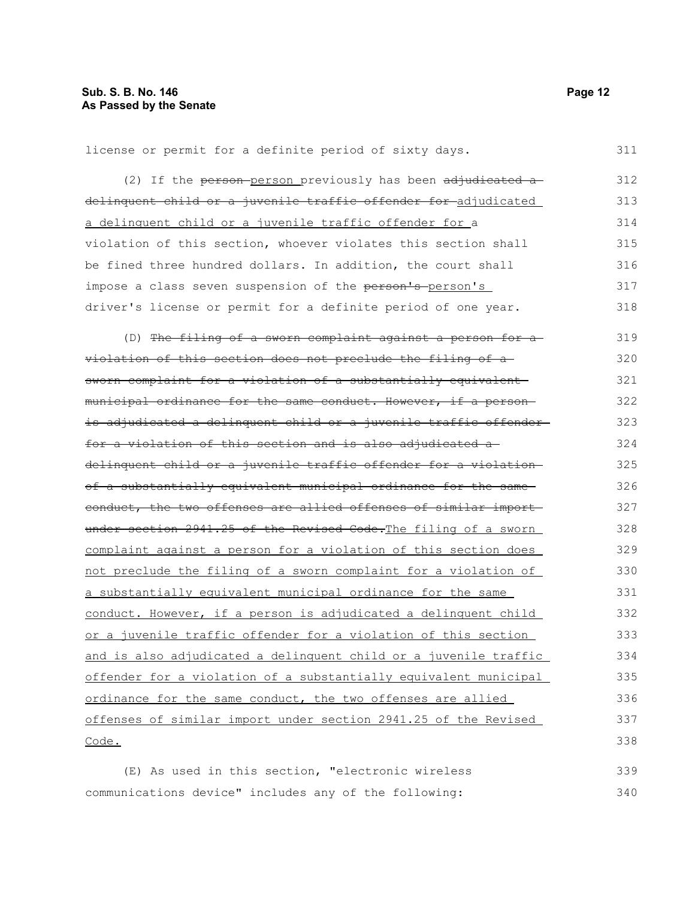license or permit for a definite period of sixty days.

(2) If the ~~person~~ person previously has been ~~adjudicated a delinquent child or a juvenile traffic offender for~~ adjudicated a delinquent child or a juvenile traffic offender for a violation of this section, whoever violates this section shall be fined three hundred dollars. In addition, the court shall impose a class seven suspension of the ~~person's~~ person's driver's license or permit for a definite period of one year.

(D) ~~The filing of a sworn complaint against a person for a violation of this section does not preclude the filing of a sworn complaint for a violation of a substantially equivalent municipal ordinance for the same conduct. However, if a person is adjudicated a delinquent child or a juvenile traffic offender for a violation of this section and is also adjudicated a delinquent child or a juvenile traffic offender for a violation of a substantially equivalent municipal ordinance for the same conduct, the two offenses are allied offenses of similar import under section 2941.25 of the Revised Code.~~ The filing of a sworn complaint against a person for a violation of this section does not preclude the filing of a sworn complaint for a violation of a substantially equivalent municipal ordinance for the same conduct. However, if a person is adjudicated a delinquent child or a juvenile traffic offender for a violation of this section and is also adjudicated a delinquent child or a juvenile traffic offender for a violation of a substantially equivalent municipal ordinance for the same conduct, the two offenses are allied offenses of similar import under section 2941.25 of the Revised Code.

(E) As used in this section, "electronic wireless communications device" includes any of the following: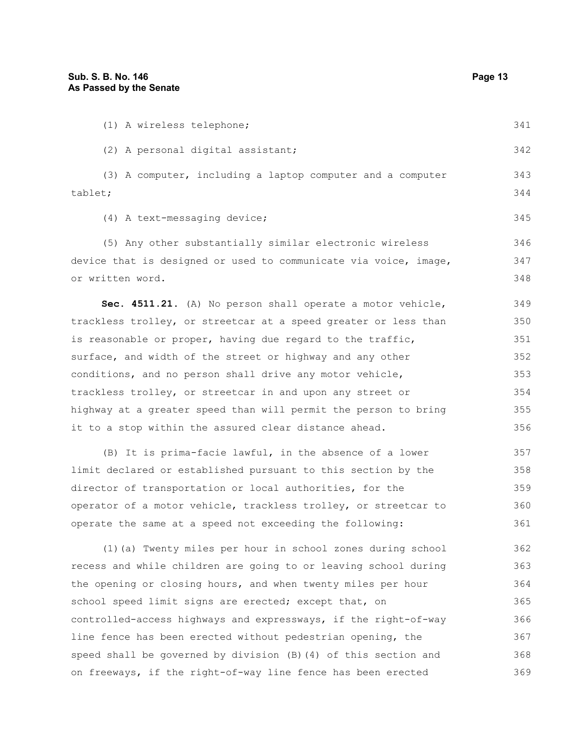(1) A wireless telephone;

(2) A personal digital assistant;

(3) A computer, including a laptop computer and a computer tablet;

(4) A text-messaging device;

(5) Any other substantially similar electronic wireless device that is designed or used to communicate via voice, image, or written word.

**Sec. 4511.21.** (A) No person shall operate a motor vehicle, trackless trolley, or streetcar at a speed greater or less than is reasonable or proper, having due regard to the traffic, surface, and width of the street or highway and any other conditions, and no person shall drive any motor vehicle, trackless trolley, or streetcar in and upon any street or highway at a greater speed than will permit the person to bring it to a stop within the assured clear distance ahead.

(B) It is prima-facie lawful, in the absence of a lower limit declared or established pursuant to this section by the director of transportation or local authorities, for the operator of a motor vehicle, trackless trolley, or streetcar to operate the same at a speed not exceeding the following:

(1)(a) Twenty miles per hour in school zones during school recess and while children are going to or leaving school during the opening or closing hours, and when twenty miles per hour school speed limit signs are erected; except that, on controlled-access highways and expressways, if the right-of-way line fence has been erected without pedestrian opening, the speed shall be governed by division (B)(4) of this section and on freeways, if the right-of-way line fence has been erected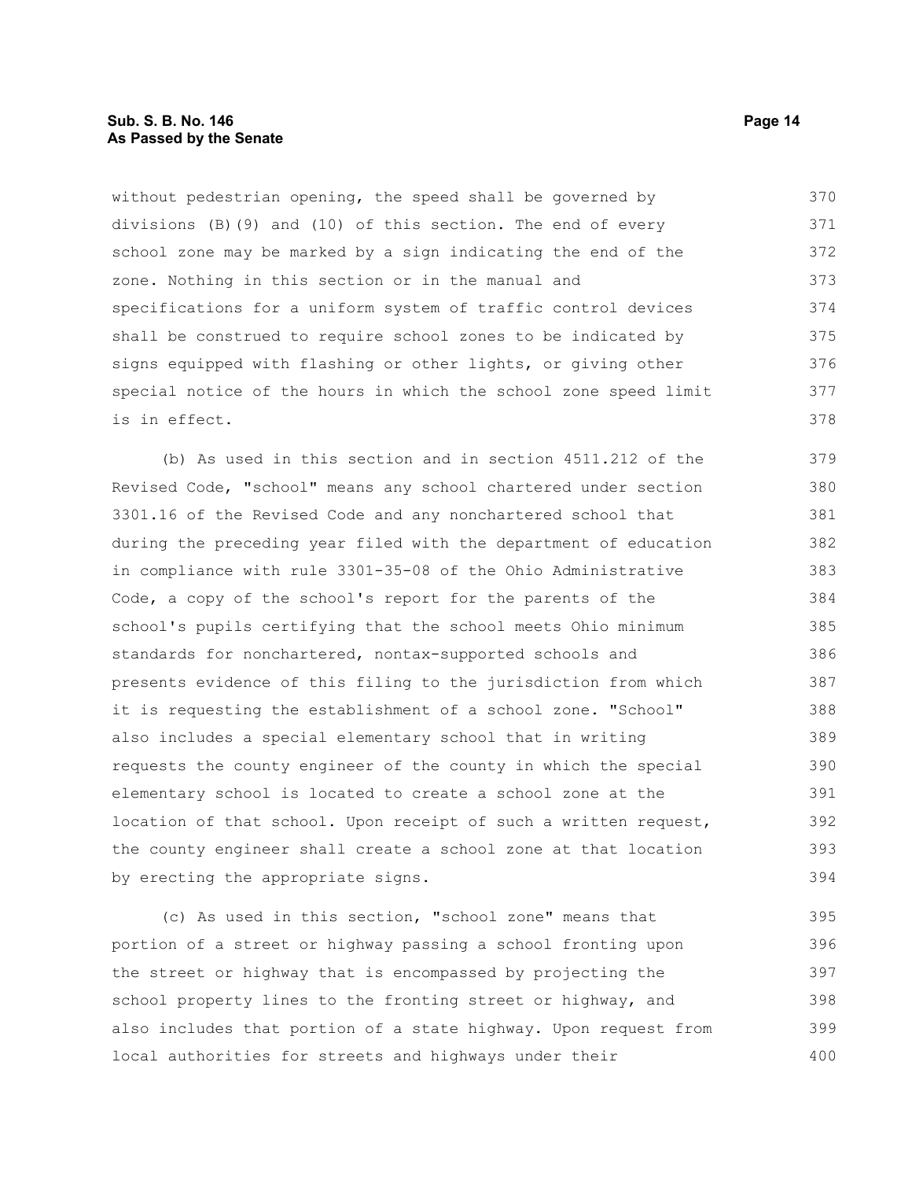without pedestrian opening, the speed shall be governed by divisions (B)(9) and (10) of this section. The end of every school zone may be marked by a sign indicating the end of the zone. Nothing in this section or in the manual and specifications for a uniform system of traffic control devices shall be construed to require school zones to be indicated by signs equipped with flashing or other lights, or giving other special notice of the hours in which the school zone speed limit is in effect.

(b) As used in this section and in section 4511.212 of the Revised Code, "school" means any school chartered under section 3301.16 of the Revised Code and any nonchartered school that during the preceding year filed with the department of education in compliance with rule 3301-35-08 of the Ohio Administrative Code, a copy of the school's report for the parents of the school's pupils certifying that the school meets Ohio minimum standards for nonchartered, nontax-supported schools and presents evidence of this filing to the jurisdiction from which it is requesting the establishment of a school zone. "School" also includes a special elementary school that in writing requests the county engineer of the county in which the special elementary school is located to create a school zone at the location of that school. Upon receipt of such a written request, the county engineer shall create a school zone at that location by erecting the appropriate signs.

(c) As used in this section, "school zone" means that portion of a street or highway passing a school fronting upon the street or highway that is encompassed by projecting the school property lines to the fronting street or highway, and also includes that portion of a state highway. Upon request from local authorities for streets and highways under their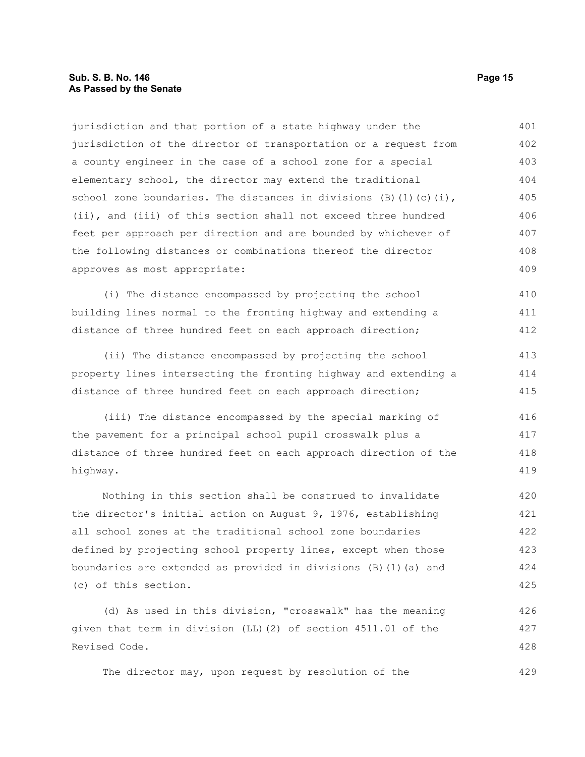jurisdiction and that portion of a state highway under the jurisdiction of the director of transportation or a request from a county engineer in the case of a school zone for a special elementary school, the director may extend the traditional school zone boundaries. The distances in divisions (B)(1)(c)(i), (ii), and (iii) of this section shall not exceed three hundred feet per approach per direction and are bounded by whichever of the following distances or combinations thereof the director approves as most appropriate:

(i) The distance encompassed by projecting the school building lines normal to the fronting highway and extending a distance of three hundred feet on each approach direction;

(ii) The distance encompassed by projecting the school property lines intersecting the fronting highway and extending a distance of three hundred feet on each approach direction;

(iii) The distance encompassed by the special marking of the pavement for a principal school pupil crosswalk plus a distance of three hundred feet on each approach direction of the highway.

Nothing in this section shall be construed to invalidate the director's initial action on August 9, 1976, establishing all school zones at the traditional school zone boundaries defined by projecting school property lines, except when those boundaries are extended as provided in divisions (B)(1)(a) and (c) of this section.

(d) As used in this division, "crosswalk" has the meaning given that term in division (LL)(2) of section 4511.01 of the Revised Code.

The director may, upon request by resolution of the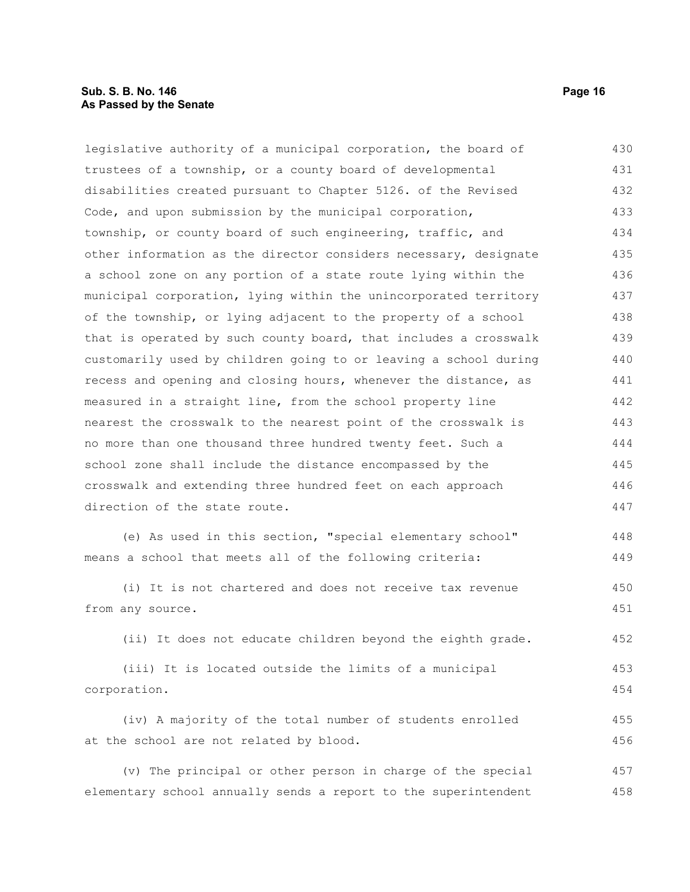legislative authority of a municipal corporation, the board of trustees of a township, or a county board of developmental disabilities created pursuant to Chapter 5126. of the Revised Code, and upon submission by the municipal corporation, township, or county board of such engineering, traffic, and other information as the director considers necessary, designate a school zone on any portion of a state route lying within the municipal corporation, lying within the unincorporated territory of the township, or lying adjacent to the property of a school that is operated by such county board, that includes a crosswalk customarily used by children going to or leaving a school during recess and opening and closing hours, whenever the distance, as measured in a straight line, from the school property line nearest the crosswalk to the nearest point of the crosswalk is no more than one thousand three hundred twenty feet. Such a school zone shall include the distance encompassed by the crosswalk and extending three hundred feet on each approach direction of the state route.

(e) As used in this section, "special elementary school" means a school that meets all of the following criteria:

(i) It is not chartered and does not receive tax revenue from any source.

(ii) It does not educate children beyond the eighth grade.

(iii) It is located outside the limits of a municipal corporation.

(iv) A majority of the total number of students enrolled at the school are not related by blood.

(v) The principal or other person in charge of the special elementary school annually sends a report to the superintendent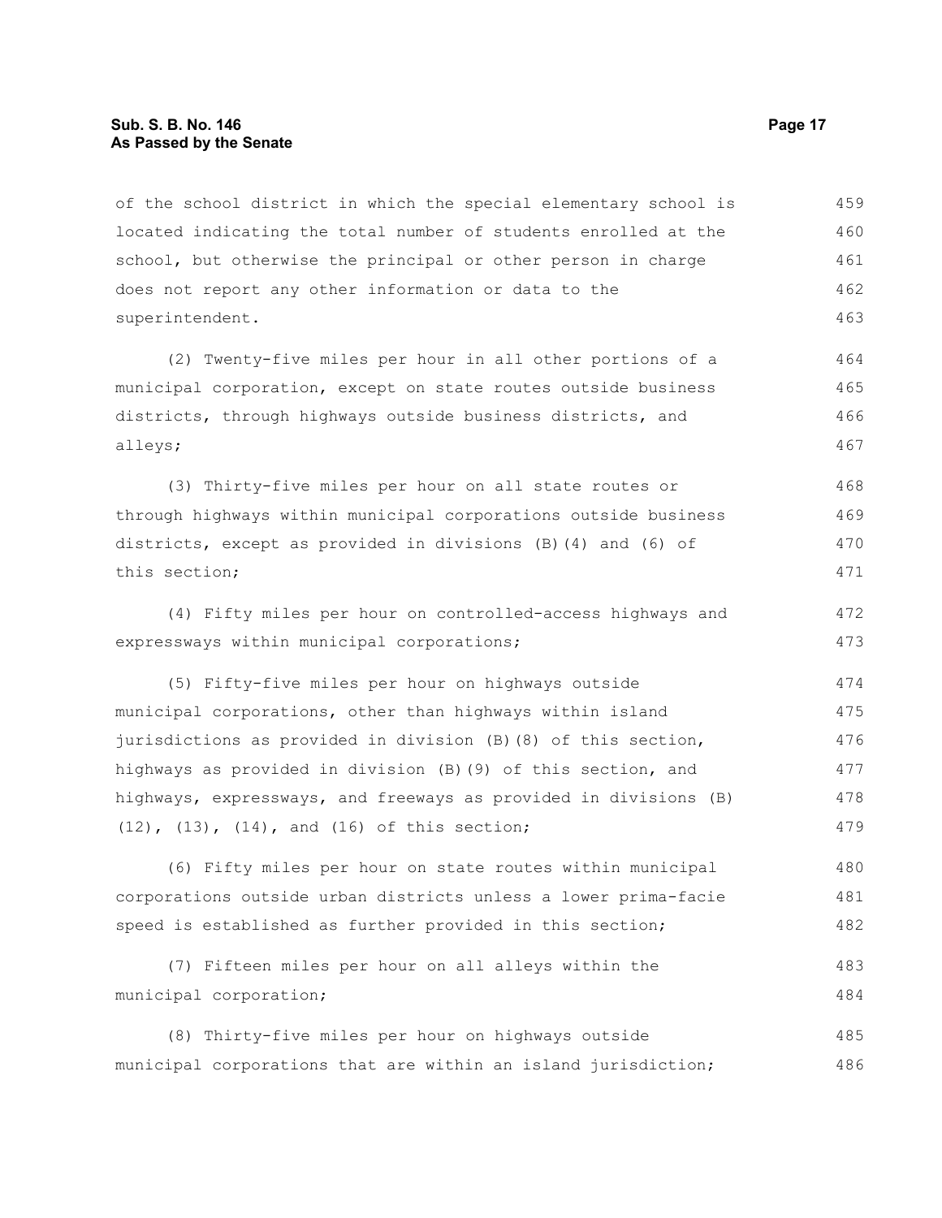of the school district in which the special elementary school is located indicating the total number of students enrolled at the school, but otherwise the principal or other person in charge does not report any other information or data to the superintendent.

(2) Twenty-five miles per hour in all other portions of a municipal corporation, except on state routes outside business districts, through highways outside business districts, and alleys;

(3) Thirty-five miles per hour on all state routes or through highways within municipal corporations outside business districts, except as provided in divisions (B)(4) and (6) of this section;

(4) Fifty miles per hour on controlled-access highways and expressways within municipal corporations;

(5) Fifty-five miles per hour on highways outside municipal corporations, other than highways within island jurisdictions as provided in division (B)(8) of this section, highways as provided in division (B)(9) of this section, and highways, expressways, and freeways as provided in divisions (B)(12), (13), (14), and (16) of this section;

(6) Fifty miles per hour on state routes within municipal corporations outside urban districts unless a lower prima-facie speed is established as further provided in this section;

(7) Fifteen miles per hour on all alleys within the municipal corporation;

(8) Thirty-five miles per hour on highways outside municipal corporations that are within an island jurisdiction;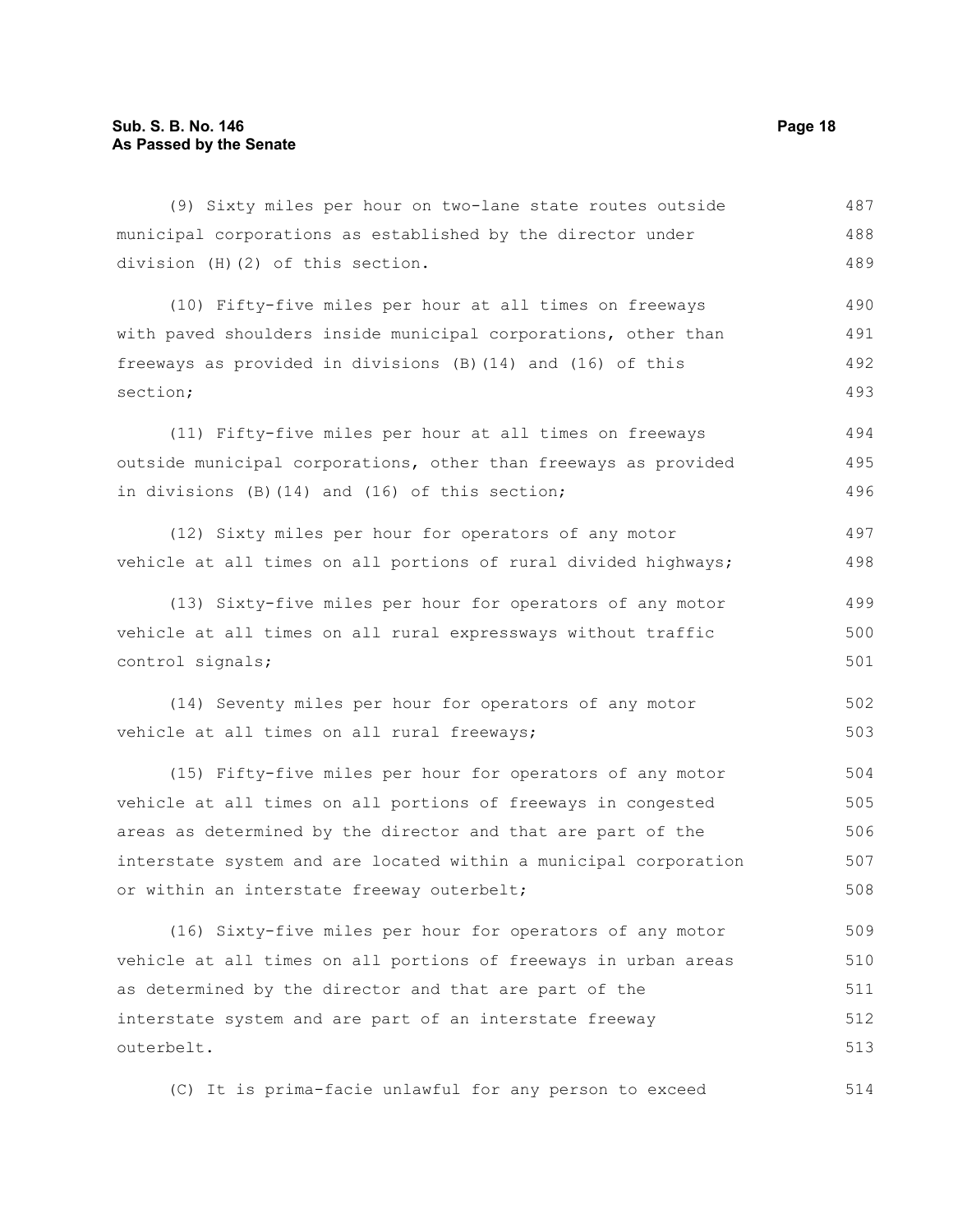(9) Sixty miles per hour on two-lane state routes outside municipal corporations as established by the director under division (H)(2) of this section.

(10) Fifty-five miles per hour at all times on freeways with paved shoulders inside municipal corporations, other than freeways as provided in divisions (B)(14) and (16) of this section;

(11) Fifty-five miles per hour at all times on freeways outside municipal corporations, other than freeways as provided in divisions (B)(14) and (16) of this section;

(12) Sixty miles per hour for operators of any motor vehicle at all times on all portions of rural divided highways;

(13) Sixty-five miles per hour for operators of any motor vehicle at all times on all rural expressways without traffic control signals;

(14) Seventy miles per hour for operators of any motor vehicle at all times on all rural freeways;

(15) Fifty-five miles per hour for operators of any motor vehicle at all times on all portions of freeways in congested areas as determined by the director and that are part of the interstate system and are located within a municipal corporation or within an interstate freeway outerbelt;

(16) Sixty-five miles per hour for operators of any motor vehicle at all times on all portions of freeways in urban areas as determined by the director and that are part of the interstate system and are part of an interstate freeway outerbelt.

(C) It is prima-facie unlawful for any person to exceed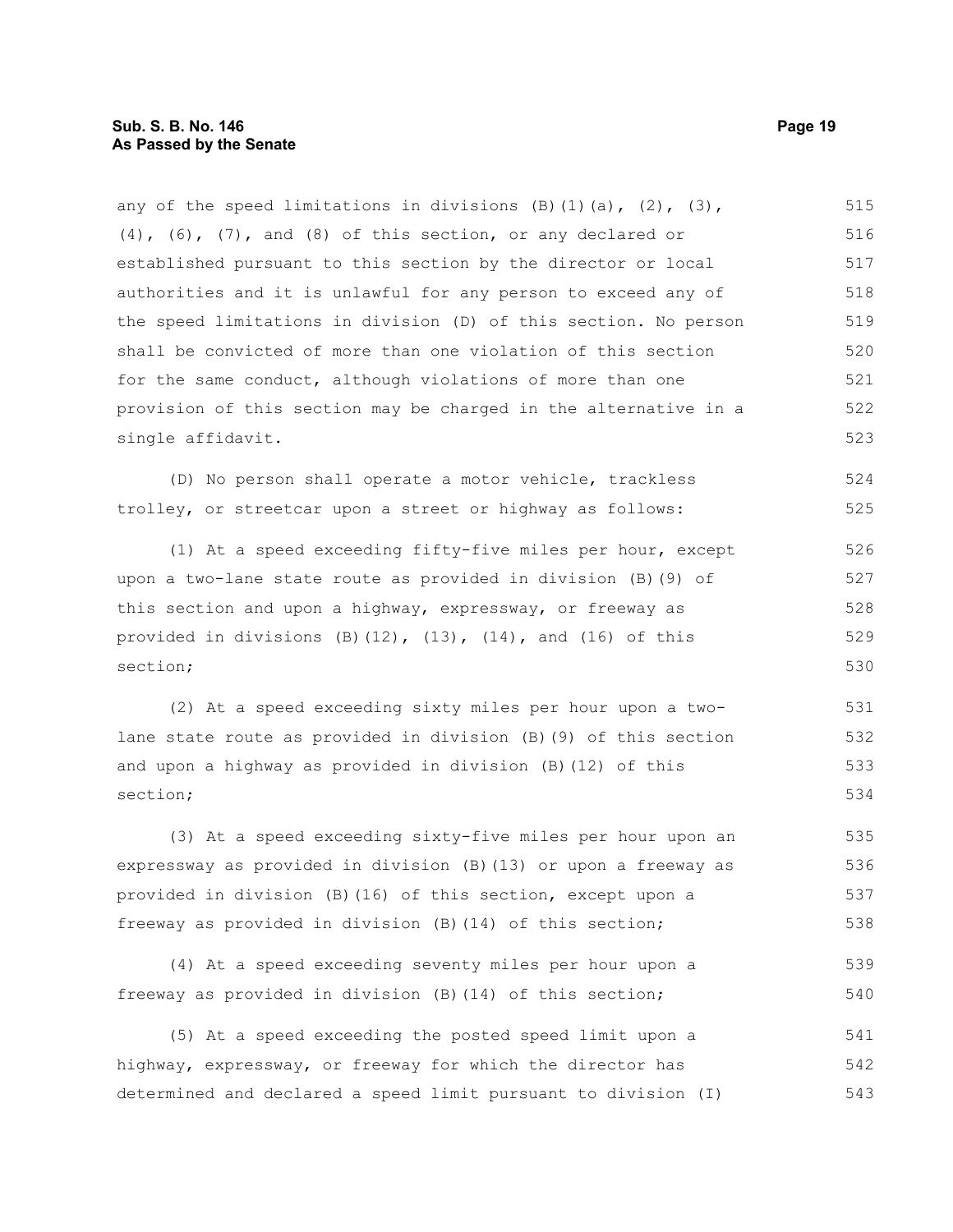any of the speed limitations in divisions (B)(1)(a), (2), (3), (4), (6), (7), and (8) of this section, or any declared or established pursuant to this section by the director or local authorities and it is unlawful for any person to exceed any of the speed limitations in division (D) of this section. No person shall be convicted of more than one violation of this section for the same conduct, although violations of more than one provision of this section may be charged in the alternative in a single affidavit.

(D) No person shall operate a motor vehicle, trackless trolley, or streetcar upon a street or highway as follows:

(1) At a speed exceeding fifty-five miles per hour, except upon a two-lane state route as provided in division (B)(9) of this section and upon a highway, expressway, or freeway as provided in divisions (B)(12), (13), (14), and (16) of this section;

(2) At a speed exceeding sixty miles per hour upon a two-lane state route as provided in division (B)(9) of this section and upon a highway as provided in division (B)(12) of this section;

(3) At a speed exceeding sixty-five miles per hour upon an expressway as provided in division (B)(13) or upon a freeway as provided in division (B)(16) of this section, except upon a freeway as provided in division (B)(14) of this section;

(4) At a speed exceeding seventy miles per hour upon a freeway as provided in division (B)(14) of this section;

(5) At a speed exceeding the posted speed limit upon a highway, expressway, or freeway for which the director has determined and declared a speed limit pursuant to division (I)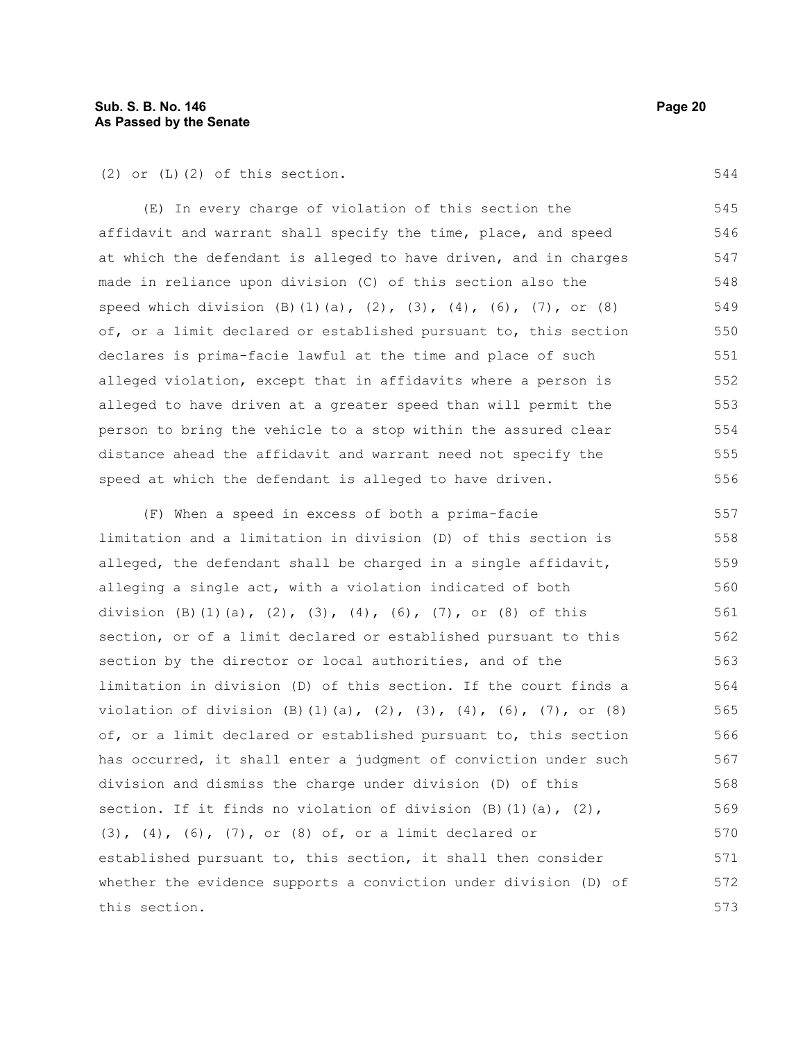(2) or (L)(2) of this section.

(E) In every charge of violation of this section the affidavit and warrant shall specify the time, place, and speed at which the defendant is alleged to have driven, and in charges made in reliance upon division (C) of this section also the speed which division (B)(1)(a), (2), (3), (4), (6), (7), or (8) of, or a limit declared or established pursuant to, this section declares is prima-facie lawful at the time and place of such alleged violation, except that in affidavits where a person is alleged to have driven at a greater speed than will permit the person to bring the vehicle to a stop within the assured clear distance ahead the affidavit and warrant need not specify the speed at which the defendant is alleged to have driven.

(F) When a speed in excess of both a prima-facie limitation and a limitation in division (D) of this section is alleged, the defendant shall be charged in a single affidavit, alleging a single act, with a violation indicated of both division (B)(1)(a), (2), (3), (4), (6), (7), or (8) of this section, or of a limit declared or established pursuant to this section by the director or local authorities, and of the limitation in division (D) of this section. If the court finds a violation of division (B)(1)(a), (2), (3), (4), (6), (7), or (8) of, or a limit declared or established pursuant to, this section has occurred, it shall enter a judgment of conviction under such division and dismiss the charge under division (D) of this section. If it finds no violation of division (B)(1)(a), (2), (3), (4), (6), (7), or (8) of, or a limit declared or established pursuant to, this section, it shall then consider whether the evidence supports a conviction under division (D) of this section.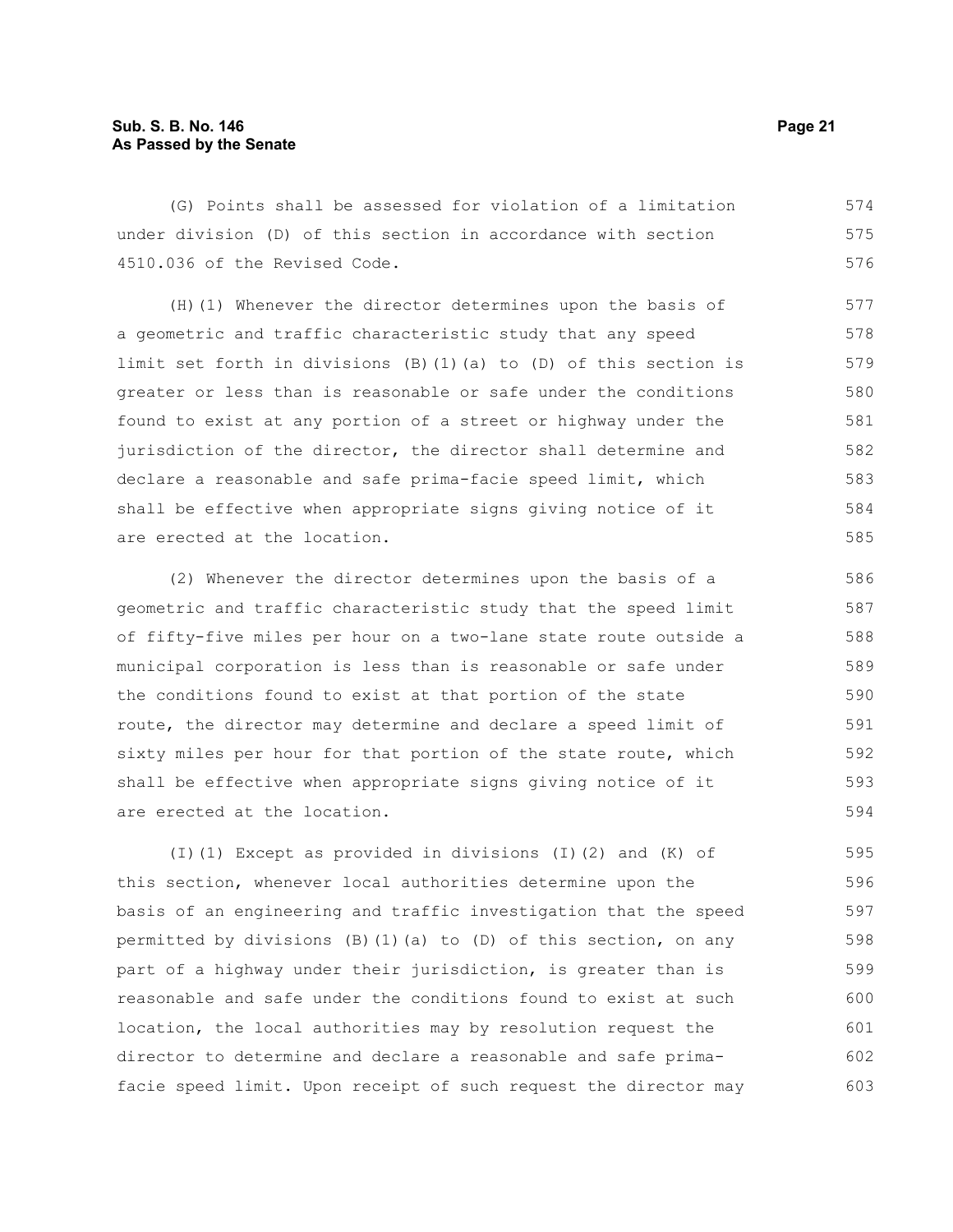(G) Points shall be assessed for violation of a limitation under division (D) of this section in accordance with section 4510.036 of the Revised Code.

(H)(1) Whenever the director determines upon the basis of a geometric and traffic characteristic study that any speed limit set forth in divisions (B)(1)(a) to (D) of this section is greater or less than is reasonable or safe under the conditions found to exist at any portion of a street or highway under the jurisdiction of the director, the director shall determine and declare a reasonable and safe prima-facie speed limit, which shall be effective when appropriate signs giving notice of it are erected at the location.

(2) Whenever the director determines upon the basis of a geometric and traffic characteristic study that the speed limit of fifty-five miles per hour on a two-lane state route outside a municipal corporation is less than is reasonable or safe under the conditions found to exist at that portion of the state route, the director may determine and declare a speed limit of sixty miles per hour for that portion of the state route, which shall be effective when appropriate signs giving notice of it are erected at the location.

(I)(1) Except as provided in divisions (I)(2) and (K) of this section, whenever local authorities determine upon the basis of an engineering and traffic investigation that the speed permitted by divisions (B)(1)(a) to (D) of this section, on any part of a highway under their jurisdiction, is greater than is reasonable and safe under the conditions found to exist at such location, the local authorities may by resolution request the director to determine and declare a reasonable and safe prima-facie speed limit. Upon receipt of such request the director may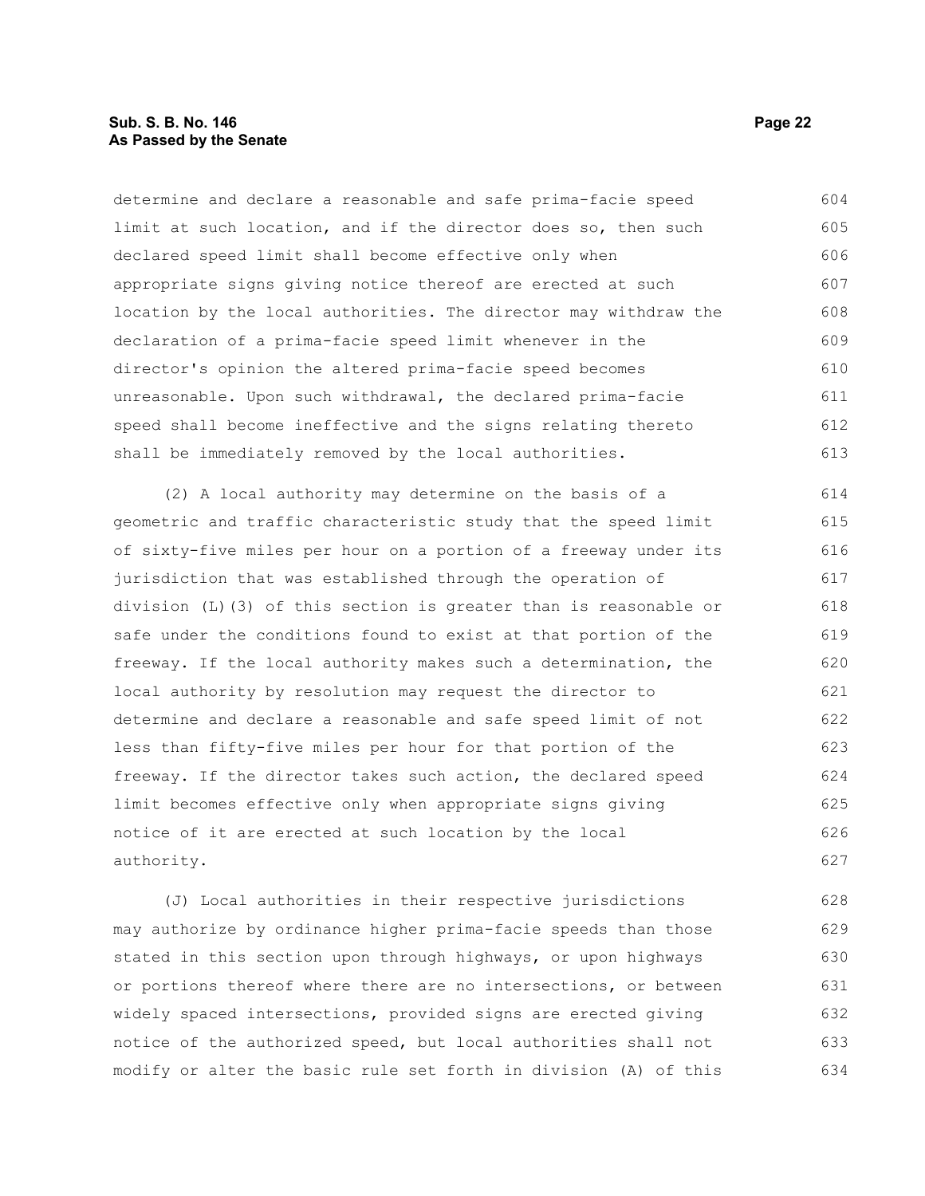determine and declare a reasonable and safe prima-facie speed limit at such location, and if the director does so, then such declared speed limit shall become effective only when appropriate signs giving notice thereof are erected at such location by the local authorities. The director may withdraw the declaration of a prima-facie speed limit whenever in the director's opinion the altered prima-facie speed becomes unreasonable. Upon such withdrawal, the declared prima-facie speed shall become ineffective and the signs relating thereto shall be immediately removed by the local authorities.

(2) A local authority may determine on the basis of a geometric and traffic characteristic study that the speed limit of sixty-five miles per hour on a portion of a freeway under its jurisdiction that was established through the operation of division (L)(3) of this section is greater than is reasonable or safe under the conditions found to exist at that portion of the freeway. If the local authority makes such a determination, the local authority by resolution may request the director to determine and declare a reasonable and safe speed limit of not less than fifty-five miles per hour for that portion of the freeway. If the director takes such action, the declared speed limit becomes effective only when appropriate signs giving notice of it are erected at such location by the local authority.

(J) Local authorities in their respective jurisdictions may authorize by ordinance higher prima-facie speeds than those stated in this section upon through highways, or upon highways or portions thereof where there are no intersections, or between widely spaced intersections, provided signs are erected giving notice of the authorized speed, but local authorities shall not modify or alter the basic rule set forth in division (A) of this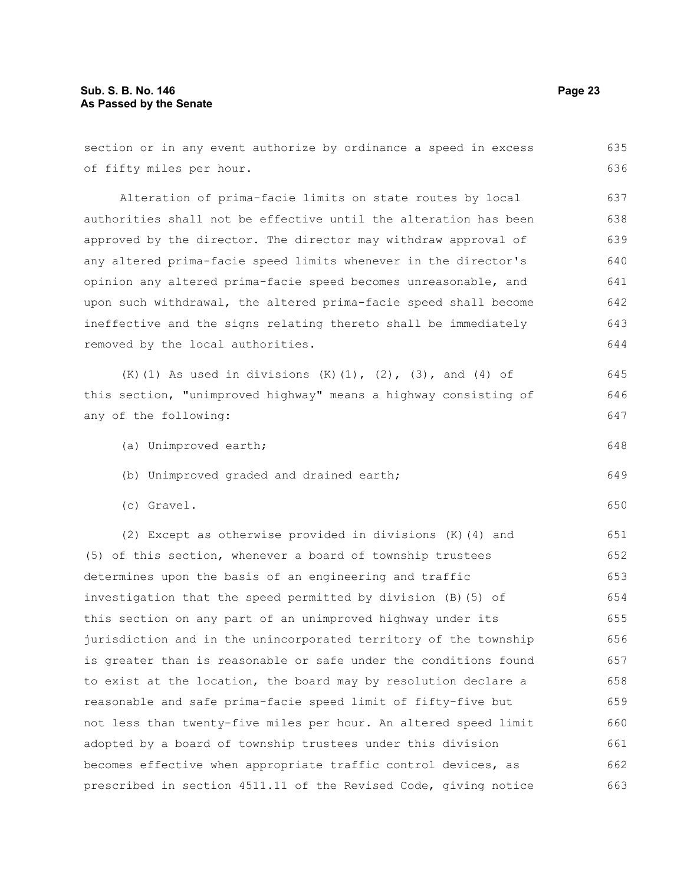section or in any event authorize by ordinance a speed in excess of fifty miles per hour.

Alteration of prima-facie limits on state routes by local authorities shall not be effective until the alteration has been approved by the director. The director may withdraw approval of any altered prima-facie speed limits whenever in the director's opinion any altered prima-facie speed becomes unreasonable, and upon such withdrawal, the altered prima-facie speed shall become ineffective and the signs relating thereto shall be immediately removed by the local authorities.

(K)(1) As used in divisions (K)(1), (2), (3), and (4) of this section, "unimproved highway" means a highway consisting of any of the following:

(a) Unimproved earth;

(b) Unimproved graded and drained earth;

(c) Gravel.

(2) Except as otherwise provided in divisions (K)(4) and (5) of this section, whenever a board of township trustees determines upon the basis of an engineering and traffic investigation that the speed permitted by division (B)(5) of this section on any part of an unimproved highway under its jurisdiction and in the unincorporated territory of the township is greater than is reasonable or safe under the conditions found to exist at the location, the board may by resolution declare a reasonable and safe prima-facie speed limit of fifty-five but not less than twenty-five miles per hour. An altered speed limit adopted by a board of township trustees under this division becomes effective when appropriate traffic control devices, as prescribed in section 4511.11 of the Revised Code, giving notice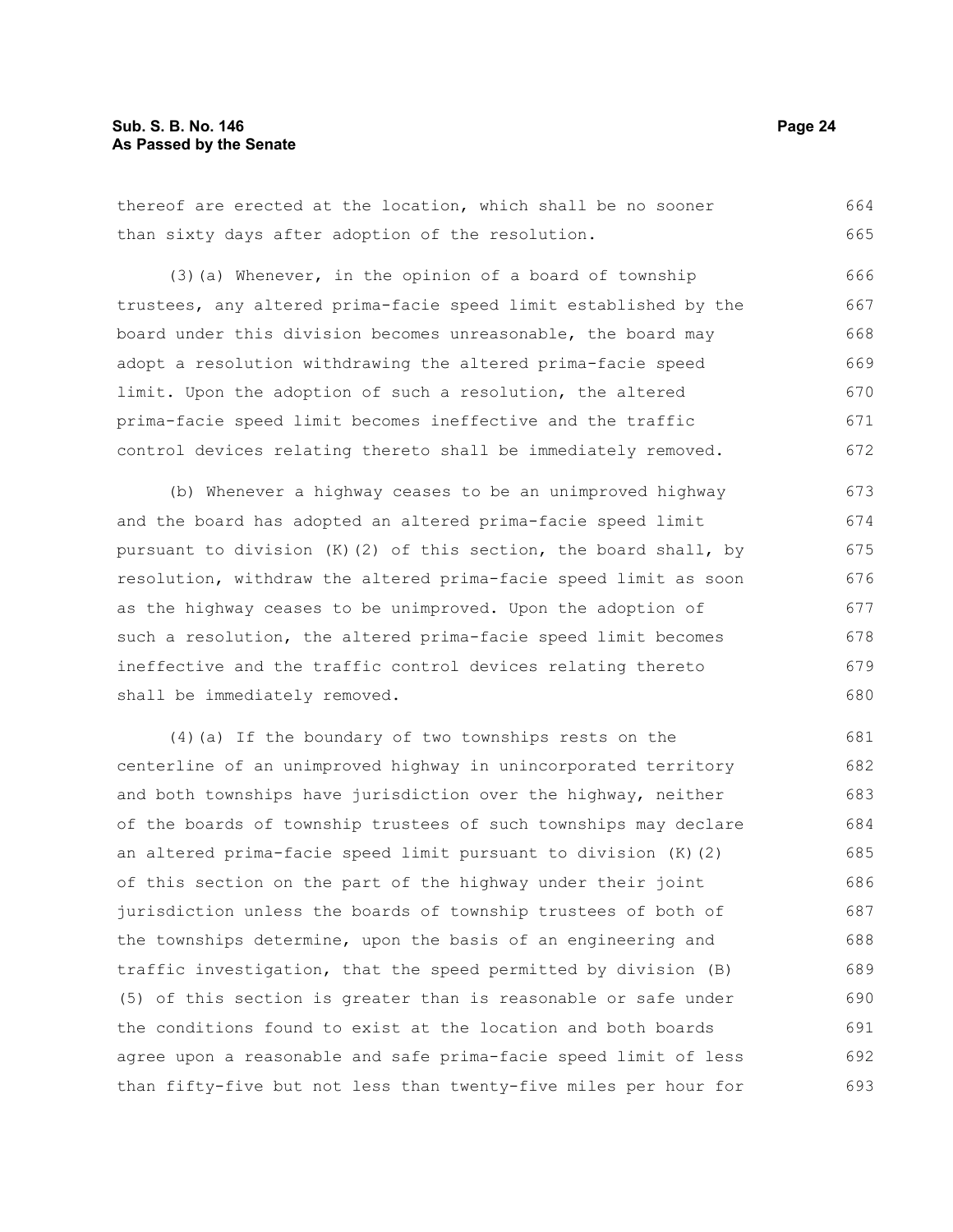thereof are erected at the location, which shall be no sooner than sixty days after adoption of the resolution.

(3)(a) Whenever, in the opinion of a board of township trustees, any altered prima-facie speed limit established by the board under this division becomes unreasonable, the board may adopt a resolution withdrawing the altered prima-facie speed limit. Upon the adoption of such a resolution, the altered prima-facie speed limit becomes ineffective and the traffic control devices relating thereto shall be immediately removed.

(b) Whenever a highway ceases to be an unimproved highway and the board has adopted an altered prima-facie speed limit pursuant to division (K)(2) of this section, the board shall, by resolution, withdraw the altered prima-facie speed limit as soon as the highway ceases to be unimproved. Upon the adoption of such a resolution, the altered prima-facie speed limit becomes ineffective and the traffic control devices relating thereto shall be immediately removed.

(4)(a) If the boundary of two townships rests on the centerline of an unimproved highway in unincorporated territory and both townships have jurisdiction over the highway, neither of the boards of township trustees of such townships may declare an altered prima-facie speed limit pursuant to division (K)(2) of this section on the part of the highway under their joint jurisdiction unless the boards of township trustees of both of the townships determine, upon the basis of an engineering and traffic investigation, that the speed permitted by division (B)(5) of this section is greater than is reasonable or safe under the conditions found to exist at the location and both boards agree upon a reasonable and safe prima-facie speed limit of less than fifty-five but not less than twenty-five miles per hour for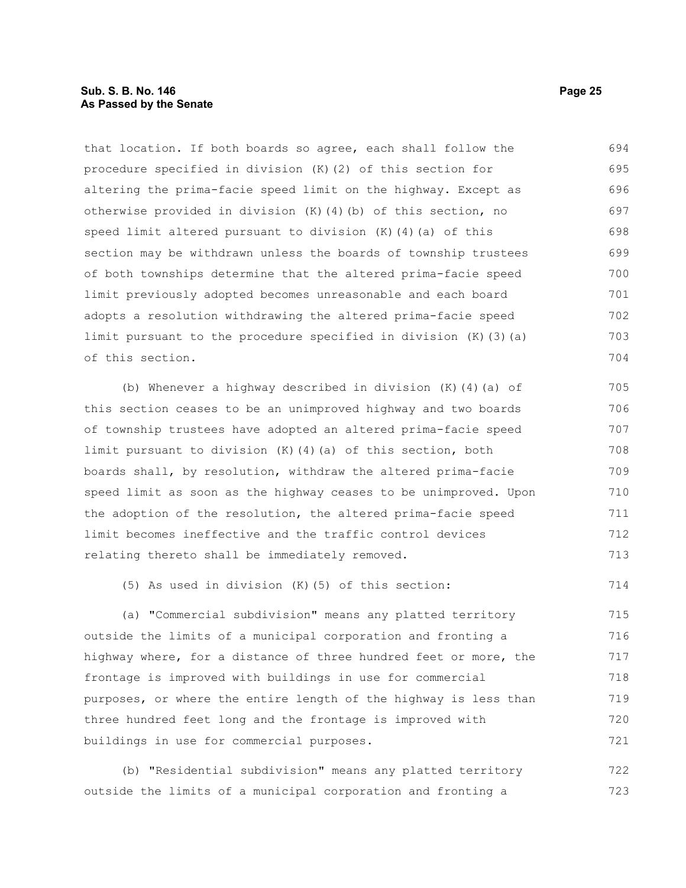that location. If both boards so agree, each shall follow the procedure specified in division (K)(2) of this section for altering the prima-facie speed limit on the highway. Except as otherwise provided in division (K)(4)(b) of this section, no speed limit altered pursuant to division (K)(4)(a) of this section may be withdrawn unless the boards of township trustees of both townships determine that the altered prima-facie speed limit previously adopted becomes unreasonable and each board adopts a resolution withdrawing the altered prima-facie speed limit pursuant to the procedure specified in division (K)(3)(a) of this section.

(b) Whenever a highway described in division (K)(4)(a) of this section ceases to be an unimproved highway and two boards of township trustees have adopted an altered prima-facie speed limit pursuant to division (K)(4)(a) of this section, both boards shall, by resolution, withdraw the altered prima-facie speed limit as soon as the highway ceases to be unimproved. Upon the adoption of the resolution, the altered prima-facie speed limit becomes ineffective and the traffic control devices relating thereto shall be immediately removed.

(5) As used in division (K)(5) of this section:

(a) "Commercial subdivision" means any platted territory outside the limits of a municipal corporation and fronting a highway where, for a distance of three hundred feet or more, the frontage is improved with buildings in use for commercial purposes, or where the entire length of the highway is less than three hundred feet long and the frontage is improved with buildings in use for commercial purposes.

(b) "Residential subdivision" means any platted territory outside the limits of a municipal corporation and fronting a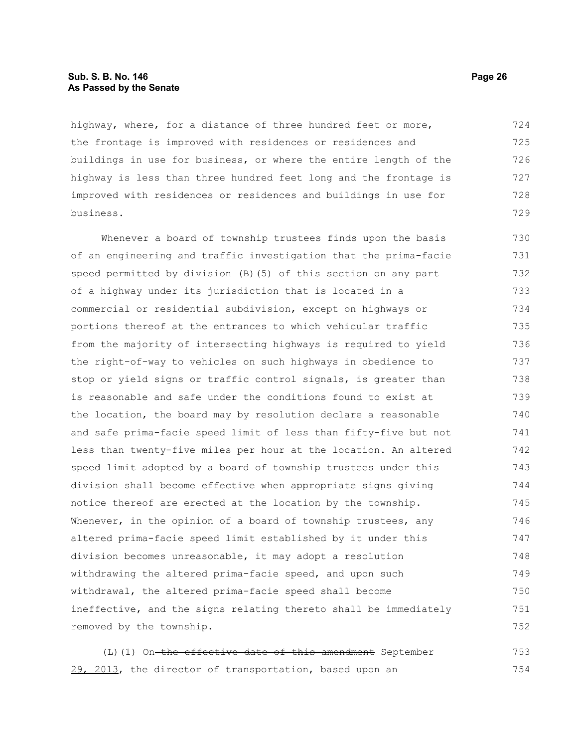highway, where, for a distance of three hundred feet or more, the frontage is improved with residences or residences and buildings in use for business, or where the entire length of the highway is less than three hundred feet long and the frontage is improved with residences or residences and buildings in use for business.

Whenever a board of township trustees finds upon the basis of an engineering and traffic investigation that the prima-facie speed permitted by division (B)(5) of this section on any part of a highway under its jurisdiction that is located in a commercial or residential subdivision, except on highways or portions thereof at the entrances to which vehicular traffic from the majority of intersecting highways is required to yield the right-of-way to vehicles on such highways in obedience to stop or yield signs or traffic control signals, is greater than is reasonable and safe under the conditions found to exist at the location, the board may by resolution declare a reasonable and safe prima-facie speed limit of less than fifty-five but not less than twenty-five miles per hour at the location. An altered speed limit adopted by a board of township trustees under this division shall become effective when appropriate signs giving notice thereof are erected at the location by the township. Whenever, in the opinion of a board of township trustees, any altered prima-facie speed limit established by it under this division becomes unreasonable, it may adopt a resolution withdrawing the altered prima-facie speed, and upon such withdrawal, the altered prima-facie speed shall become ineffective, and the signs relating thereto shall be immediately removed by the township.

(L)(1) On ~~the effective date of this amendment~~ September 29, 2013, the director of transportation, based upon an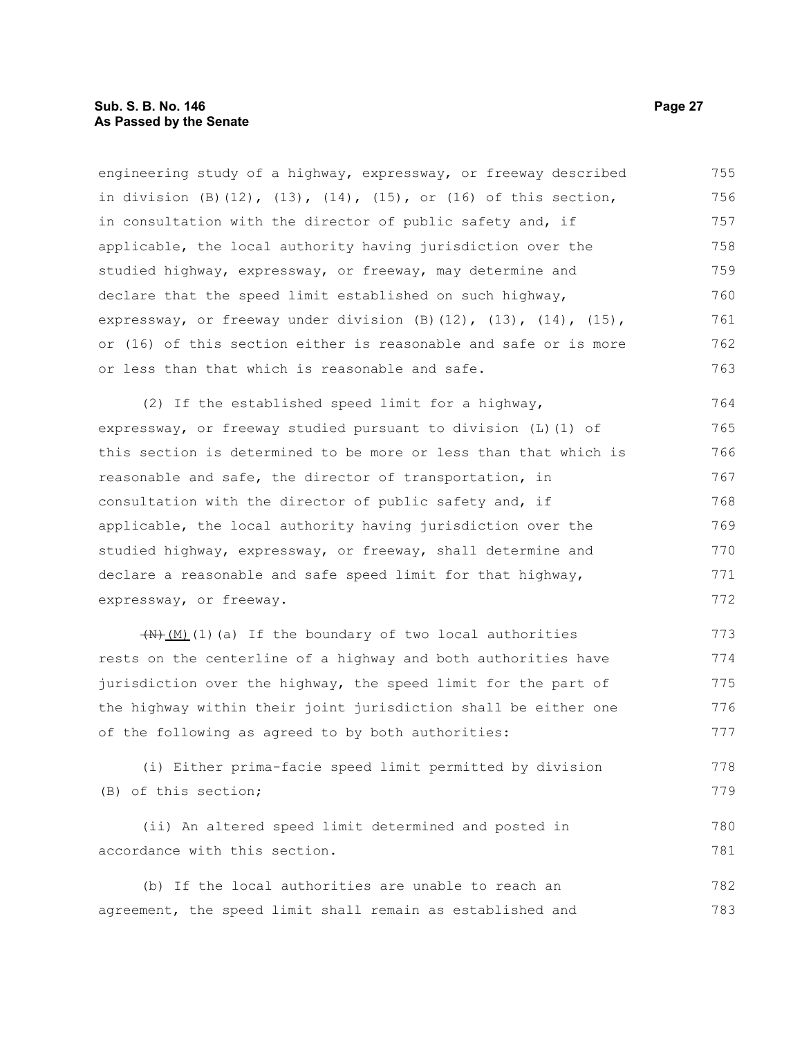engineering study of a highway, expressway, or freeway described in division (B)(12), (13), (14), (15), or (16) of this section, in consultation with the director of public safety and, if applicable, the local authority having jurisdiction over the studied highway, expressway, or freeway, may determine and declare that the speed limit established on such highway, expressway, or freeway under division (B)(12), (13), (14), (15), or (16) of this section either is reasonable and safe or is more or less than that which is reasonable and safe.

(2) If the established speed limit for a highway, expressway, or freeway studied pursuant to division (L)(1) of this section is determined to be more or less than that which is reasonable and safe, the director of transportation, in consultation with the director of public safety and, if applicable, the local authority having jurisdiction over the studied highway, expressway, or freeway, shall determine and declare a reasonable and safe speed limit for that highway, expressway, or freeway.

~~(N)~~ (M)(1)(a) If the boundary of two local authorities rests on the centerline of a highway and both authorities have jurisdiction over the highway, the speed limit for the part of the highway within their joint jurisdiction shall be either one of the following as agreed to by both authorities:

(i) Either prima-facie speed limit permitted by division (B) of this section;

(ii) An altered speed limit determined and posted in accordance with this section.

(b) If the local authorities are unable to reach an agreement, the speed limit shall remain as established and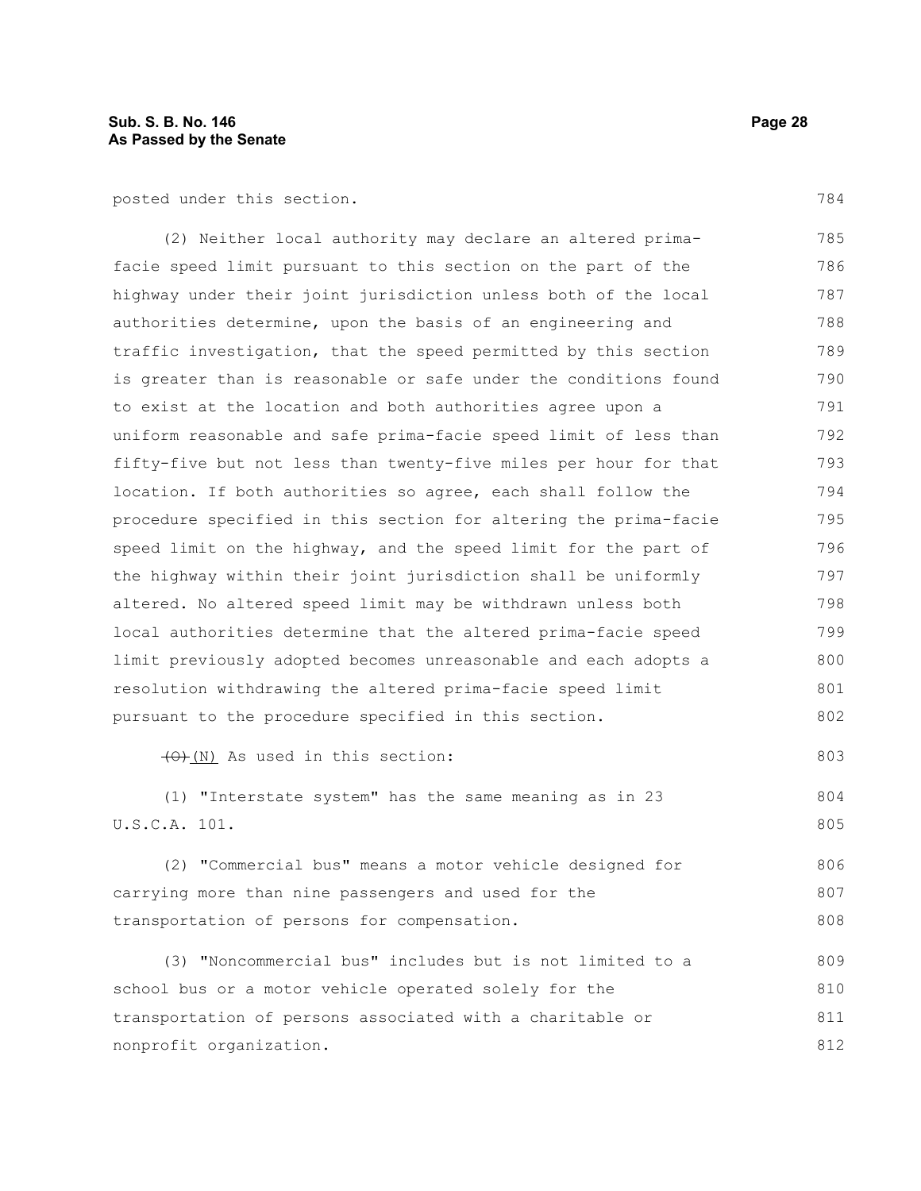posted under this section.

(2) Neither local authority may declare an altered prima-facie speed limit pursuant to this section on the part of the highway under their joint jurisdiction unless both of the local authorities determine, upon the basis of an engineering and traffic investigation, that the speed permitted by this section is greater than is reasonable or safe under the conditions found to exist at the location and both authorities agree upon a uniform reasonable and safe prima-facie speed limit of less than fifty-five but not less than twenty-five miles per hour for that location. If both authorities so agree, each shall follow the procedure specified in this section for altering the prima-facie speed limit on the highway, and the speed limit for the part of the highway within their joint jurisdiction shall be uniformly altered. No altered speed limit may be withdrawn unless both local authorities determine that the altered prima-facie speed limit previously adopted becomes unreasonable and each adopts a resolution withdrawing the altered prima-facie speed limit pursuant to the procedure specified in this section.

~~(O)~~(N) As used in this section:

(1) "Interstate system" has the same meaning as in 23 U.S.C.A. 101.

(2) "Commercial bus" means a motor vehicle designed for carrying more than nine passengers and used for the transportation of persons for compensation.

(3) "Noncommercial bus" includes but is not limited to a school bus or a motor vehicle operated solely for the transportation of persons associated with a charitable or nonprofit organization.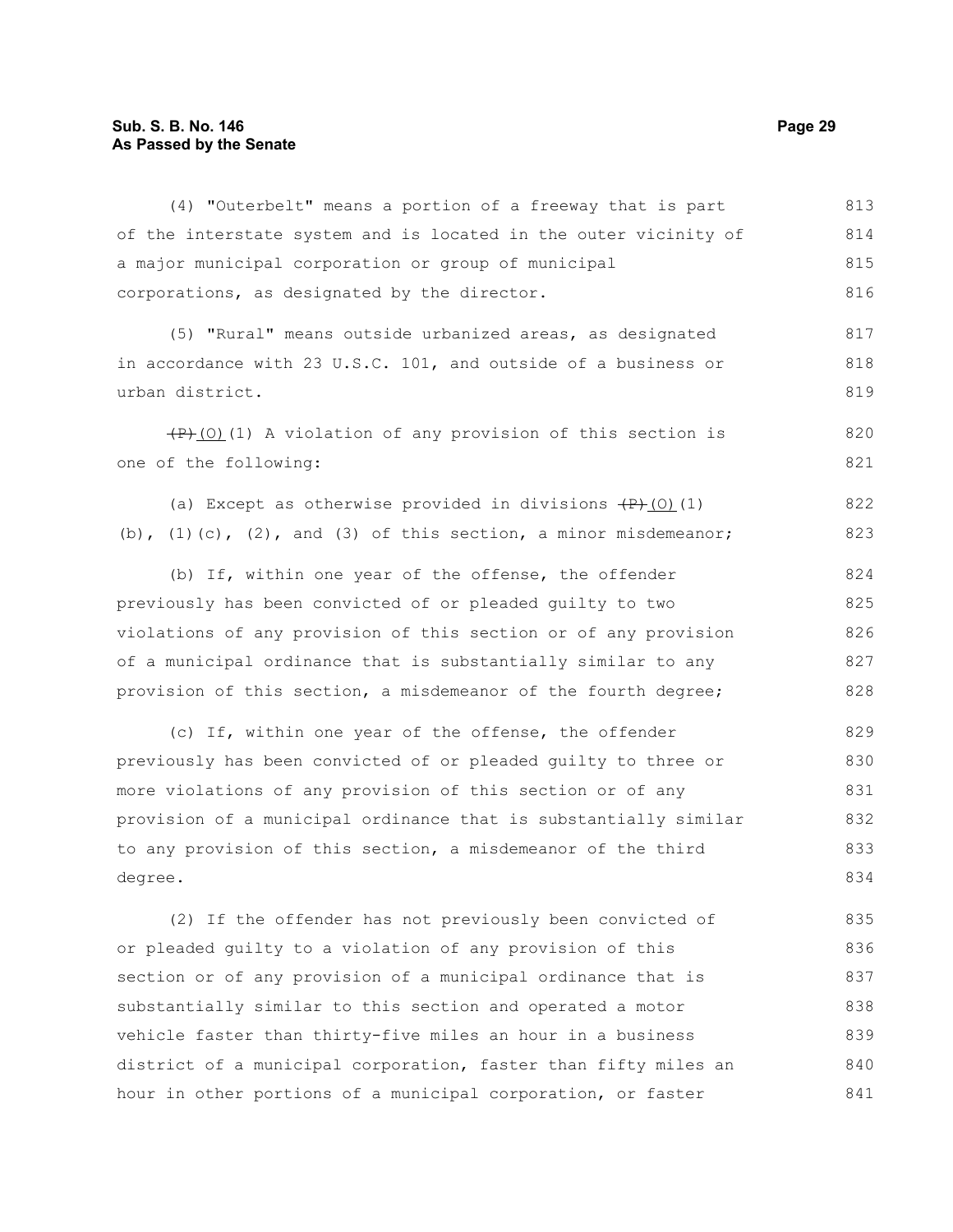(4) "Outerbelt" means a portion of a freeway that is part of the interstate system and is located in the outer vicinity of a major municipal corporation or group of municipal corporations, as designated by the director.

(5) "Rural" means outside urbanized areas, as designated in accordance with 23 U.S.C. 101, and outside of a business or urban district.

~~(P)~~ (O)(1) A violation of any provision of this section is one of the following:

(a) Except as otherwise provided in divisions ~~(P)~~ (O)(1)(b), (1)(c), (2), and (3) of this section, a minor misdemeanor;

(b) If, within one year of the offense, the offender previously has been convicted of or pleaded guilty to two violations of any provision of this section or of any provision of a municipal ordinance that is substantially similar to any provision of this section, a misdemeanor of the fourth degree;

(c) If, within one year of the offense, the offender previously has been convicted of or pleaded guilty to three or more violations of any provision of this section or of any provision of a municipal ordinance that is substantially similar to any provision of this section, a misdemeanor of the third degree.

(2) If the offender has not previously been convicted of or pleaded guilty to a violation of any provision of this section or of any provision of a municipal ordinance that is substantially similar to this section and operated a motor vehicle faster than thirty-five miles an hour in a business district of a municipal corporation, faster than fifty miles an hour in other portions of a municipal corporation, or faster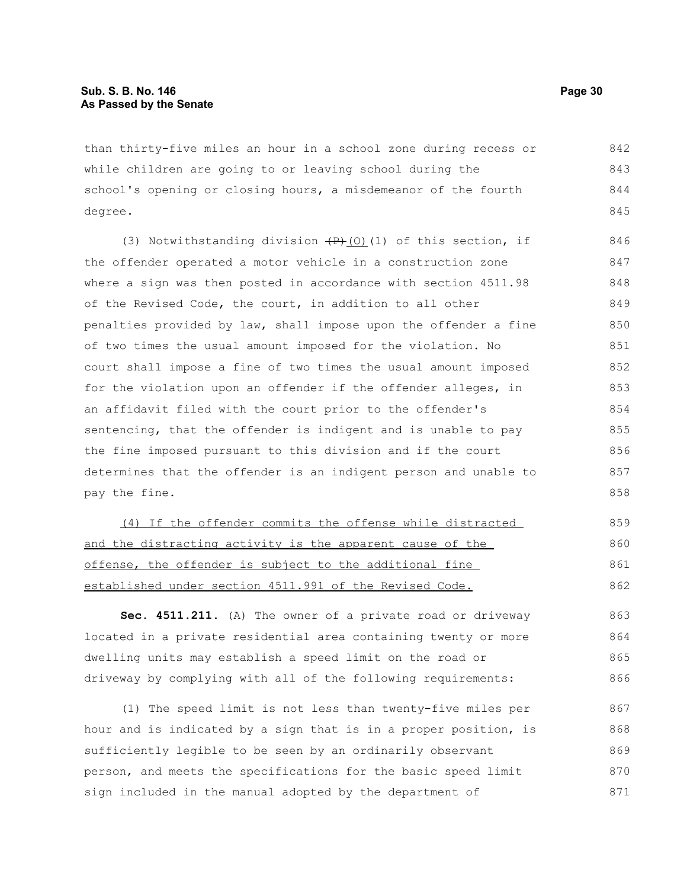than thirty-five miles an hour in a school zone during recess or while children are going to or leaving school during the school's opening or closing hours, a misdemeanor of the fourth degree.

(3) Notwithstanding division ~~(P)~~(O)(1) of this section, if the offender operated a motor vehicle in a construction zone where a sign was then posted in accordance with section 4511.98 of the Revised Code, the court, in addition to all other penalties provided by law, shall impose upon the offender a fine of two times the usual amount imposed for the violation. No court shall impose a fine of two times the usual amount imposed for the violation upon an offender if the offender alleges, in an affidavit filed with the court prior to the offender's sentencing, that the offender is indigent and is unable to pay the fine imposed pursuant to this division and if the court determines that the offender is an indigent person and unable to pay the fine.

<u>(4) If the offender commits the offense while distracted and the distracting activity is the apparent cause of the offense, the offender is subject to the additional fine established under section 4511.991 of the Revised Code.</u>

**Sec. 4511.211.** (A) The owner of a private road or driveway located in a private residential area containing twenty or more dwelling units may establish a speed limit on the road or driveway by complying with all of the following requirements:

(1) The speed limit is not less than twenty-five miles per hour and is indicated by a sign that is in a proper position, is sufficiently legible to be seen by an ordinarily observant person, and meets the specifications for the basic speed limit sign included in the manual adopted by the department of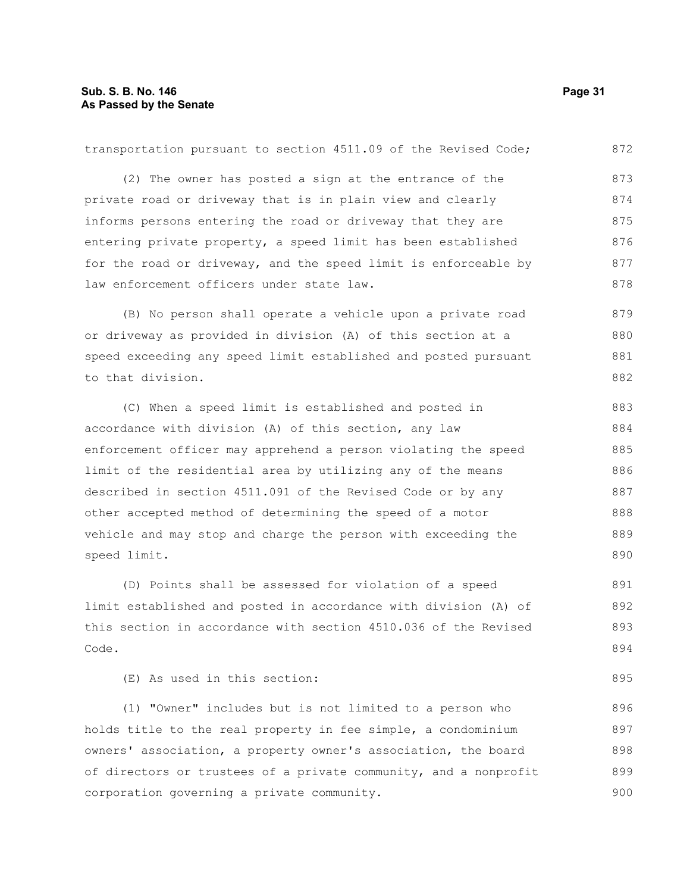transportation pursuant to section 4511.09 of the Revised Code;

(2) The owner has posted a sign at the entrance of the private road or driveway that is in plain view and clearly informs persons entering the road or driveway that they are entering private property, a speed limit has been established for the road or driveway, and the speed limit is enforceable by law enforcement officers under state law.

(B) No person shall operate a vehicle upon a private road or driveway as provided in division (A) of this section at a speed exceeding any speed limit established and posted pursuant to that division.

(C) When a speed limit is established and posted in accordance with division (A) of this section, any law enforcement officer may apprehend a person violating the speed limit of the residential area by utilizing any of the means described in section 4511.091 of the Revised Code or by any other accepted method of determining the speed of a motor vehicle and may stop and charge the person with exceeding the speed limit.

(D) Points shall be assessed for violation of a speed limit established and posted in accordance with division (A) of this section in accordance with section 4510.036 of the Revised Code.

(E) As used in this section:

(1) "Owner" includes but is not limited to a person who holds title to the real property in fee simple, a condominium owners' association, a property owner's association, the board of directors or trustees of a private community, and a nonprofit corporation governing a private community.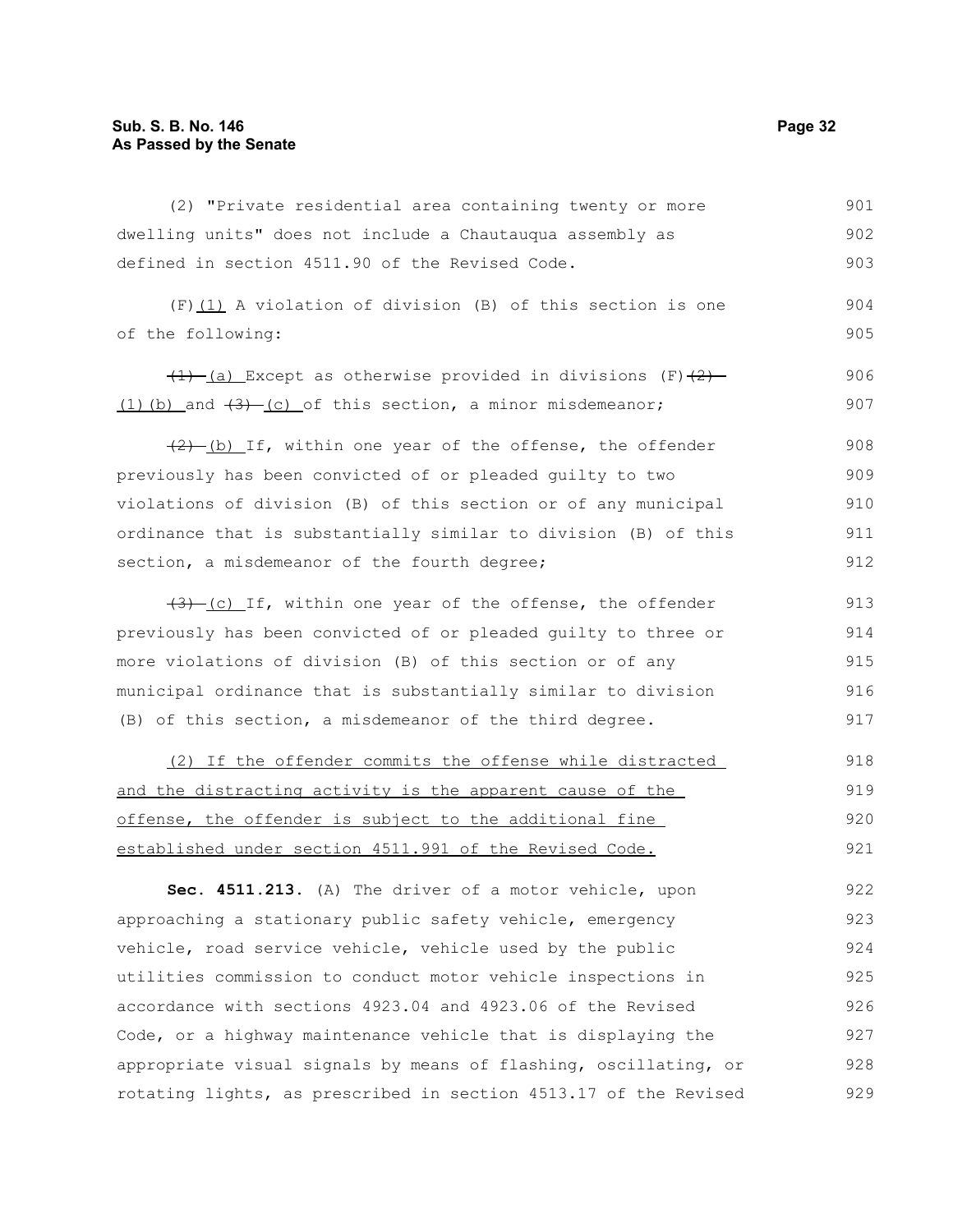(2) "Private residential area containing twenty or more dwelling units" does not include a Chautauqua assembly as defined in section 4511.90 of the Revised Code.

(F)(1) A violation of division (B) of this section is one of the following:

~~(1)~~ (a) Except as otherwise provided in divisions (F)~~(2)~~ (1)(b) and ~~(3)~~ (c) of this section, a minor misdemeanor;

~~(2)~~ (b) If, within one year of the offense, the offender previously has been convicted of or pleaded guilty to two violations of division (B) of this section or of any municipal ordinance that is substantially similar to division (B) of this section, a misdemeanor of the fourth degree;

~~(3)~~ (c) If, within one year of the offense, the offender previously has been convicted of or pleaded guilty to three or more violations of division (B) of this section or of any municipal ordinance that is substantially similar to division (B) of this section, a misdemeanor of the third degree.

(2) If the offender commits the offense while distracted and the distracting activity is the apparent cause of the offense, the offender is subject to the additional fine established under section 4511.991 of the Revised Code.

**Sec. 4511.213.** (A) The driver of a motor vehicle, upon approaching a stationary public safety vehicle, emergency vehicle, road service vehicle, vehicle used by the public utilities commission to conduct motor vehicle inspections in accordance with sections 4923.04 and 4923.06 of the Revised Code, or a highway maintenance vehicle that is displaying the appropriate visual signals by means of flashing, oscillating, or rotating lights, as prescribed in section 4513.17 of the Revised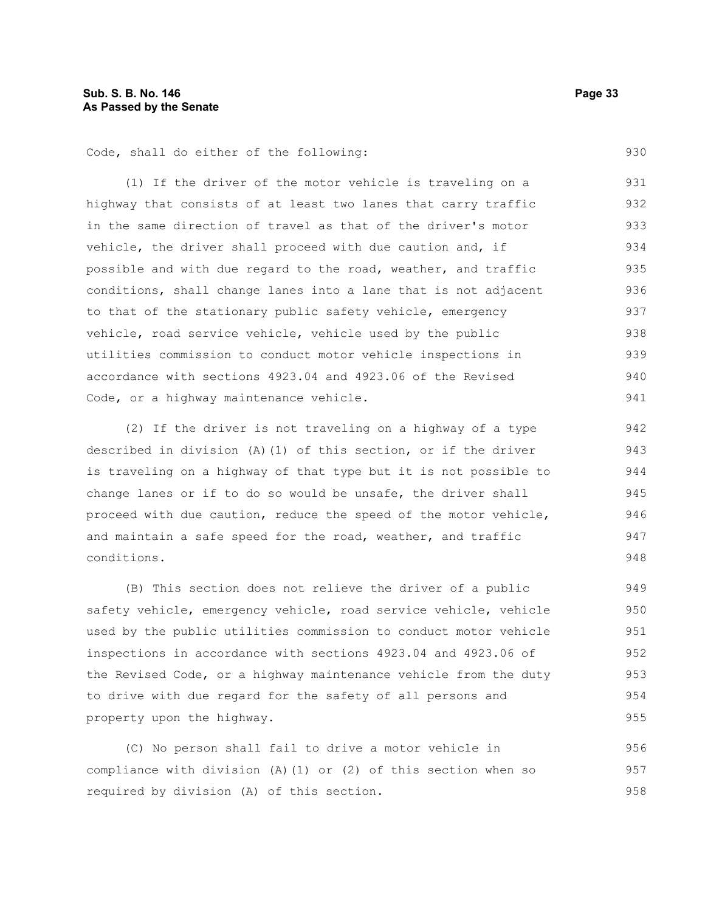Code, shall do either of the following:

(1) If the driver of the motor vehicle is traveling on a highway that consists of at least two lanes that carry traffic in the same direction of travel as that of the driver's motor vehicle, the driver shall proceed with due caution and, if possible and with due regard to the road, weather, and traffic conditions, shall change lanes into a lane that is not adjacent to that of the stationary public safety vehicle, emergency vehicle, road service vehicle, vehicle used by the public utilities commission to conduct motor vehicle inspections in accordance with sections 4923.04 and 4923.06 of the Revised Code, or a highway maintenance vehicle.

(2) If the driver is not traveling on a highway of a type described in division (A)(1) of this section, or if the driver is traveling on a highway of that type but it is not possible to change lanes or if to do so would be unsafe, the driver shall proceed with due caution, reduce the speed of the motor vehicle, and maintain a safe speed for the road, weather, and traffic conditions.

(B) This section does not relieve the driver of a public safety vehicle, emergency vehicle, road service vehicle, vehicle used by the public utilities commission to conduct motor vehicle inspections in accordance with sections 4923.04 and 4923.06 of the Revised Code, or a highway maintenance vehicle from the duty to drive with due regard for the safety of all persons and property upon the highway.

(C) No person shall fail to drive a motor vehicle in compliance with division (A)(1) or (2) of this section when so required by division (A) of this section.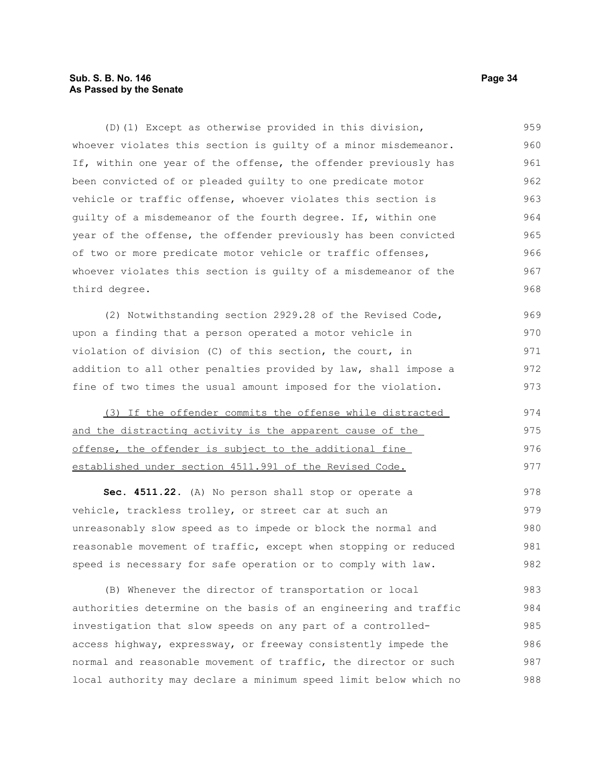(D)(1) Except as otherwise provided in this division, whoever violates this section is guilty of a minor misdemeanor. If, within one year of the offense, the offender previously has been convicted of or pleaded guilty to one predicate motor vehicle or traffic offense, whoever violates this section is guilty of a misdemeanor of the fourth degree. If, within one year of the offense, the offender previously has been convicted of two or more predicate motor vehicle or traffic offenses, whoever violates this section is guilty of a misdemeanor of the third degree.

(2) Notwithstanding section 2929.28 of the Revised Code, upon a finding that a person operated a motor vehicle in violation of division (C) of this section, the court, in addition to all other penalties provided by law, shall impose a fine of two times the usual amount imposed for the violation.

<u>(3) If the offender commits the offense while distracted and the distracting activity is the apparent cause of the offense, the offender is subject to the additional fine established under section 4511.991 of the Revised Code.</u>

**Sec. 4511.22.** (A) No person shall stop or operate a vehicle, trackless trolley, or street car at such an unreasonably slow speed as to impede or block the normal and reasonable movement of traffic, except when stopping or reduced speed is necessary for safe operation or to comply with law.

(B) Whenever the director of transportation or local authorities determine on the basis of an engineering and traffic investigation that slow speeds on any part of a controlled-access highway, expressway, or freeway consistently impede the normal and reasonable movement of traffic, the director or such local authority may declare a minimum speed limit below which no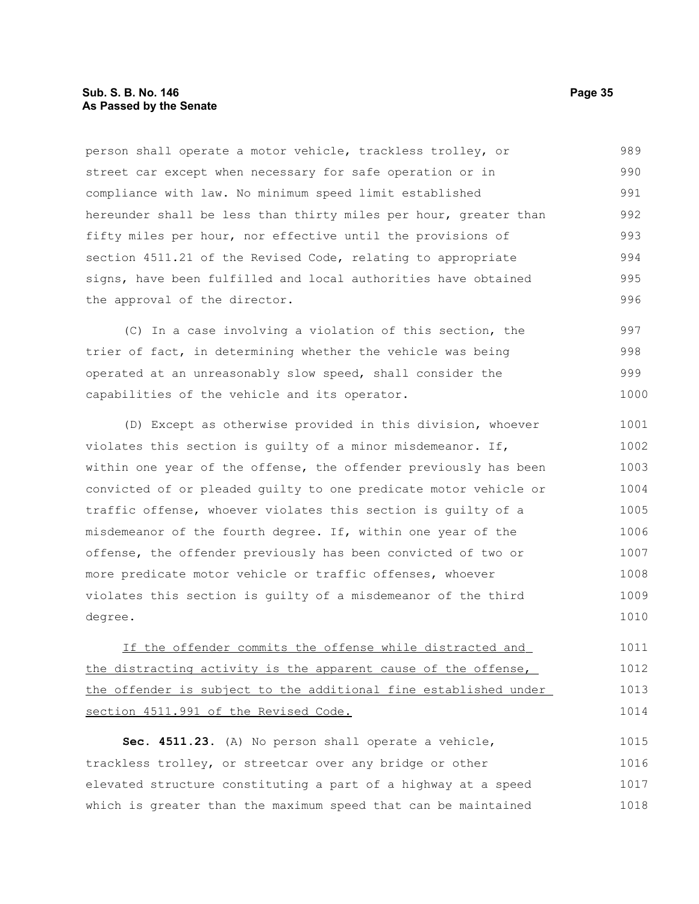person shall operate a motor vehicle, trackless trolley, or street car except when necessary for safe operation or in compliance with law. No minimum speed limit established hereunder shall be less than thirty miles per hour, greater than fifty miles per hour, nor effective until the provisions of section 4511.21 of the Revised Code, relating to appropriate signs, have been fulfilled and local authorities have obtained the approval of the director.

(C) In a case involving a violation of this section, the trier of fact, in determining whether the vehicle was being operated at an unreasonably slow speed, shall consider the capabilities of the vehicle and its operator.

(D) Except as otherwise provided in this division, whoever violates this section is guilty of a minor misdemeanor. If, within one year of the offense, the offender previously has been convicted of or pleaded guilty to one predicate motor vehicle or traffic offense, whoever violates this section is guilty of a misdemeanor of the fourth degree. If, within one year of the offense, the offender previously has been convicted of two or more predicate motor vehicle or traffic offenses, whoever violates this section is guilty of a misdemeanor of the third degree.

<u>If the offender commits the offense while distracted and the distracting activity is the apparent cause of the offense, the offender is subject to the additional fine established under section 4511.991 of the Revised Code.</u>

**Sec. 4511.23.** (A) No person shall operate a vehicle, trackless trolley, or streetcar over any bridge or other elevated structure constituting a part of a highway at a speed which is greater than the maximum speed that can be maintained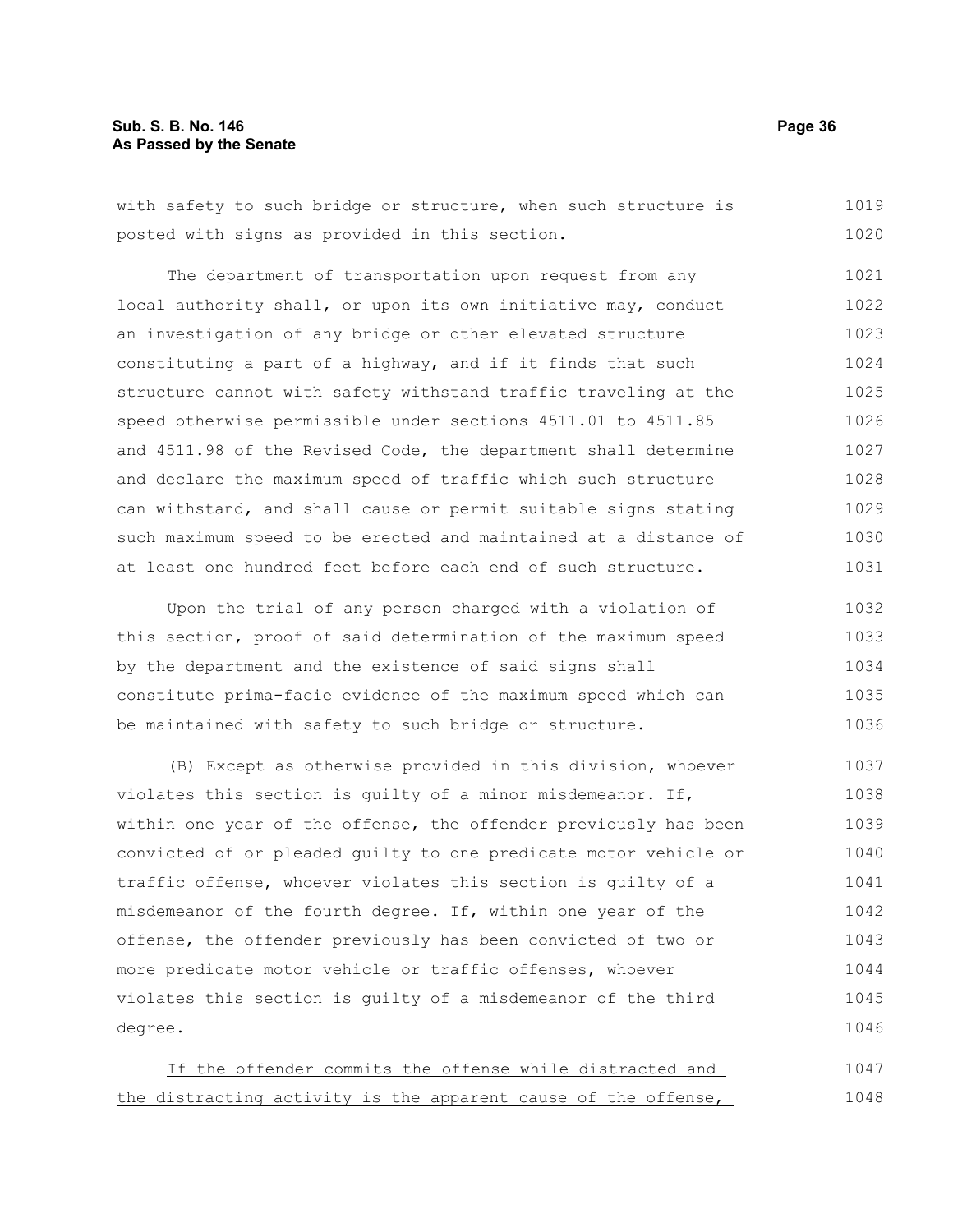with safety to such bridge or structure, when such structure is posted with signs as provided in this section.

The department of transportation upon request from any local authority shall, or upon its own initiative may, conduct an investigation of any bridge or other elevated structure constituting a part of a highway, and if it finds that such structure cannot with safety withstand traffic traveling at the speed otherwise permissible under sections 4511.01 to 4511.85 and 4511.98 of the Revised Code, the department shall determine and declare the maximum speed of traffic which such structure can withstand, and shall cause or permit suitable signs stating such maximum speed to be erected and maintained at a distance of at least one hundred feet before each end of such structure.

Upon the trial of any person charged with a violation of this section, proof of said determination of the maximum speed by the department and the existence of said signs shall constitute prima-facie evidence of the maximum speed which can be maintained with safety to such bridge or structure.

(B) Except as otherwise provided in this division, whoever violates this section is guilty of a minor misdemeanor. If, within one year of the offense, the offender previously has been convicted of or pleaded guilty to one predicate motor vehicle or traffic offense, whoever violates this section is guilty of a misdemeanor of the fourth degree. If, within one year of the offense, the offender previously has been convicted of two or more predicate motor vehicle or traffic offenses, whoever violates this section is guilty of a misdemeanor of the third degree.

<u>If the offender commits the offense while distracted and the distracting activity is the apparent cause of the offense,</u>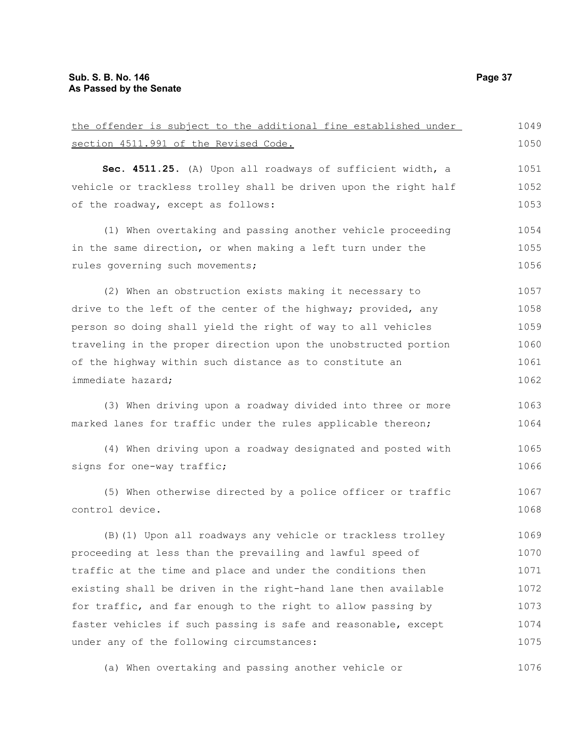the offender is subject to the additional fine established under section 4511.991 of the Revised Code.

**Sec. 4511.25.** (A) Upon all roadways of sufficient width, a vehicle or trackless trolley shall be driven upon the right half of the roadway, except as follows:

(1) When overtaking and passing another vehicle proceeding in the same direction, or when making a left turn under the rules governing such movements;

(2) When an obstruction exists making it necessary to drive to the left of the center of the highway; provided, any person so doing shall yield the right of way to all vehicles traveling in the proper direction upon the unobstructed portion of the highway within such distance as to constitute an immediate hazard;

(3) When driving upon a roadway divided into three or more marked lanes for traffic under the rules applicable thereon;

(4) When driving upon a roadway designated and posted with signs for one-way traffic;

(5) When otherwise directed by a police officer or traffic control device.

(B)(1) Upon all roadways any vehicle or trackless trolley proceeding at less than the prevailing and lawful speed of traffic at the time and place and under the conditions then existing shall be driven in the right-hand lane then available for traffic, and far enough to the right to allow passing by faster vehicles if such passing is safe and reasonable, except under any of the following circumstances:

(a) When overtaking and passing another vehicle or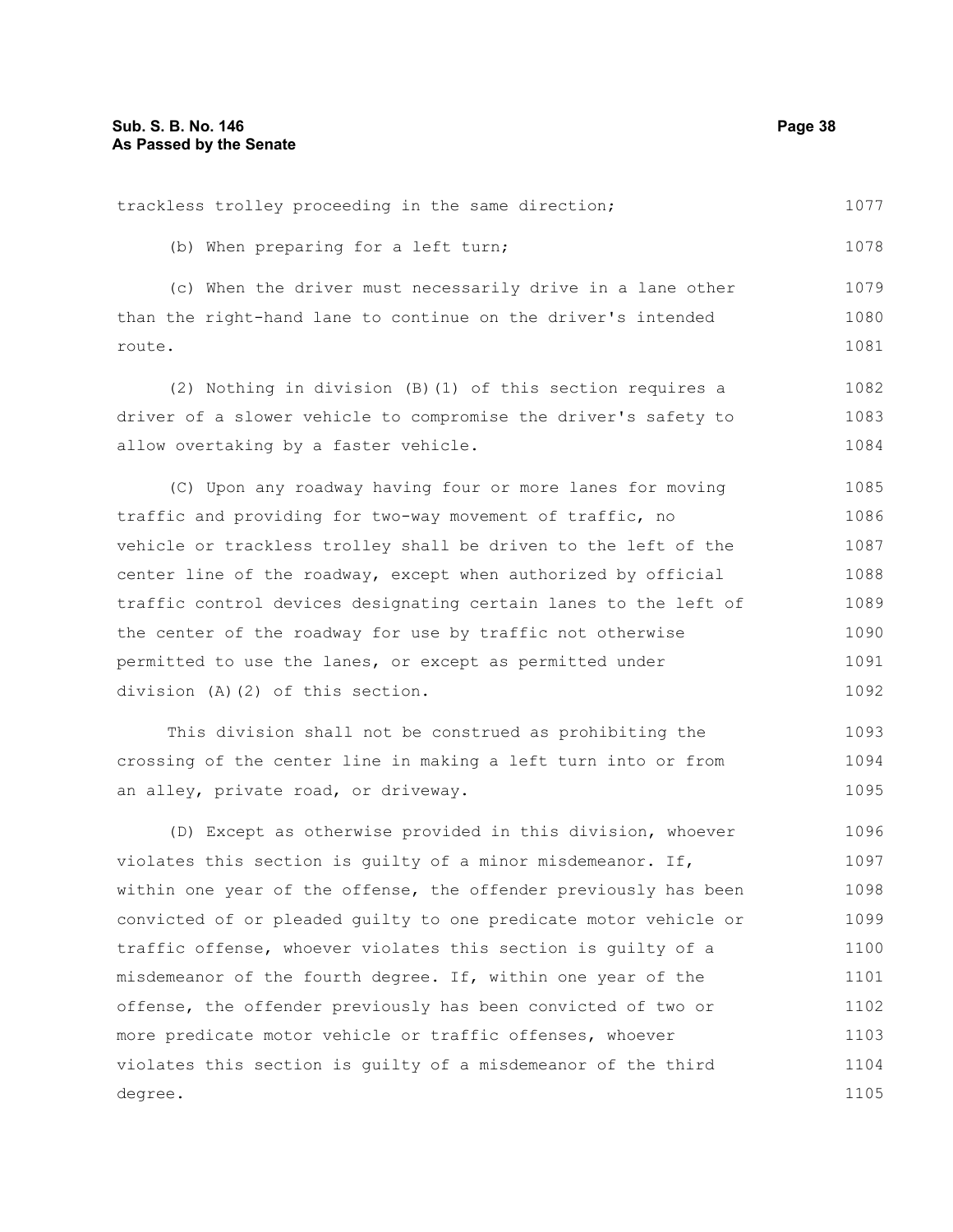trackless trolley proceeding in the same direction;

(b) When preparing for a left turn;

(c) When the driver must necessarily drive in a lane other than the right-hand lane to continue on the driver's intended route.

(2) Nothing in division (B)(1) of this section requires a driver of a slower vehicle to compromise the driver's safety to allow overtaking by a faster vehicle.

(C) Upon any roadway having four or more lanes for moving traffic and providing for two-way movement of traffic, no vehicle or trackless trolley shall be driven to the left of the center line of the roadway, except when authorized by official traffic control devices designating certain lanes to the left of the center of the roadway for use by traffic not otherwise permitted to use the lanes, or except as permitted under division (A)(2) of this section.

This division shall not be construed as prohibiting the crossing of the center line in making a left turn into or from an alley, private road, or driveway.

(D) Except as otherwise provided in this division, whoever violates this section is guilty of a minor misdemeanor. If, within one year of the offense, the offender previously has been convicted of or pleaded guilty to one predicate motor vehicle or traffic offense, whoever violates this section is guilty of a misdemeanor of the fourth degree. If, within one year of the offense, the offender previously has been convicted of two or more predicate motor vehicle or traffic offenses, whoever violates this section is guilty of a misdemeanor of the third degree.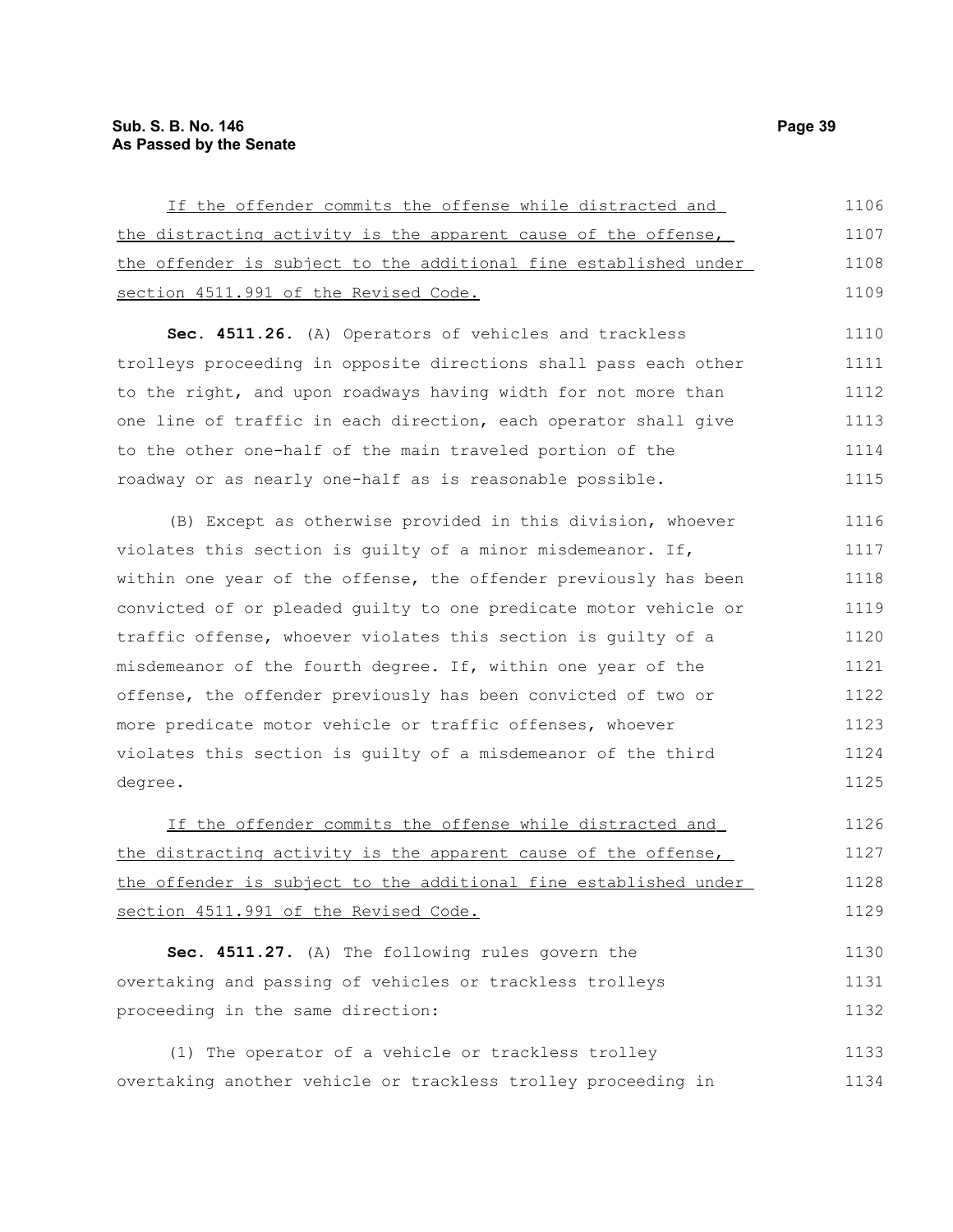If the offender commits the offense while distracted and the distracting activity is the apparent cause of the offense, the offender is subject to the additional fine established under section 4511.991 of the Revised Code.

**Sec. 4511.26.** (A) Operators of vehicles and trackless trolleys proceeding in opposite directions shall pass each other to the right, and upon roadways having width for not more than one line of traffic in each direction, each operator shall give to the other one-half of the main traveled portion of the roadway or as nearly one-half as is reasonable possible.

(B) Except as otherwise provided in this division, whoever violates this section is guilty of a minor misdemeanor. If, within one year of the offense, the offender previously has been convicted of or pleaded guilty to one predicate motor vehicle or traffic offense, whoever violates this section is guilty of a misdemeanor of the fourth degree. If, within one year of the offense, the offender previously has been convicted of two or more predicate motor vehicle or traffic offenses, whoever violates this section is guilty of a misdemeanor of the third degree.

If the offender commits the offense while distracted and the distracting activity is the apparent cause of the offense, the offender is subject to the additional fine established under section 4511.991 of the Revised Code.

**Sec. 4511.27.** (A) The following rules govern the overtaking and passing of vehicles or trackless trolleys proceeding in the same direction:

(1) The operator of a vehicle or trackless trolley overtaking another vehicle or trackless trolley proceeding in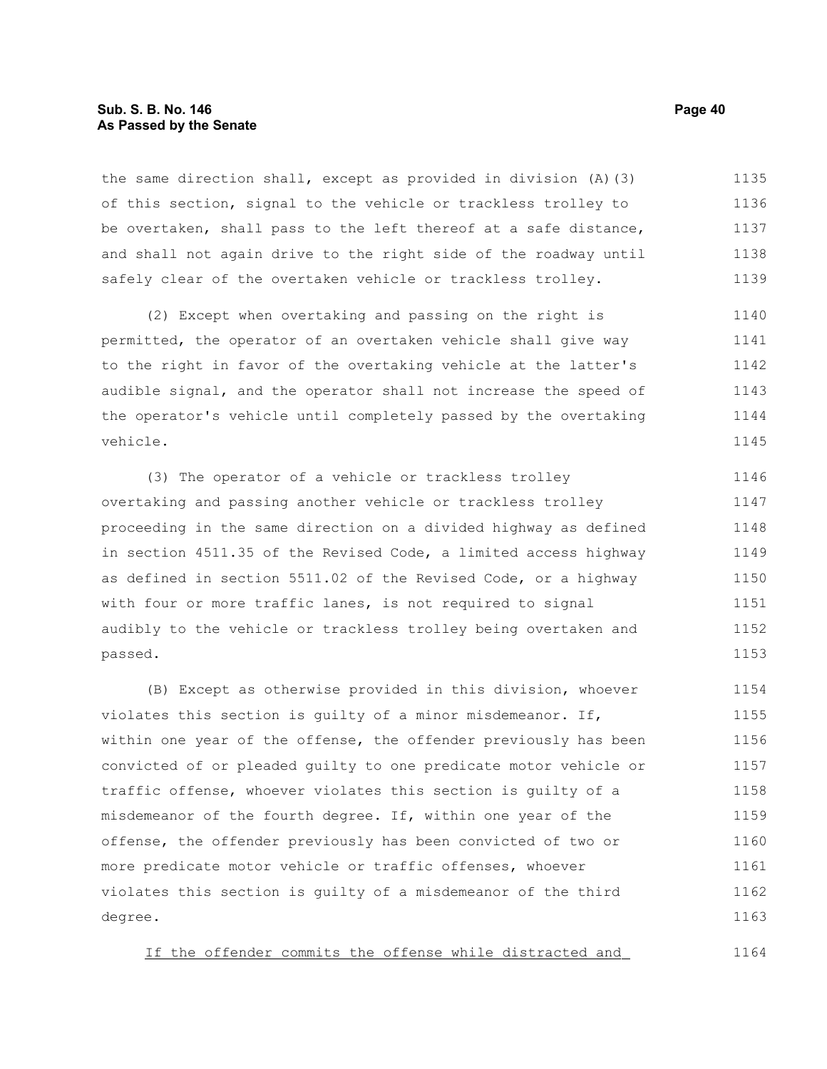the same direction shall, except as provided in division (A)(3) of this section, signal to the vehicle or trackless trolley to be overtaken, shall pass to the left thereof at a safe distance, and shall not again drive to the right side of the roadway until safely clear of the overtaken vehicle or trackless trolley.

(2) Except when overtaking and passing on the right is permitted, the operator of an overtaken vehicle shall give way to the right in favor of the overtaking vehicle at the latter's audible signal, and the operator shall not increase the speed of the operator's vehicle until completely passed by the overtaking vehicle.

(3) The operator of a vehicle or trackless trolley overtaking and passing another vehicle or trackless trolley proceeding in the same direction on a divided highway as defined in section 4511.35 of the Revised Code, a limited access highway as defined in section 5511.02 of the Revised Code, or a highway with four or more traffic lanes, is not required to signal audibly to the vehicle or trackless trolley being overtaken and passed.

(B) Except as otherwise provided in this division, whoever violates this section is guilty of a minor misdemeanor. If, within one year of the offense, the offender previously has been convicted of or pleaded guilty to one predicate motor vehicle or traffic offense, whoever violates this section is guilty of a misdemeanor of the fourth degree. If, within one year of the offense, the offender previously has been convicted of two or more predicate motor vehicle or traffic offenses, whoever violates this section is guilty of a misdemeanor of the third degree.

<u>If the offender commits the offense while distracted and</u>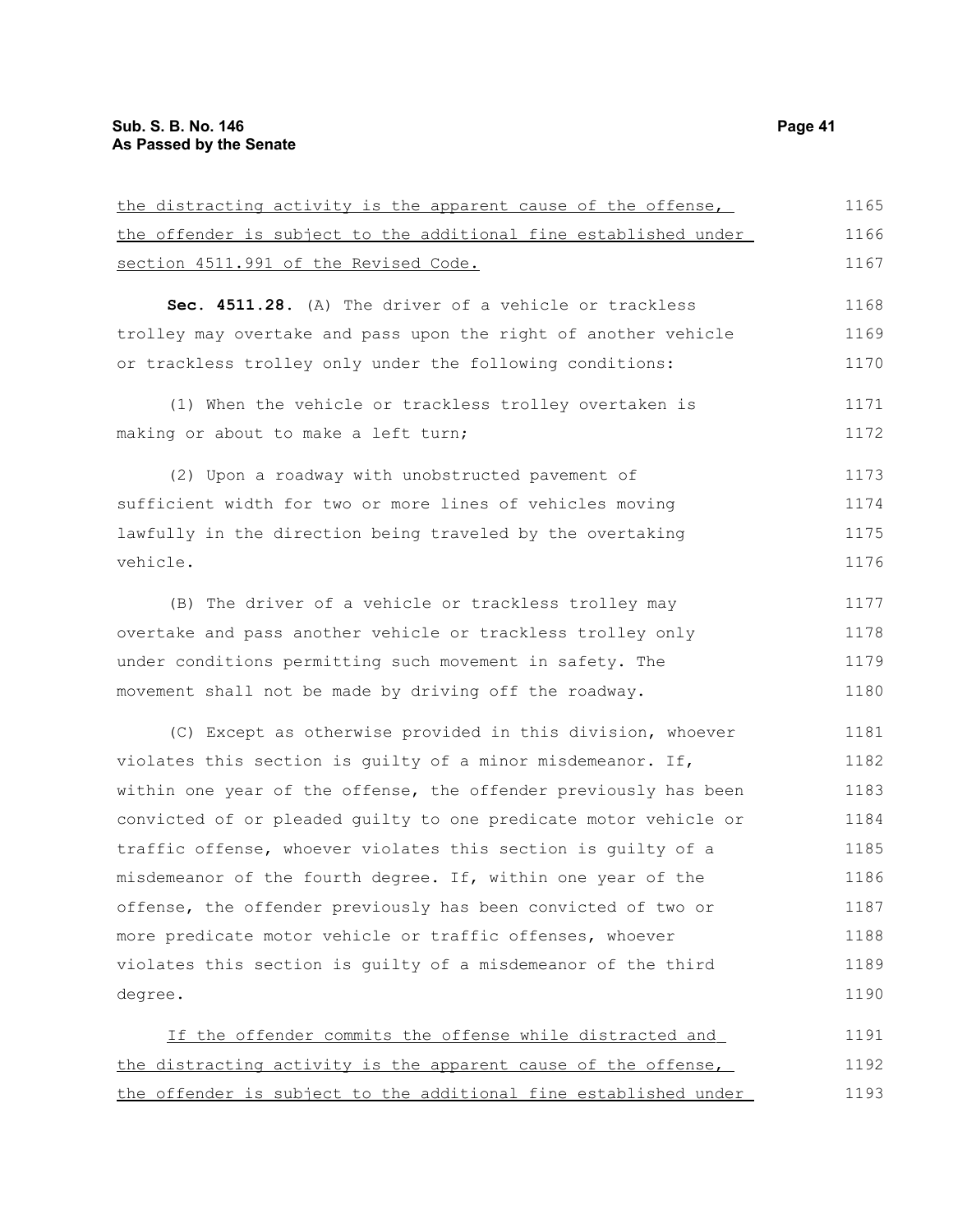the distracting activity is the apparent cause of the offense, the offender is subject to the additional fine established under section 4511.991 of the Revised Code.

**Sec. 4511.28.** (A) The driver of a vehicle or trackless trolley may overtake and pass upon the right of another vehicle or trackless trolley only under the following conditions:

(1) When the vehicle or trackless trolley overtaken is making or about to make a left turn;

(2) Upon a roadway with unobstructed pavement of sufficient width for two or more lines of vehicles moving lawfully in the direction being traveled by the overtaking vehicle.

(B) The driver of a vehicle or trackless trolley may overtake and pass another vehicle or trackless trolley only under conditions permitting such movement in safety. The movement shall not be made by driving off the roadway.

(C) Except as otherwise provided in this division, whoever violates this section is guilty of a minor misdemeanor. If, within one year of the offense, the offender previously has been convicted of or pleaded guilty to one predicate motor vehicle or traffic offense, whoever violates this section is guilty of a misdemeanor of the fourth degree. If, within one year of the offense, the offender previously has been convicted of two or more predicate motor vehicle or traffic offenses, whoever violates this section is guilty of a misdemeanor of the third degree.

If the offender commits the offense while distracted and the distracting activity is the apparent cause of the offense, the offender is subject to the additional fine established under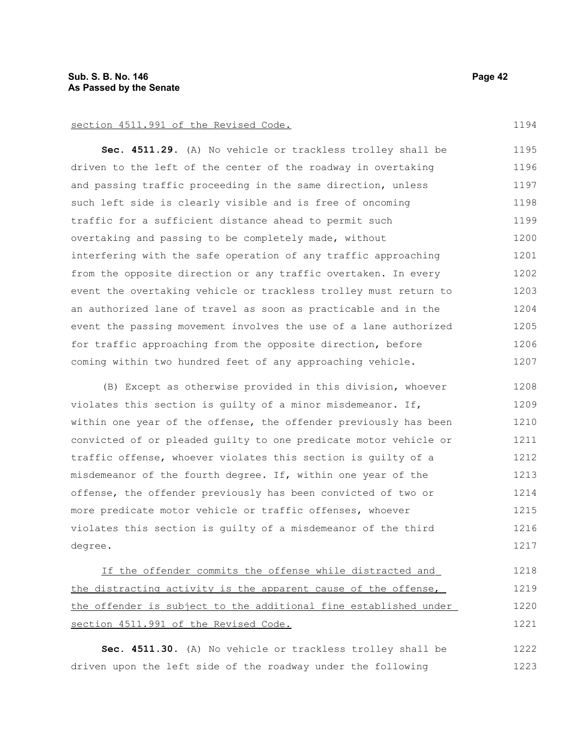section 4511.991 of the Revised Code.

**Sec. 4511.29.** (A) No vehicle or trackless trolley shall be driven to the left of the center of the roadway in overtaking and passing traffic proceeding in the same direction, unless such left side is clearly visible and is free of oncoming traffic for a sufficient distance ahead to permit such overtaking and passing to be completely made, without interfering with the safe operation of any traffic approaching from the opposite direction or any traffic overtaken. In every event the overtaking vehicle or trackless trolley must return to an authorized lane of travel as soon as practicable and in the event the passing movement involves the use of a lane authorized for traffic approaching from the opposite direction, before coming within two hundred feet of any approaching vehicle.

(B) Except as otherwise provided in this division, whoever violates this section is guilty of a minor misdemeanor. If, within one year of the offense, the offender previously has been convicted of or pleaded guilty to one predicate motor vehicle or traffic offense, whoever violates this section is guilty of a misdemeanor of the fourth degree. If, within one year of the offense, the offender previously has been convicted of two or more predicate motor vehicle or traffic offenses, whoever violates this section is guilty of a misdemeanor of the third degree.

If the offender commits the offense while distracted and the distracting activity is the apparent cause of the offense, the offender is subject to the additional fine established under section 4511.991 of the Revised Code.

**Sec. 4511.30.** (A) No vehicle or trackless trolley shall be driven upon the left side of the roadway under the following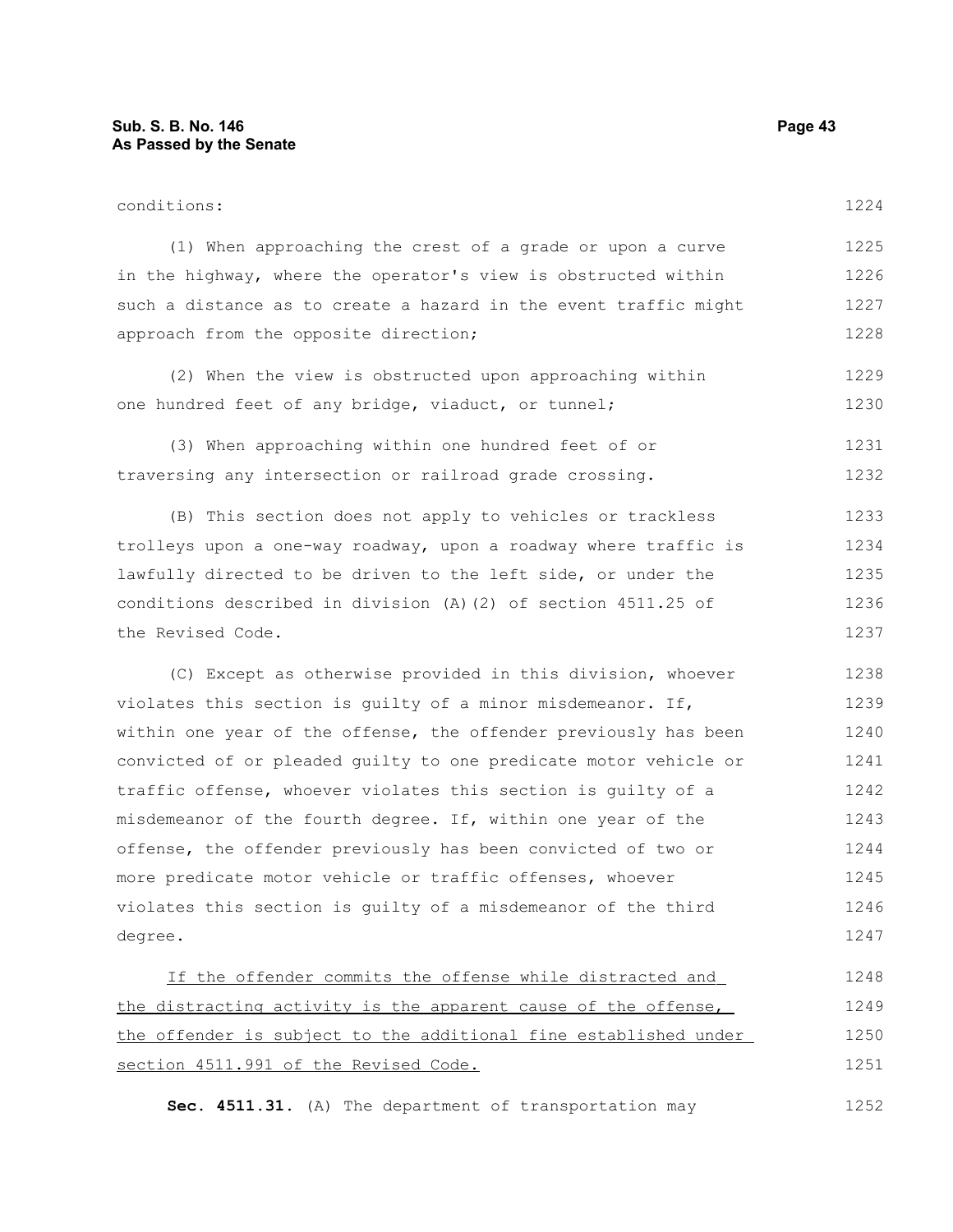conditions:

(1) When approaching the crest of a grade or upon a curve in the highway, where the operator's view is obstructed within such a distance as to create a hazard in the event traffic might approach from the opposite direction;

(2) When the view is obstructed upon approaching within one hundred feet of any bridge, viaduct, or tunnel;

(3) When approaching within one hundred feet of or traversing any intersection or railroad grade crossing.

(B) This section does not apply to vehicles or trackless trolleys upon a one-way roadway, upon a roadway where traffic is lawfully directed to be driven to the left side, or under the conditions described in division (A)(2) of section 4511.25 of the Revised Code.

(C) Except as otherwise provided in this division, whoever violates this section is guilty of a minor misdemeanor. If, within one year of the offense, the offender previously has been convicted of or pleaded guilty to one predicate motor vehicle or traffic offense, whoever violates this section is guilty of a misdemeanor of the fourth degree. If, within one year of the offense, the offender previously has been convicted of two or more predicate motor vehicle or traffic offenses, whoever violates this section is guilty of a misdemeanor of the third degree.

If the offender commits the offense while distracted and the distracting activity is the apparent cause of the offense, the offender is subject to the additional fine established under section 4511.991 of the Revised Code.

**Sec. 4511.31.** (A) The department of transportation may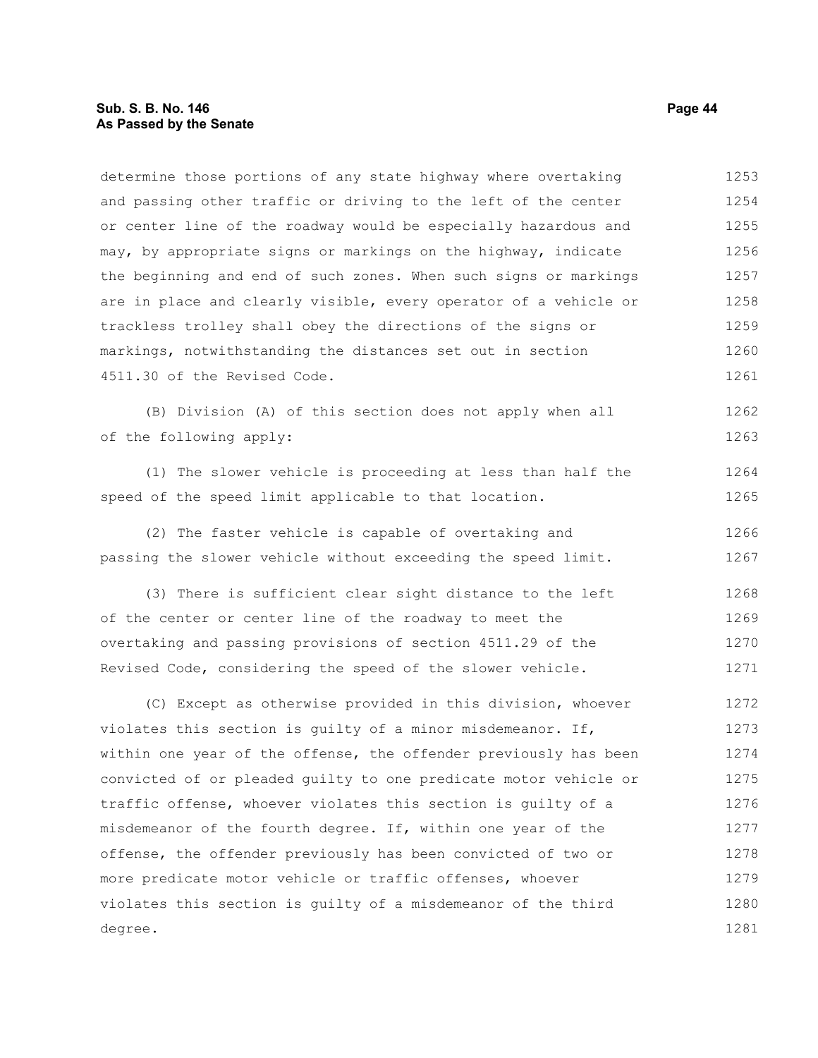determine those portions of any state highway where overtaking and passing other traffic or driving to the left of the center or center line of the roadway would be especially hazardous and may, by appropriate signs or markings on the highway, indicate the beginning and end of such zones. When such signs or markings are in place and clearly visible, every operator of a vehicle or trackless trolley shall obey the directions of the signs or markings, notwithstanding the distances set out in section 4511.30 of the Revised Code.

(B) Division (A) of this section does not apply when all of the following apply:

(1) The slower vehicle is proceeding at less than half the speed of the speed limit applicable to that location.

(2) The faster vehicle is capable of overtaking and passing the slower vehicle without exceeding the speed limit.

(3) There is sufficient clear sight distance to the left of the center or center line of the roadway to meet the overtaking and passing provisions of section 4511.29 of the Revised Code, considering the speed of the slower vehicle.

(C) Except as otherwise provided in this division, whoever violates this section is guilty of a minor misdemeanor. If, within one year of the offense, the offender previously has been convicted of or pleaded guilty to one predicate motor vehicle or traffic offense, whoever violates this section is guilty of a misdemeanor of the fourth degree. If, within one year of the offense, the offender previously has been convicted of two or more predicate motor vehicle or traffic offenses, whoever violates this section is guilty of a misdemeanor of the third degree.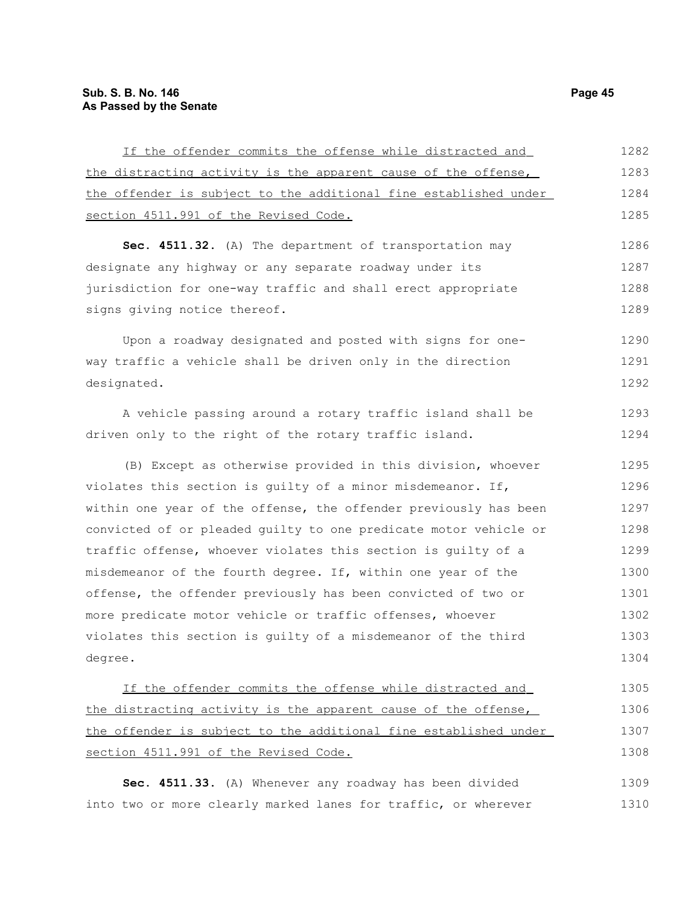If the offender commits the offense while distracted and the distracting activity is the apparent cause of the offense, the offender is subject to the additional fine established under section 4511.991 of the Revised Code.

**Sec. 4511.32.** (A) The department of transportation may designate any highway or any separate roadway under its jurisdiction for one-way traffic and shall erect appropriate signs giving notice thereof.

Upon a roadway designated and posted with signs for one-way traffic a vehicle shall be driven only in the direction designated.

A vehicle passing around a rotary traffic island shall be driven only to the right of the rotary traffic island.

(B) Except as otherwise provided in this division, whoever violates this section is guilty of a minor misdemeanor. If, within one year of the offense, the offender previously has been convicted of or pleaded guilty to one predicate motor vehicle or traffic offense, whoever violates this section is guilty of a misdemeanor of the fourth degree. If, within one year of the offense, the offender previously has been convicted of two or more predicate motor vehicle or traffic offenses, whoever violates this section is guilty of a misdemeanor of the third degree.

If the offender commits the offense while distracted and the distracting activity is the apparent cause of the offense, the offender is subject to the additional fine established under section 4511.991 of the Revised Code.

**Sec. 4511.33.** (A) Whenever any roadway has been divided into two or more clearly marked lanes for traffic, or wherever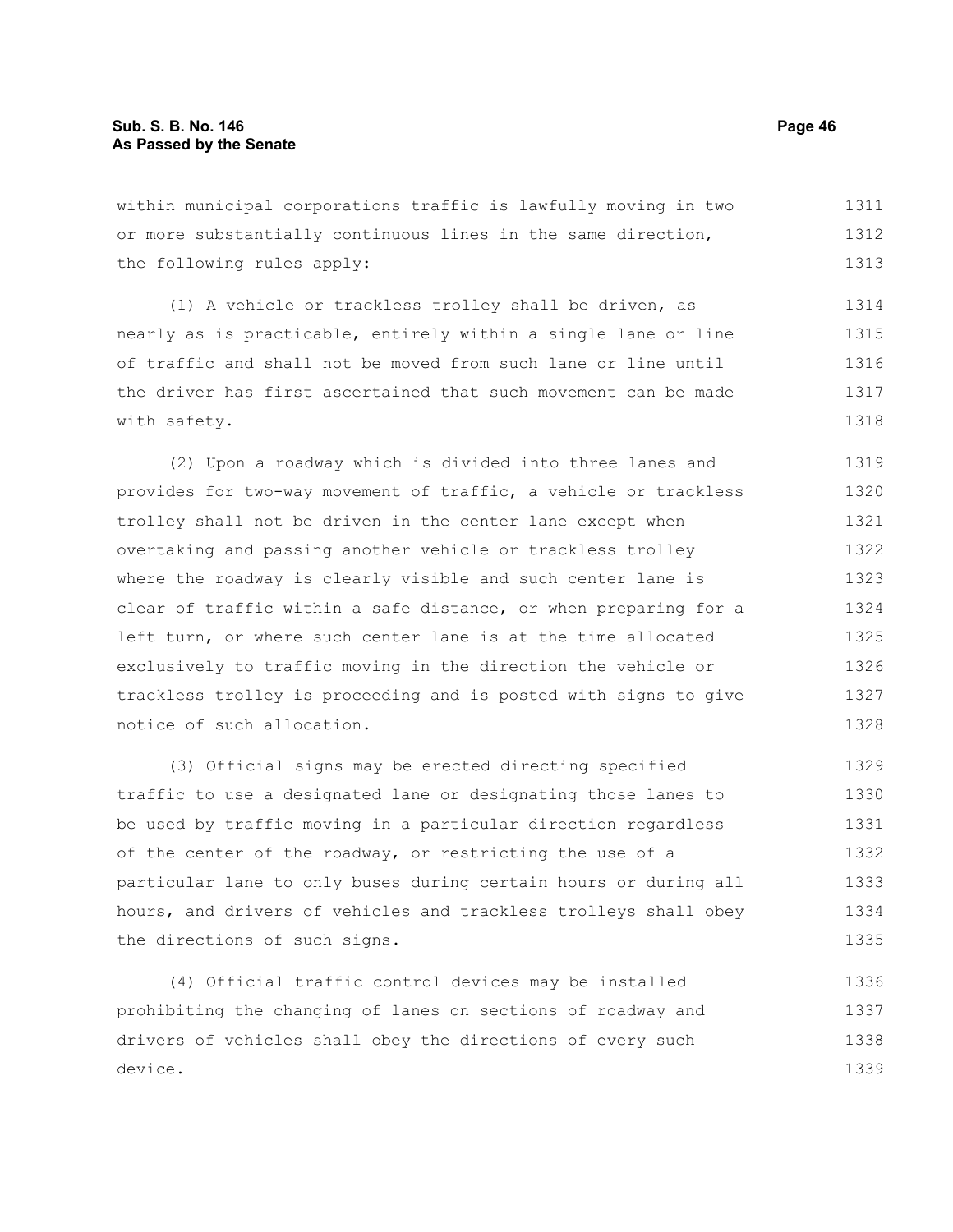within municipal corporations traffic is lawfully moving in two or more substantially continuous lines in the same direction, the following rules apply:

(1) A vehicle or trackless trolley shall be driven, as nearly as is practicable, entirely within a single lane or line of traffic and shall not be moved from such lane or line until the driver has first ascertained that such movement can be made with safety.

(2) Upon a roadway which is divided into three lanes and provides for two-way movement of traffic, a vehicle or trackless trolley shall not be driven in the center lane except when overtaking and passing another vehicle or trackless trolley where the roadway is clearly visible and such center lane is clear of traffic within a safe distance, or when preparing for a left turn, or where such center lane is at the time allocated exclusively to traffic moving in the direction the vehicle or trackless trolley is proceeding and is posted with signs to give notice of such allocation.

(3) Official signs may be erected directing specified traffic to use a designated lane or designating those lanes to be used by traffic moving in a particular direction regardless of the center of the roadway, or restricting the use of a particular lane to only buses during certain hours or during all hours, and drivers of vehicles and trackless trolleys shall obey the directions of such signs.

(4) Official traffic control devices may be installed prohibiting the changing of lanes on sections of roadway and drivers of vehicles shall obey the directions of every such device.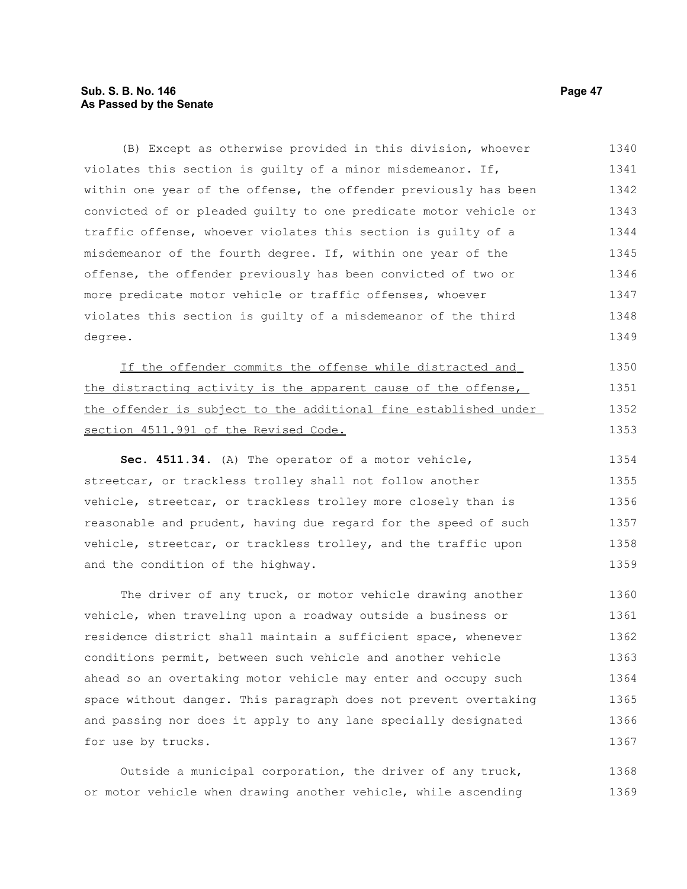(B) Except as otherwise provided in this division, whoever violates this section is guilty of a minor misdemeanor. If, within one year of the offense, the offender previously has been convicted of or pleaded guilty to one predicate motor vehicle or traffic offense, whoever violates this section is guilty of a misdemeanor of the fourth degree. If, within one year of the offense, the offender previously has been convicted of two or more predicate motor vehicle or traffic offenses, whoever violates this section is guilty of a misdemeanor of the third degree.

<u>If the offender commits the offense while distracted and the distracting activity is the apparent cause of the offense, the offender is subject to the additional fine established under section 4511.991 of the Revised Code.</u>

**Sec. 4511.34.** (A) The operator of a motor vehicle, streetcar, or trackless trolley shall not follow another vehicle, streetcar, or trackless trolley more closely than is reasonable and prudent, having due regard for the speed of such vehicle, streetcar, or trackless trolley, and the traffic upon and the condition of the highway.

The driver of any truck, or motor vehicle drawing another vehicle, when traveling upon a roadway outside a business or residence district shall maintain a sufficient space, whenever conditions permit, between such vehicle and another vehicle ahead so an overtaking motor vehicle may enter and occupy such space without danger. This paragraph does not prevent overtaking and passing nor does it apply to any lane specially designated for use by trucks.

Outside a municipal corporation, the driver of any truck, or motor vehicle when drawing another vehicle, while ascending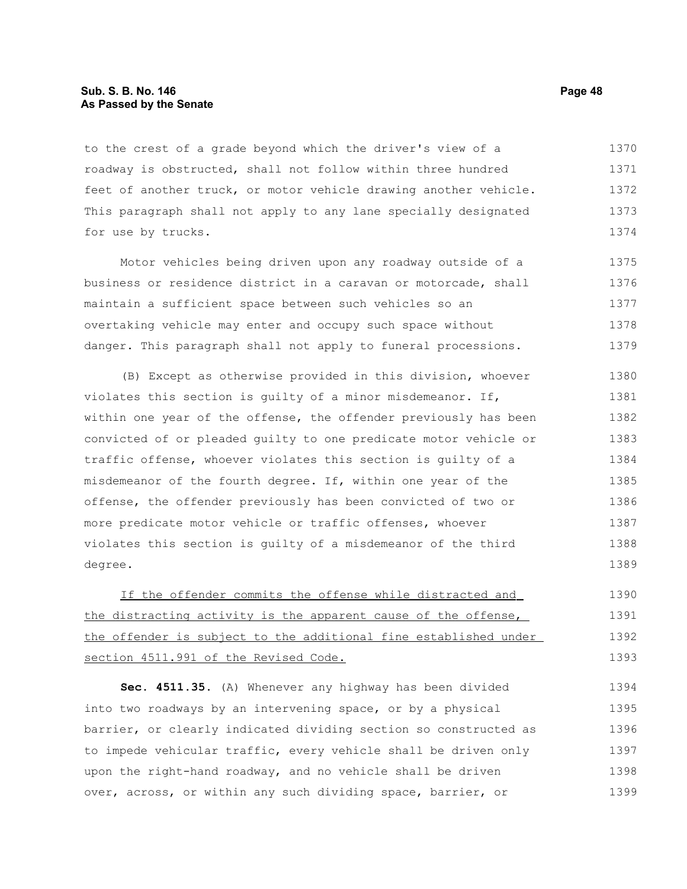to the crest of a grade beyond which the driver's view of a roadway is obstructed, shall not follow within three hundred feet of another truck, or motor vehicle drawing another vehicle. This paragraph shall not apply to any lane specially designated for use by trucks.

Motor vehicles being driven upon any roadway outside of a business or residence district in a caravan or motorcade, shall maintain a sufficient space between such vehicles so an overtaking vehicle may enter and occupy such space without danger. This paragraph shall not apply to funeral processions.

(B) Except as otherwise provided in this division, whoever violates this section is guilty of a minor misdemeanor. If, within one year of the offense, the offender previously has been convicted of or pleaded guilty to one predicate motor vehicle or traffic offense, whoever violates this section is guilty of a misdemeanor of the fourth degree. If, within one year of the offense, the offender previously has been convicted of two or more predicate motor vehicle or traffic offenses, whoever violates this section is guilty of a misdemeanor of the third degree.

<u>If the offender commits the offense while distracted and the distracting activity is the apparent cause of the offense, the offender is subject to the additional fine established under section 4511.991 of the Revised Code.</u>

**Sec. 4511.35.** (A) Whenever any highway has been divided into two roadways by an intervening space, or by a physical barrier, or clearly indicated dividing section so constructed as to impede vehicular traffic, every vehicle shall be driven only upon the right-hand roadway, and no vehicle shall be driven over, across, or within any such dividing space, barrier, or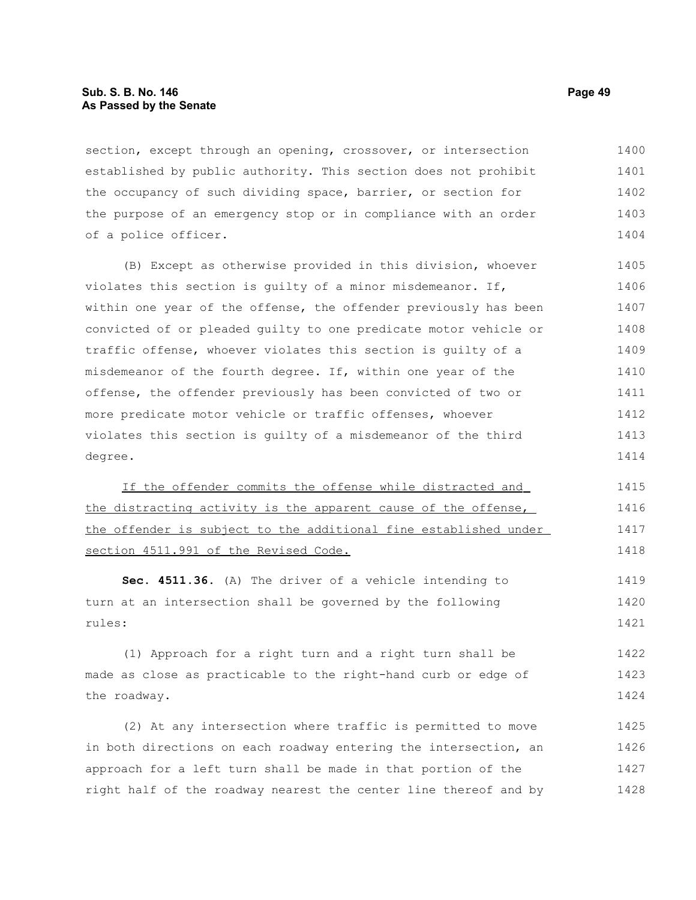section, except through an opening, crossover, or intersection established by public authority. This section does not prohibit the occupancy of such dividing space, barrier, or section for the purpose of an emergency stop or in compliance with an order of a police officer.

(B) Except as otherwise provided in this division, whoever violates this section is guilty of a minor misdemeanor. If, within one year of the offense, the offender previously has been convicted of or pleaded guilty to one predicate motor vehicle or traffic offense, whoever violates this section is guilty of a misdemeanor of the fourth degree. If, within one year of the offense, the offender previously has been convicted of two or more predicate motor vehicle or traffic offenses, whoever violates this section is guilty of a misdemeanor of the third degree.

<u>If the offender commits the offense while distracted and the distracting activity is the apparent cause of the offense, the offender is subject to the additional fine established under section 4511.991 of the Revised Code.</u>

**Sec. 4511.36.** (A) The driver of a vehicle intending to turn at an intersection shall be governed by the following rules:

(1) Approach for a right turn and a right turn shall be made as close as practicable to the right-hand curb or edge of the roadway.

(2) At any intersection where traffic is permitted to move in both directions on each roadway entering the intersection, an approach for a left turn shall be made in that portion of the right half of the roadway nearest the center line thereof and by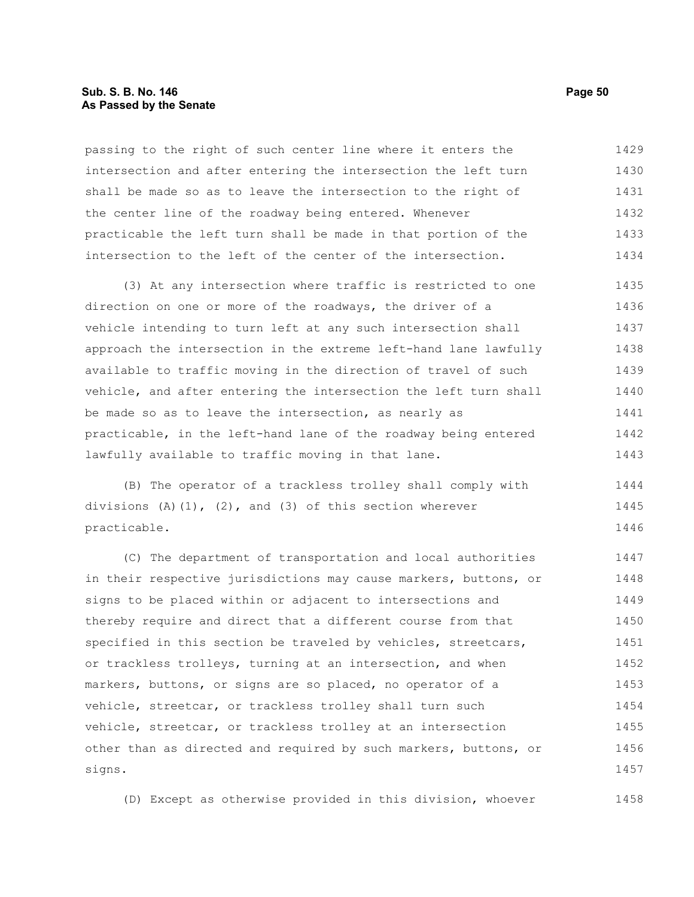passing to the right of such center line where it enters the intersection and after entering the intersection the left turn shall be made so as to leave the intersection to the right of the center line of the roadway being entered. Whenever practicable the left turn shall be made in that portion of the intersection to the left of the center of the intersection.

(3) At any intersection where traffic is restricted to one direction on one or more of the roadways, the driver of a vehicle intending to turn left at any such intersection shall approach the intersection in the extreme left-hand lane lawfully available to traffic moving in the direction of travel of such vehicle, and after entering the intersection the left turn shall be made so as to leave the intersection, as nearly as practicable, in the left-hand lane of the roadway being entered lawfully available to traffic moving in that lane.

(B) The operator of a trackless trolley shall comply with divisions (A)(1), (2), and (3) of this section wherever practicable.

(C) The department of transportation and local authorities in their respective jurisdictions may cause markers, buttons, or signs to be placed within or adjacent to intersections and thereby require and direct that a different course from that specified in this section be traveled by vehicles, streetcars, or trackless trolleys, turning at an intersection, and when markers, buttons, or signs are so placed, no operator of a vehicle, streetcar, or trackless trolley shall turn such vehicle, streetcar, or trackless trolley at an intersection other than as directed and required by such markers, buttons, or signs.

(D) Except as otherwise provided in this division, whoever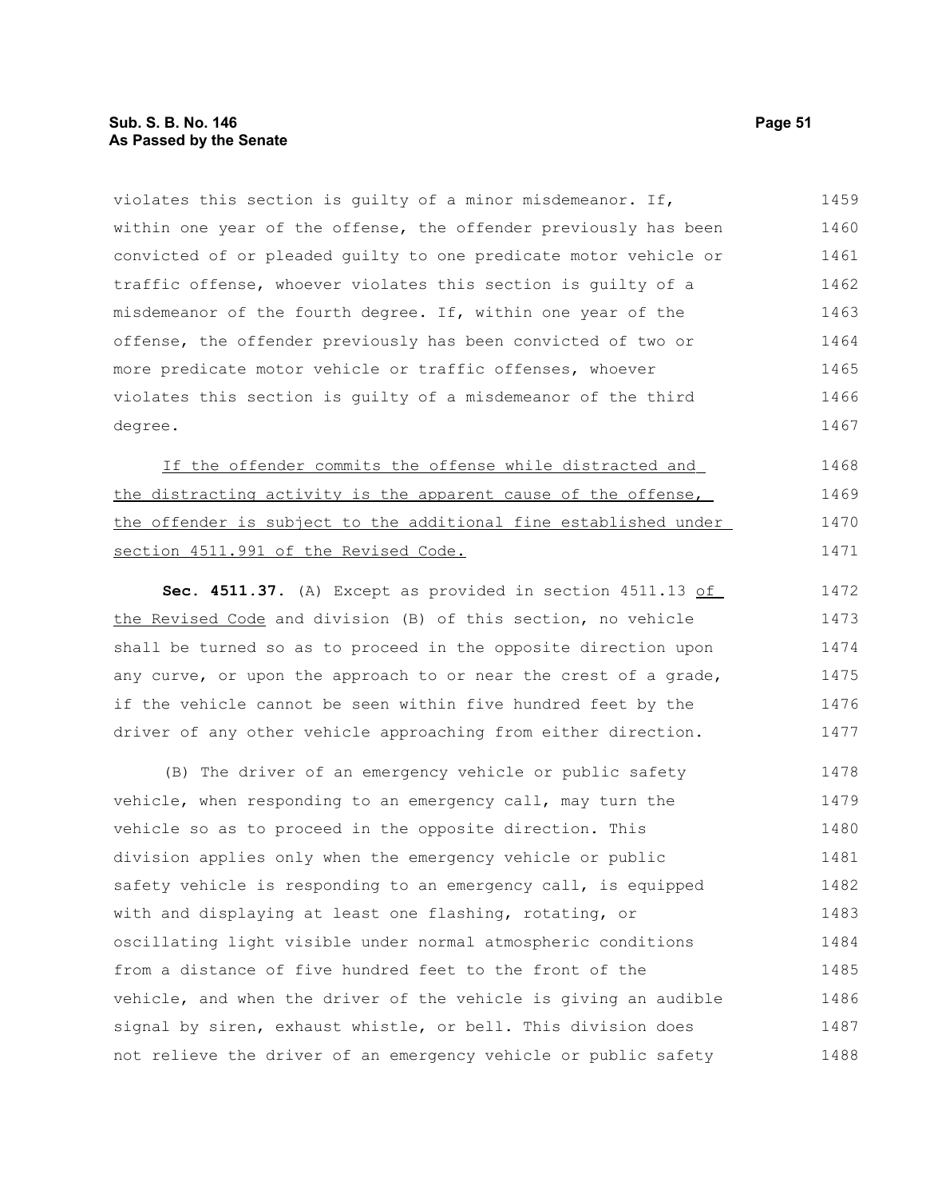violates this section is guilty of a minor misdemeanor. If, within one year of the offense, the offender previously has been convicted of or pleaded guilty to one predicate motor vehicle or traffic offense, whoever violates this section is guilty of a misdemeanor of the fourth degree. If, within one year of the offense, the offender previously has been convicted of two or more predicate motor vehicle or traffic offenses, whoever violates this section is guilty of a misdemeanor of the third degree.

If the offender commits the offense while distracted and the distracting activity is the apparent cause of the offense, the offender is subject to the additional fine established under section 4511.991 of the Revised Code.

**Sec. 4511.37.** (A) Except as provided in section 4511.13 of the Revised Code and division (B) of this section, no vehicle shall be turned so as to proceed in the opposite direction upon any curve, or upon the approach to or near the crest of a grade, if the vehicle cannot be seen within five hundred feet by the driver of any other vehicle approaching from either direction.

(B) The driver of an emergency vehicle or public safety vehicle, when responding to an emergency call, may turn the vehicle so as to proceed in the opposite direction. This division applies only when the emergency vehicle or public safety vehicle is responding to an emergency call, is equipped with and displaying at least one flashing, rotating, or oscillating light visible under normal atmospheric conditions from a distance of five hundred feet to the front of the vehicle, and when the driver of the vehicle is giving an audible signal by siren, exhaust whistle, or bell. This division does not relieve the driver of an emergency vehicle or public safety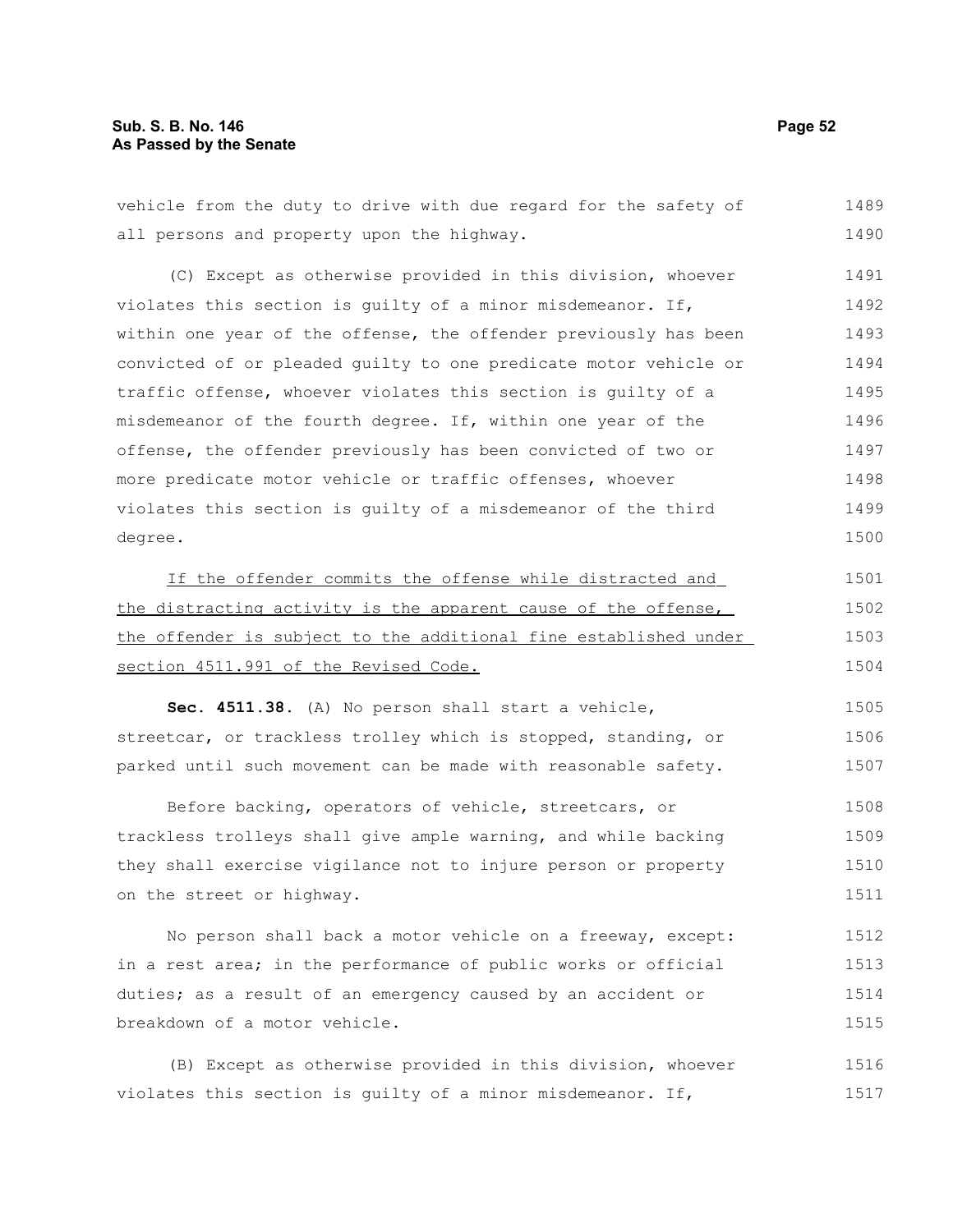vehicle from the duty to drive with due regard for the safety of all persons and property upon the highway.

(C) Except as otherwise provided in this division, whoever violates this section is guilty of a minor misdemeanor. If, within one year of the offense, the offender previously has been convicted of or pleaded guilty to one predicate motor vehicle or traffic offense, whoever violates this section is guilty of a misdemeanor of the fourth degree. If, within one year of the offense, the offender previously has been convicted of two or more predicate motor vehicle or traffic offenses, whoever violates this section is guilty of a misdemeanor of the third degree.

<u>If the offender commits the offense while distracted and the distracting activity is the apparent cause of the offense, the offender is subject to the additional fine established under section 4511.991 of the Revised Code.</u>

**Sec. 4511.38.** (A) No person shall start a vehicle, streetcar, or trackless trolley which is stopped, standing, or parked until such movement can be made with reasonable safety.

Before backing, operators of vehicle, streetcars, or trackless trolleys shall give ample warning, and while backing they shall exercise vigilance not to injure person or property on the street or highway.

No person shall back a motor vehicle on a freeway, except: in a rest area; in the performance of public works or official duties; as a result of an emergency caused by an accident or breakdown of a motor vehicle.

(B) Except as otherwise provided in this division, whoever violates this section is guilty of a minor misdemeanor. If,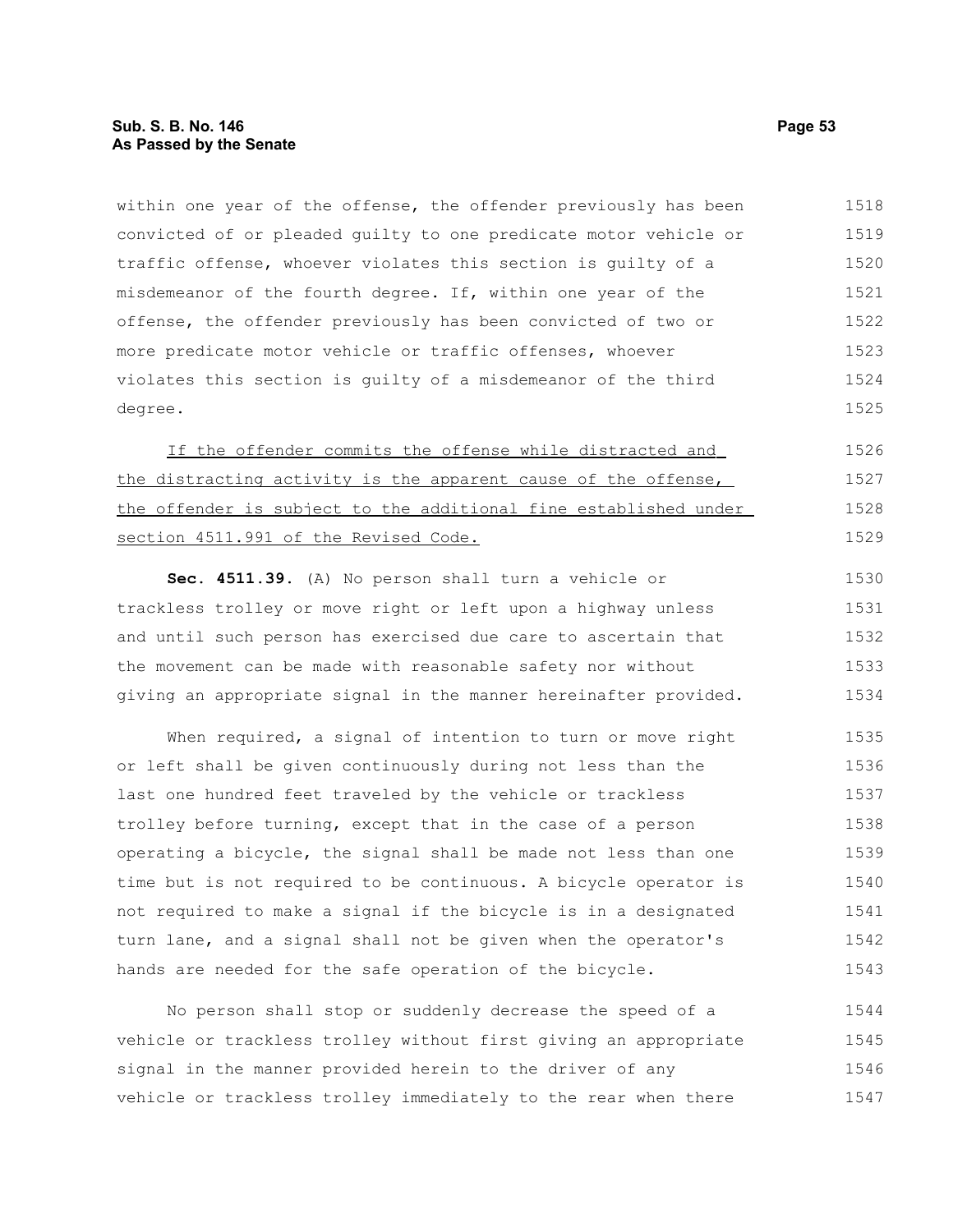within one year of the offense, the offender previously has been convicted of or pleaded guilty to one predicate motor vehicle or traffic offense, whoever violates this section is guilty of a misdemeanor of the fourth degree. If, within one year of the offense, the offender previously has been convicted of two or more predicate motor vehicle or traffic offenses, whoever violates this section is guilty of a misdemeanor of the third degree.

<u>If the offender commits the offense while distracted and the distracting activity is the apparent cause of the offense, the offender is subject to the additional fine established under section 4511.991 of the Revised Code.</u>

**Sec. 4511.39.** (A) No person shall turn a vehicle or trackless trolley or move right or left upon a highway unless and until such person has exercised due care to ascertain that the movement can be made with reasonable safety nor without giving an appropriate signal in the manner hereinafter provided.

When required, a signal of intention to turn or move right or left shall be given continuously during not less than the last one hundred feet traveled by the vehicle or trackless trolley before turning, except that in the case of a person operating a bicycle, the signal shall be made not less than one time but is not required to be continuous. A bicycle operator is not required to make a signal if the bicycle is in a designated turn lane, and a signal shall not be given when the operator's hands are needed for the safe operation of the bicycle.

No person shall stop or suddenly decrease the speed of a vehicle or trackless trolley without first giving an appropriate signal in the manner provided herein to the driver of any vehicle or trackless trolley immediately to the rear when there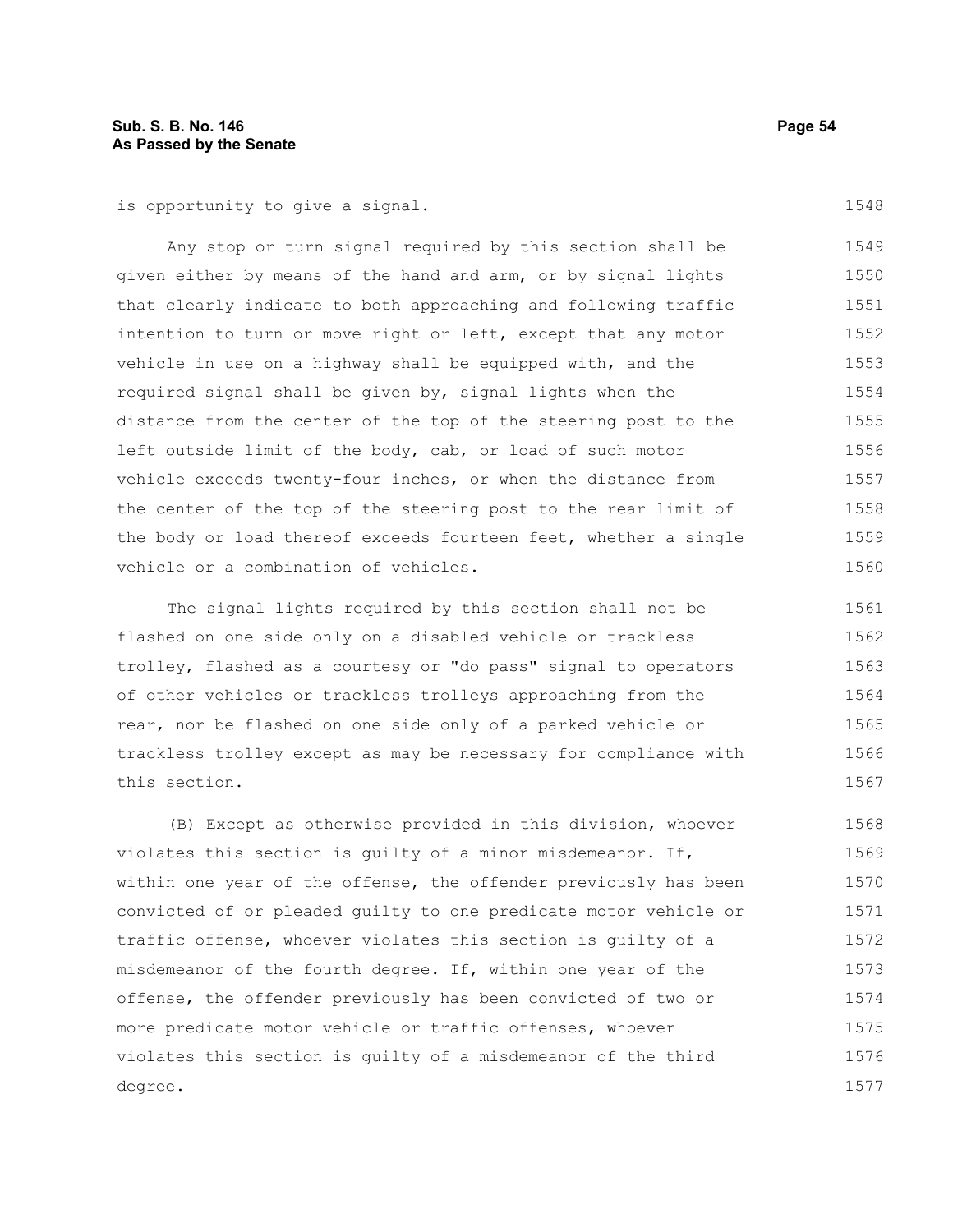is opportunity to give a signal.

Any stop or turn signal required by this section shall be given either by means of the hand and arm, or by signal lights that clearly indicate to both approaching and following traffic intention to turn or move right or left, except that any motor vehicle in use on a highway shall be equipped with, and the required signal shall be given by, signal lights when the distance from the center of the top of the steering post to the left outside limit of the body, cab, or load of such motor vehicle exceeds twenty-four inches, or when the distance from the center of the top of the steering post to the rear limit of the body or load thereof exceeds fourteen feet, whether a single vehicle or a combination of vehicles.

The signal lights required by this section shall not be flashed on one side only on a disabled vehicle or trackless trolley, flashed as a courtesy or "do pass" signal to operators of other vehicles or trackless trolleys approaching from the rear, nor be flashed on one side only of a parked vehicle or trackless trolley except as may be necessary for compliance with this section.

(B) Except as otherwise provided in this division, whoever violates this section is guilty of a minor misdemeanor. If, within one year of the offense, the offender previously has been convicted of or pleaded guilty to one predicate motor vehicle or traffic offense, whoever violates this section is guilty of a misdemeanor of the fourth degree. If, within one year of the offense, the offender previously has been convicted of two or more predicate motor vehicle or traffic offenses, whoever violates this section is guilty of a misdemeanor of the third degree.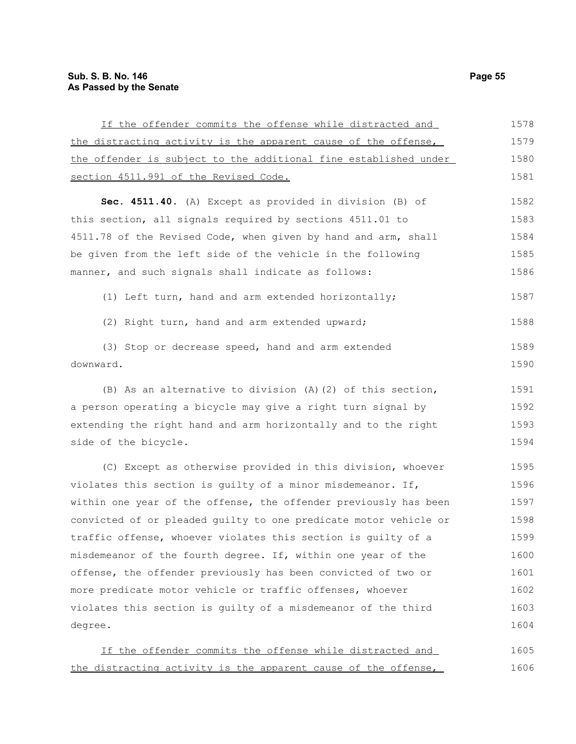If the offender commits the offense while distracted and the distracting activity is the apparent cause of the offense, the offender is subject to the additional fine established under section 4511.991 of the Revised Code.

**Sec. 4511.40.** (A) Except as provided in division (B) of this section, all signals required by sections 4511.01 to 4511.78 of the Revised Code, when given by hand and arm, shall be given from the left side of the vehicle in the following manner, and such signals shall indicate as follows:

(1) Left turn, hand and arm extended horizontally;

(2) Right turn, hand and arm extended upward;

(3) Stop or decrease speed, hand and arm extended downward.

(B) As an alternative to division (A)(2) of this section, a person operating a bicycle may give a right turn signal by extending the right hand and arm horizontally and to the right side of the bicycle.

(C) Except as otherwise provided in this division, whoever violates this section is guilty of a minor misdemeanor. If, within one year of the offense, the offender previously has been convicted of or pleaded guilty to one predicate motor vehicle or traffic offense, whoever violates this section is guilty of a misdemeanor of the fourth degree. If, within one year of the offense, the offender previously has been convicted of two or more predicate motor vehicle or traffic offenses, whoever violates this section is guilty of a misdemeanor of the third degree.

If the offender commits the offense while distracted and the distracting activity is the apparent cause of the offense,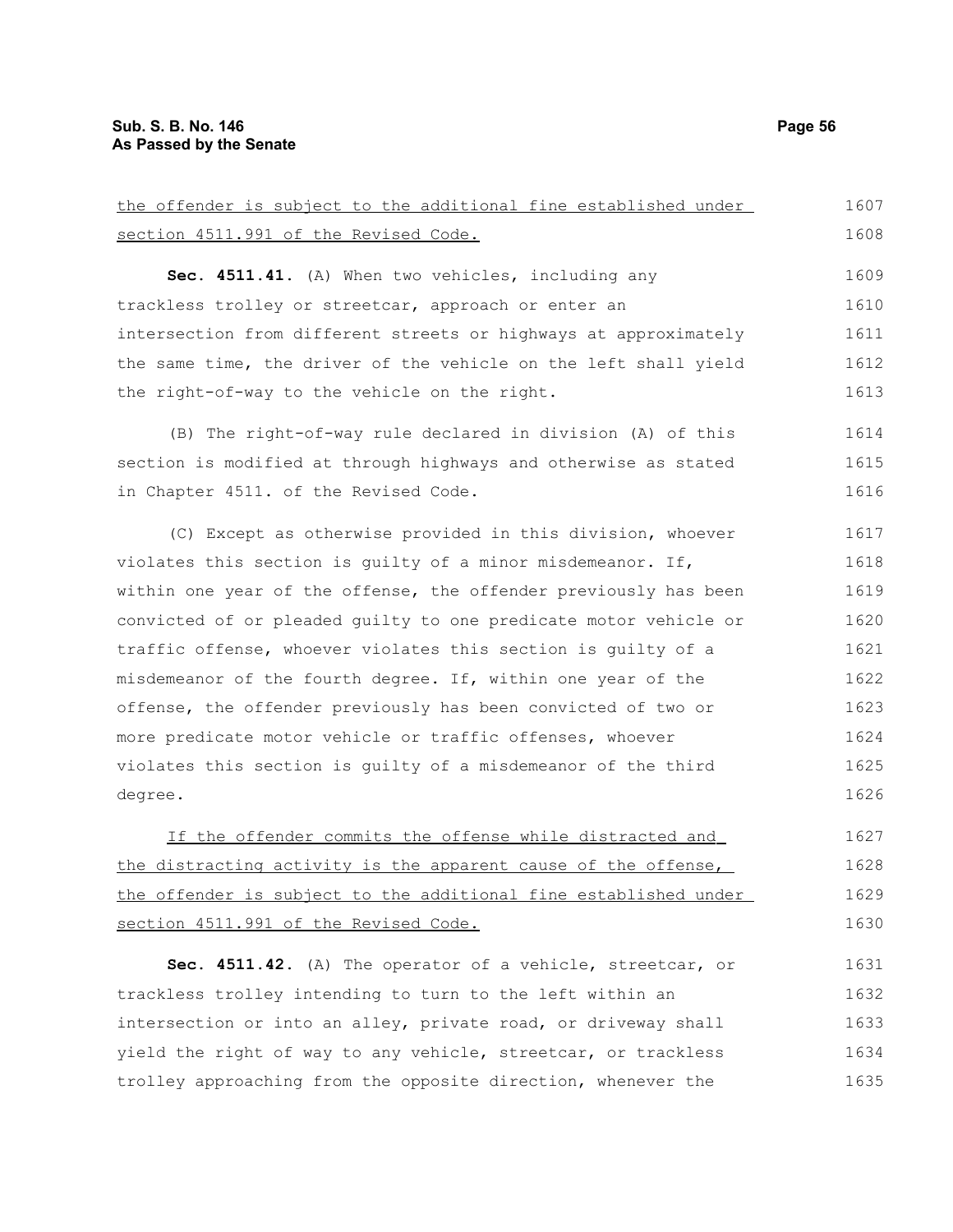the offender is subject to the additional fine established under section 4511.991 of the Revised Code.

**Sec. 4511.41.** (A) When two vehicles, including any trackless trolley or streetcar, approach or enter an intersection from different streets or highways at approximately the same time, the driver of the vehicle on the left shall yield the right-of-way to the vehicle on the right.

(B) The right-of-way rule declared in division (A) of this section is modified at through highways and otherwise as stated in Chapter 4511. of the Revised Code.

(C) Except as otherwise provided in this division, whoever violates this section is guilty of a minor misdemeanor. If, within one year of the offense, the offender previously has been convicted of or pleaded guilty to one predicate motor vehicle or traffic offense, whoever violates this section is guilty of a misdemeanor of the fourth degree. If, within one year of the offense, the offender previously has been convicted of two or more predicate motor vehicle or traffic offenses, whoever violates this section is guilty of a misdemeanor of the third degree.

If the offender commits the offense while distracted and the distracting activity is the apparent cause of the offense, the offender is subject to the additional fine established under section 4511.991 of the Revised Code.

**Sec. 4511.42.** (A) The operator of a vehicle, streetcar, or trackless trolley intending to turn to the left within an intersection or into an alley, private road, or driveway shall yield the right of way to any vehicle, streetcar, or trackless trolley approaching from the opposite direction, whenever the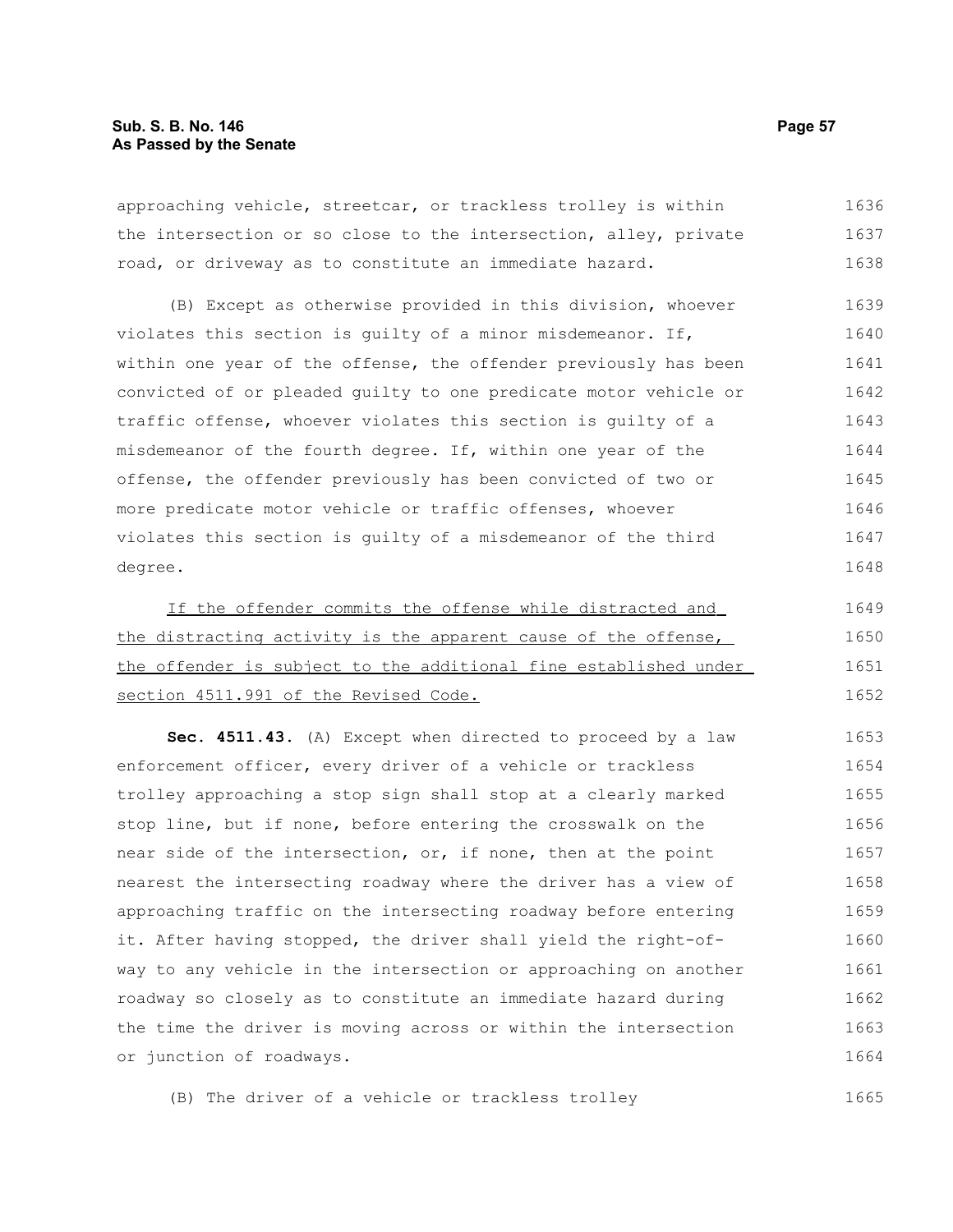approaching vehicle, streetcar, or trackless trolley is within the intersection or so close to the intersection, alley, private road, or driveway as to constitute an immediate hazard.

(B) Except as otherwise provided in this division, whoever violates this section is guilty of a minor misdemeanor. If, within one year of the offense, the offender previously has been convicted of or pleaded guilty to one predicate motor vehicle or traffic offense, whoever violates this section is guilty of a misdemeanor of the fourth degree. If, within one year of the offense, the offender previously has been convicted of two or more predicate motor vehicle or traffic offenses, whoever violates this section is guilty of a misdemeanor of the third degree.

<u>If the offender commits the offense while distracted and the distracting activity is the apparent cause of the offense, the offender is subject to the additional fine established under section 4511.991 of the Revised Code.</u>

**Sec. 4511.43.** (A) Except when directed to proceed by a law enforcement officer, every driver of a vehicle or trackless trolley approaching a stop sign shall stop at a clearly marked stop line, but if none, before entering the crosswalk on the near side of the intersection, or, if none, then at the point nearest the intersecting roadway where the driver has a view of approaching traffic on the intersecting roadway before entering it. After having stopped, the driver shall yield the right-of-way to any vehicle in the intersection or approaching on another roadway so closely as to constitute an immediate hazard during the time the driver is moving across or within the intersection or junction of roadways.

(B) The driver of a vehicle or trackless trolley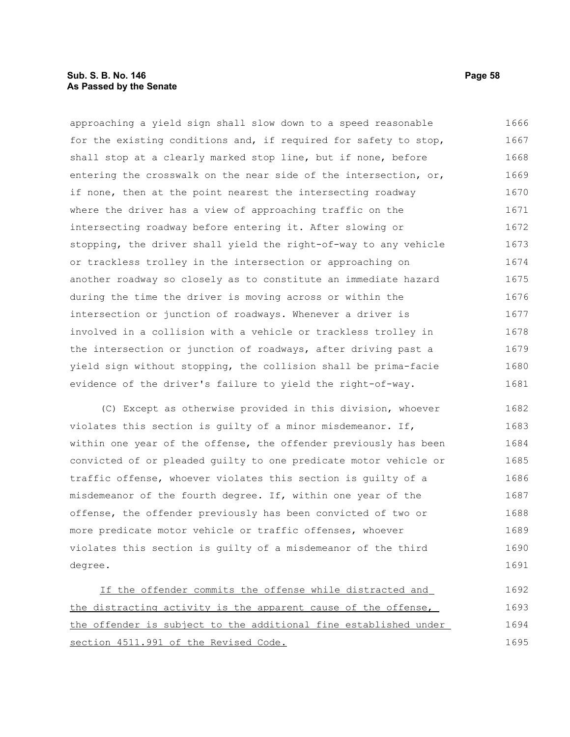approaching a yield sign shall slow down to a speed reasonable for the existing conditions and, if required for safety to stop, shall stop at a clearly marked stop line, but if none, before entering the crosswalk on the near side of the intersection, or, if none, then at the point nearest the intersecting roadway where the driver has a view of approaching traffic on the intersecting roadway before entering it. After slowing or stopping, the driver shall yield the right-of-way to any vehicle or trackless trolley in the intersection or approaching on another roadway so closely as to constitute an immediate hazard during the time the driver is moving across or within the intersection or junction of roadways. Whenever a driver is involved in a collision with a vehicle or trackless trolley in the intersection or junction of roadways, after driving past a yield sign without stopping, the collision shall be prima-facie evidence of the driver's failure to yield the right-of-way.

(C) Except as otherwise provided in this division, whoever violates this section is guilty of a minor misdemeanor. If, within one year of the offense, the offender previously has been convicted of or pleaded guilty to one predicate motor vehicle or traffic offense, whoever violates this section is guilty of a misdemeanor of the fourth degree. If, within one year of the offense, the offender previously has been convicted of two or more predicate motor vehicle or traffic offenses, whoever violates this section is guilty of a misdemeanor of the third degree.

<u>If the offender commits the offense while distracted and the distracting activity is the apparent cause of the offense, the offender is subject to the additional fine established under section 4511.991 of the Revised Code.</u>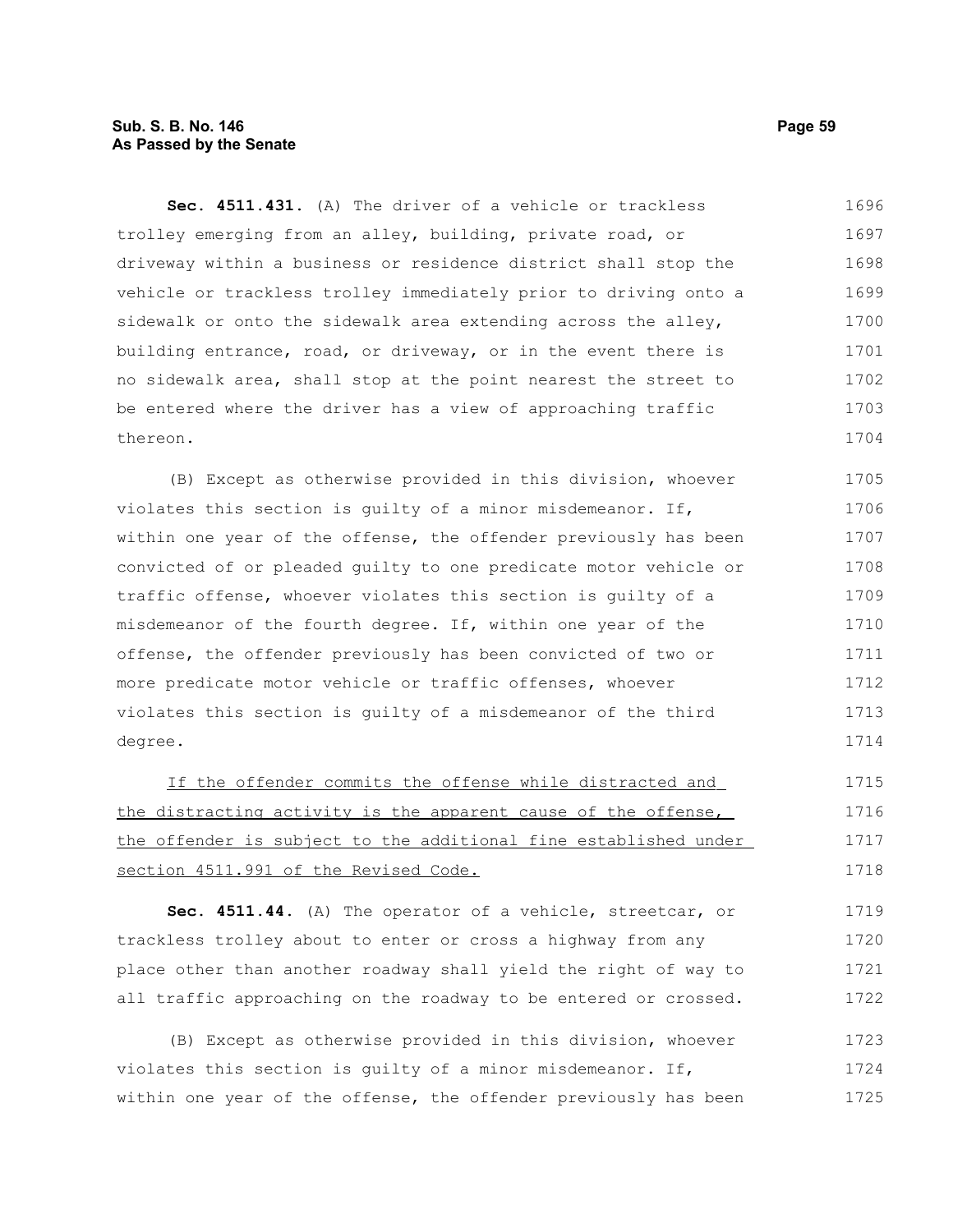**Sec. 4511.431.** (A) The driver of a vehicle or trackless trolley emerging from an alley, building, private road, or driveway within a business or residence district shall stop the vehicle or trackless trolley immediately prior to driving onto a sidewalk or onto the sidewalk area extending across the alley, building entrance, road, or driveway, or in the event there is no sidewalk area, shall stop at the point nearest the street to be entered where the driver has a view of approaching traffic thereon.

(B) Except as otherwise provided in this division, whoever violates this section is guilty of a minor misdemeanor. If, within one year of the offense, the offender previously has been convicted of or pleaded guilty to one predicate motor vehicle or traffic offense, whoever violates this section is guilty of a misdemeanor of the fourth degree. If, within one year of the offense, the offender previously has been convicted of two or more predicate motor vehicle or traffic offenses, whoever violates this section is guilty of a misdemeanor of the third degree.

<u>If the offender commits the offense while distracted and the distracting activity is the apparent cause of the offense, the offender is subject to the additional fine established under section 4511.991 of the Revised Code.</u>

**Sec. 4511.44.** (A) The operator of a vehicle, streetcar, or trackless trolley about to enter or cross a highway from any place other than another roadway shall yield the right of way to all traffic approaching on the roadway to be entered or crossed.

(B) Except as otherwise provided in this division, whoever violates this section is guilty of a minor misdemeanor. If, within one year of the offense, the offender previously has been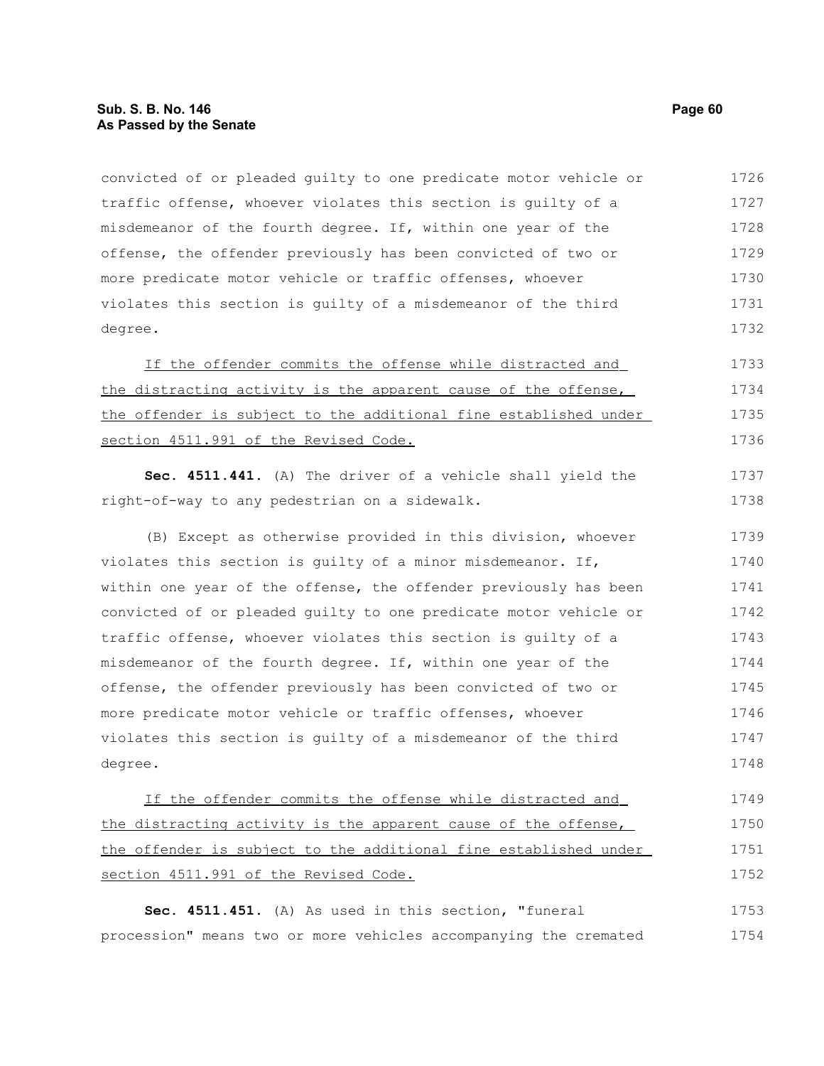convicted of or pleaded guilty to one predicate motor vehicle or traffic offense, whoever violates this section is guilty of a misdemeanor of the fourth degree. If, within one year of the offense, the offender previously has been convicted of two or more predicate motor vehicle or traffic offenses, whoever violates this section is guilty of a misdemeanor of the third degree.

<u>If the offender commits the offense while distracted and the distracting activity is the apparent cause of the offense, the offender is subject to the additional fine established under section 4511.991 of the Revised Code.</u>

**Sec. 4511.441.** (A) The driver of a vehicle shall yield the right-of-way to any pedestrian on a sidewalk.

(B) Except as otherwise provided in this division, whoever violates this section is guilty of a minor misdemeanor. If, within one year of the offense, the offender previously has been convicted of or pleaded guilty to one predicate motor vehicle or traffic offense, whoever violates this section is guilty of a misdemeanor of the fourth degree. If, within one year of the offense, the offender previously has been convicted of two or more predicate motor vehicle or traffic offenses, whoever violates this section is guilty of a misdemeanor of the third degree.

<u>If the offender commits the offense while distracted and the distracting activity is the apparent cause of the offense, the offender is subject to the additional fine established under section 4511.991 of the Revised Code.</u>

**Sec. 4511.451.** (A) As used in this section, "funeral procession" means two or more vehicles accompanying the cremated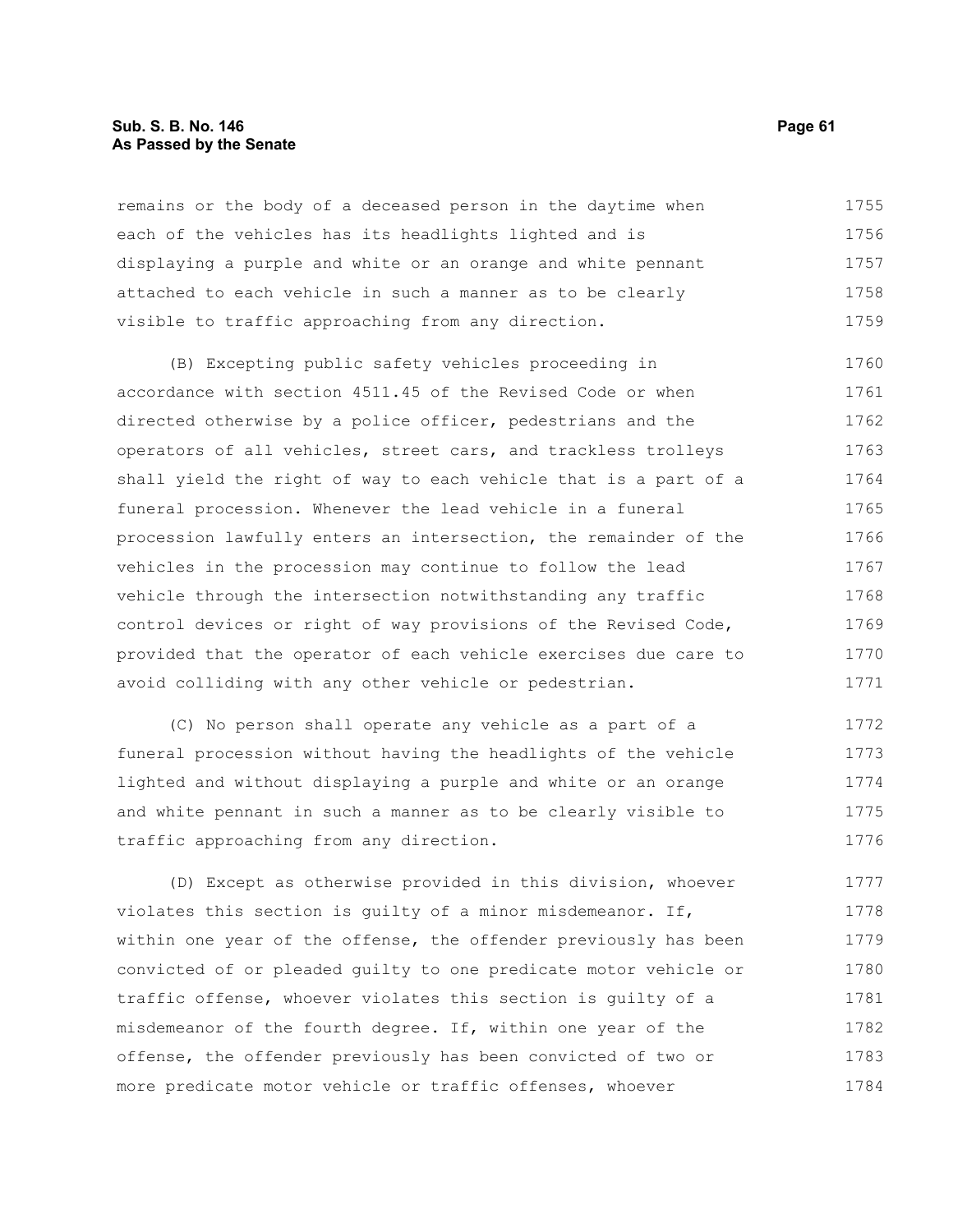remains or the body of a deceased person in the daytime when each of the vehicles has its headlights lighted and is displaying a purple and white or an orange and white pennant attached to each vehicle in such a manner as to be clearly visible to traffic approaching from any direction.

(B) Excepting public safety vehicles proceeding in accordance with section 4511.45 of the Revised Code or when directed otherwise by a police officer, pedestrians and the operators of all vehicles, street cars, and trackless trolleys shall yield the right of way to each vehicle that is a part of a funeral procession. Whenever the lead vehicle in a funeral procession lawfully enters an intersection, the remainder of the vehicles in the procession may continue to follow the lead vehicle through the intersection notwithstanding any traffic control devices or right of way provisions of the Revised Code, provided that the operator of each vehicle exercises due care to avoid colliding with any other vehicle or pedestrian.

(C) No person shall operate any vehicle as a part of a funeral procession without having the headlights of the vehicle lighted and without displaying a purple and white or an orange and white pennant in such a manner as to be clearly visible to traffic approaching from any direction.

(D) Except as otherwise provided in this division, whoever violates this section is guilty of a minor misdemeanor. If, within one year of the offense, the offender previously has been convicted of or pleaded guilty to one predicate motor vehicle or traffic offense, whoever violates this section is guilty of a misdemeanor of the fourth degree. If, within one year of the offense, the offender previously has been convicted of two or more predicate motor vehicle or traffic offenses, whoever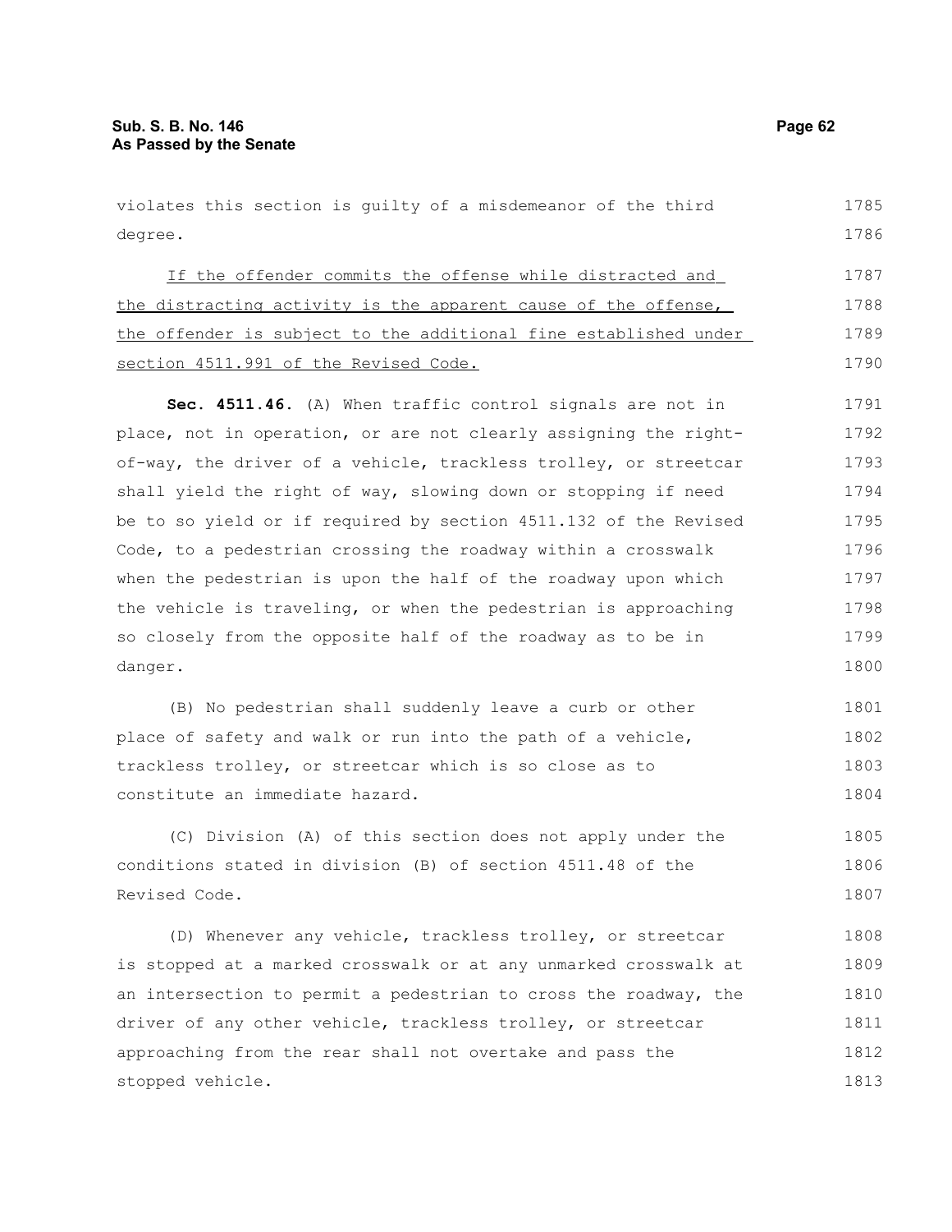violates this section is guilty of a misdemeanor of the third degree.

<u>If the offender commits the offense while distracted and the distracting activity is the apparent cause of the offense, the offender is subject to the additional fine established under section 4511.991 of the Revised Code.</u>

**Sec. 4511.46.** (A) When traffic control signals are not in place, not in operation, or are not clearly assigning the right-of-way, the driver of a vehicle, trackless trolley, or streetcar shall yield the right of way, slowing down or stopping if need be to so yield or if required by section 4511.132 of the Revised Code, to a pedestrian crossing the roadway within a crosswalk when the pedestrian is upon the half of the roadway upon which the vehicle is traveling, or when the pedestrian is approaching so closely from the opposite half of the roadway as to be in danger.

(B) No pedestrian shall suddenly leave a curb or other place of safety and walk or run into the path of a vehicle, trackless trolley, or streetcar which is so close as to constitute an immediate hazard.

(C) Division (A) of this section does not apply under the conditions stated in division (B) of section 4511.48 of the Revised Code.

(D) Whenever any vehicle, trackless trolley, or streetcar is stopped at a marked crosswalk or at any unmarked crosswalk at an intersection to permit a pedestrian to cross the roadway, the driver of any other vehicle, trackless trolley, or streetcar approaching from the rear shall not overtake and pass the stopped vehicle.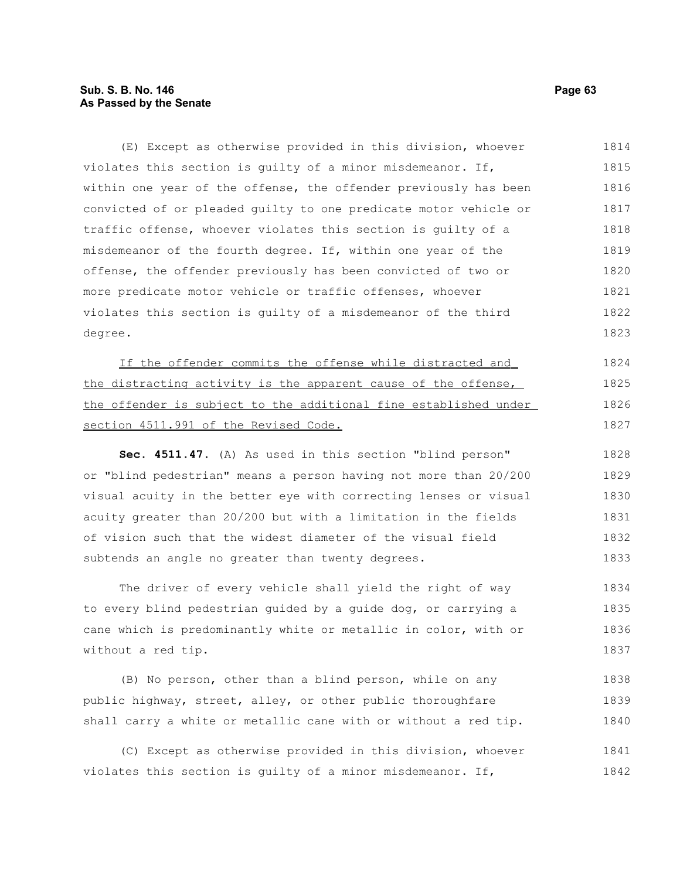(E) Except as otherwise provided in this division, whoever violates this section is guilty of a minor misdemeanor. If, within one year of the offense, the offender previously has been convicted of or pleaded guilty to one predicate motor vehicle or traffic offense, whoever violates this section is guilty of a misdemeanor of the fourth degree. If, within one year of the offense, the offender previously has been convicted of two or more predicate motor vehicle or traffic offenses, whoever violates this section is guilty of a misdemeanor of the third degree.

<u>If the offender commits the offense while distracted and the distracting activity is the apparent cause of the offense, the offender is subject to the additional fine established under section 4511.991 of the Revised Code.</u>

**Sec. 4511.47.** (A) As used in this section "blind person" or "blind pedestrian" means a person having not more than 20/200 visual acuity in the better eye with correcting lenses or visual acuity greater than 20/200 but with a limitation in the fields of vision such that the widest diameter of the visual field subtends an angle no greater than twenty degrees.

The driver of every vehicle shall yield the right of way to every blind pedestrian guided by a guide dog, or carrying a cane which is predominantly white or metallic in color, with or without a red tip.

(B) No person, other than a blind person, while on any public highway, street, alley, or other public thoroughfare shall carry a white or metallic cane with or without a red tip.

(C) Except as otherwise provided in this division, whoever violates this section is guilty of a minor misdemeanor. If,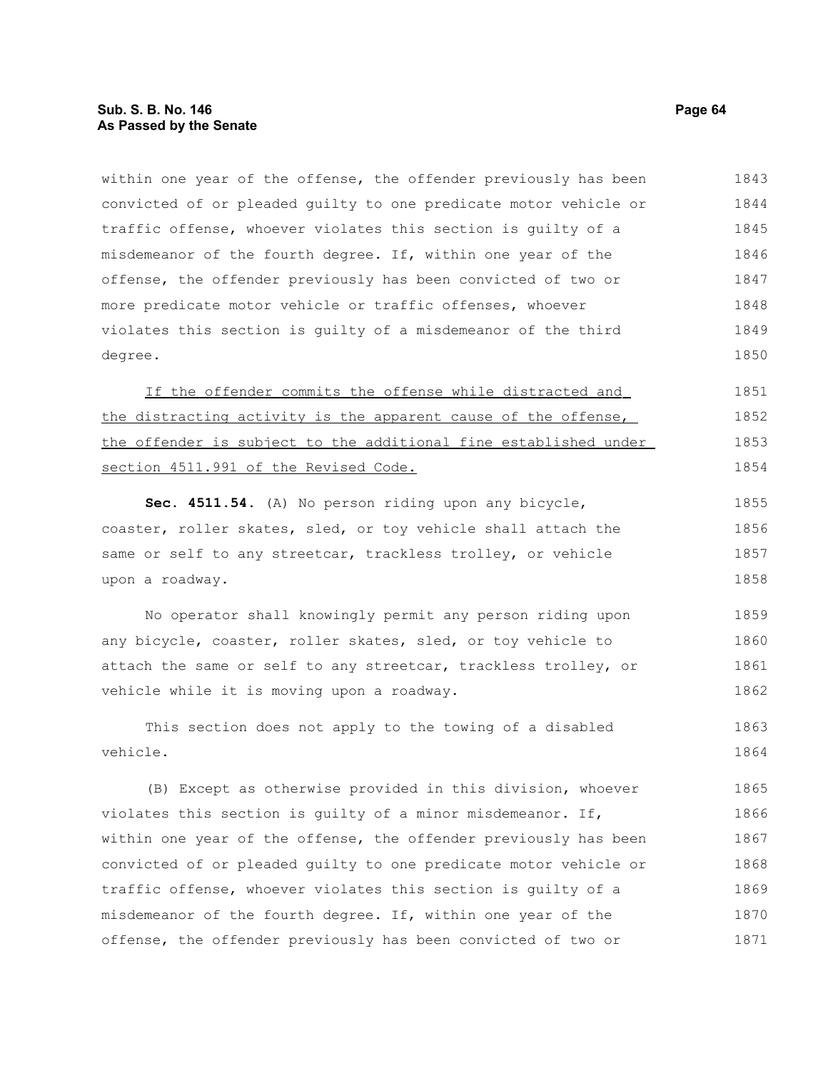within one year of the offense, the offender previously has been convicted of or pleaded guilty to one predicate motor vehicle or traffic offense, whoever violates this section is guilty of a misdemeanor of the fourth degree. If, within one year of the offense, the offender previously has been convicted of two or more predicate motor vehicle or traffic offenses, whoever violates this section is guilty of a misdemeanor of the third degree.

<u>If the offender commits the offense while distracted and the distracting activity is the apparent cause of the offense, the offender is subject to the additional fine established under section 4511.991 of the Revised Code.</u>

**Sec. 4511.54.** (A) No person riding upon any bicycle, coaster, roller skates, sled, or toy vehicle shall attach the same or self to any streetcar, trackless trolley, or vehicle upon a roadway.

No operator shall knowingly permit any person riding upon any bicycle, coaster, roller skates, sled, or toy vehicle to attach the same or self to any streetcar, trackless trolley, or vehicle while it is moving upon a roadway.

This section does not apply to the towing of a disabled vehicle.

(B) Except as otherwise provided in this division, whoever violates this section is guilty of a minor misdemeanor. If, within one year of the offense, the offender previously has been convicted of or pleaded guilty to one predicate motor vehicle or traffic offense, whoever violates this section is guilty of a misdemeanor of the fourth degree. If, within one year of the offense, the offender previously has been convicted of two or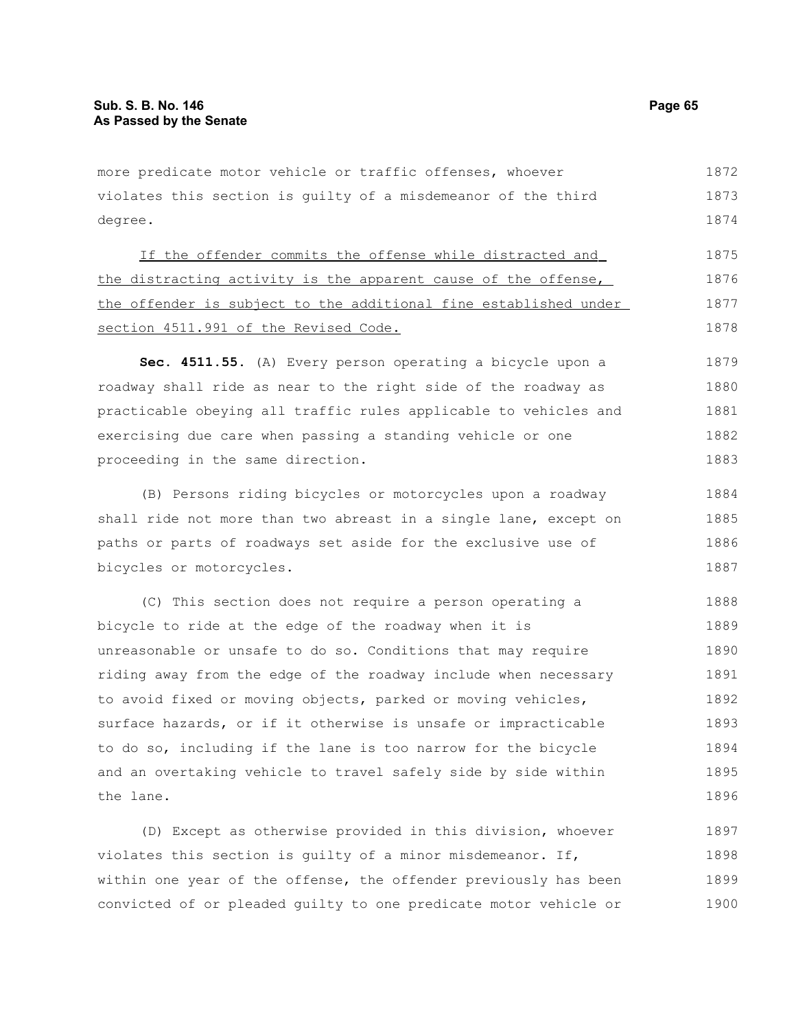more predicate motor vehicle or traffic offenses, whoever violates this section is guilty of a misdemeanor of the third degree.

<u>If the offender commits the offense while distracted and the distracting activity is the apparent cause of the offense, the offender is subject to the additional fine established under section 4511.991 of the Revised Code.</u>

**Sec. 4511.55.** (A) Every person operating a bicycle upon a roadway shall ride as near to the right side of the roadway as practicable obeying all traffic rules applicable to vehicles and exercising due care when passing a standing vehicle or one proceeding in the same direction.

(B) Persons riding bicycles or motorcycles upon a roadway shall ride not more than two abreast in a single lane, except on paths or parts of roadways set aside for the exclusive use of bicycles or motorcycles.

(C) This section does not require a person operating a bicycle to ride at the edge of the roadway when it is unreasonable or unsafe to do so. Conditions that may require riding away from the edge of the roadway include when necessary to avoid fixed or moving objects, parked or moving vehicles, surface hazards, or if it otherwise is unsafe or impracticable to do so, including if the lane is too narrow for the bicycle and an overtaking vehicle to travel safely side by side within the lane.

(D) Except as otherwise provided in this division, whoever violates this section is guilty of a minor misdemeanor. If, within one year of the offense, the offender previously has been convicted of or pleaded guilty to one predicate motor vehicle or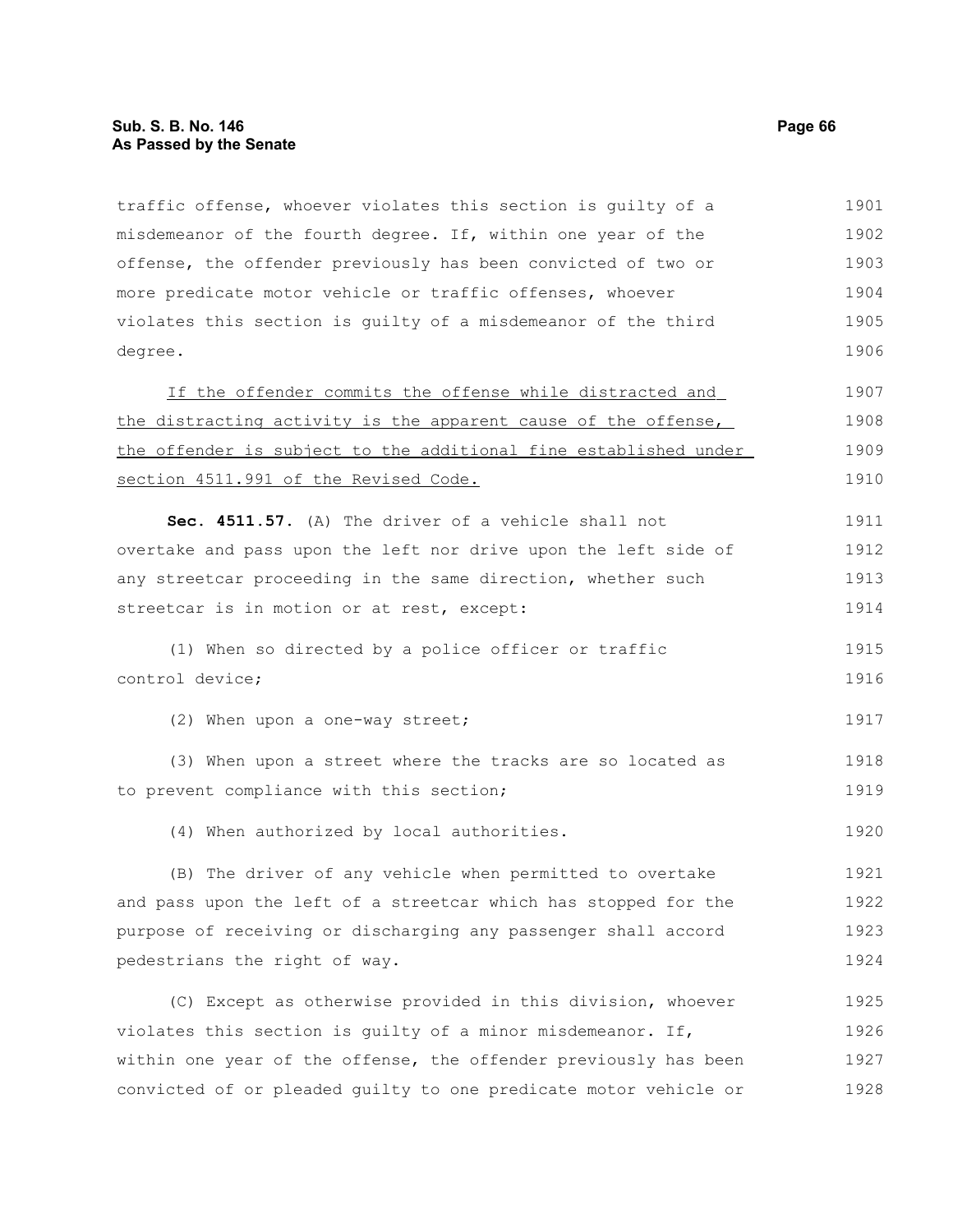traffic offense, whoever violates this section is guilty of a misdemeanor of the fourth degree. If, within one year of the offense, the offender previously has been convicted of two or more predicate motor vehicle or traffic offenses, whoever violates this section is guilty of a misdemeanor of the third degree.

<u>If the offender commits the offense while distracted and the distracting activity is the apparent cause of the offense, the offender is subject to the additional fine established under section 4511.991 of the Revised Code.</u>

**Sec. 4511.57.** (A) The driver of a vehicle shall not overtake and pass upon the left nor drive upon the left side of any streetcar proceeding in the same direction, whether such streetcar is in motion or at rest, except:

(1) When so directed by a police officer or traffic control device;

(2) When upon a one-way street;

(3) When upon a street where the tracks are so located as to prevent compliance with this section;

(4) When authorized by local authorities.

(B) The driver of any vehicle when permitted to overtake and pass upon the left of a streetcar which has stopped for the purpose of receiving or discharging any passenger shall accord pedestrians the right of way.

(C) Except as otherwise provided in this division, whoever violates this section is guilty of a minor misdemeanor. If, within one year of the offense, the offender previously has been convicted of or pleaded guilty to one predicate motor vehicle or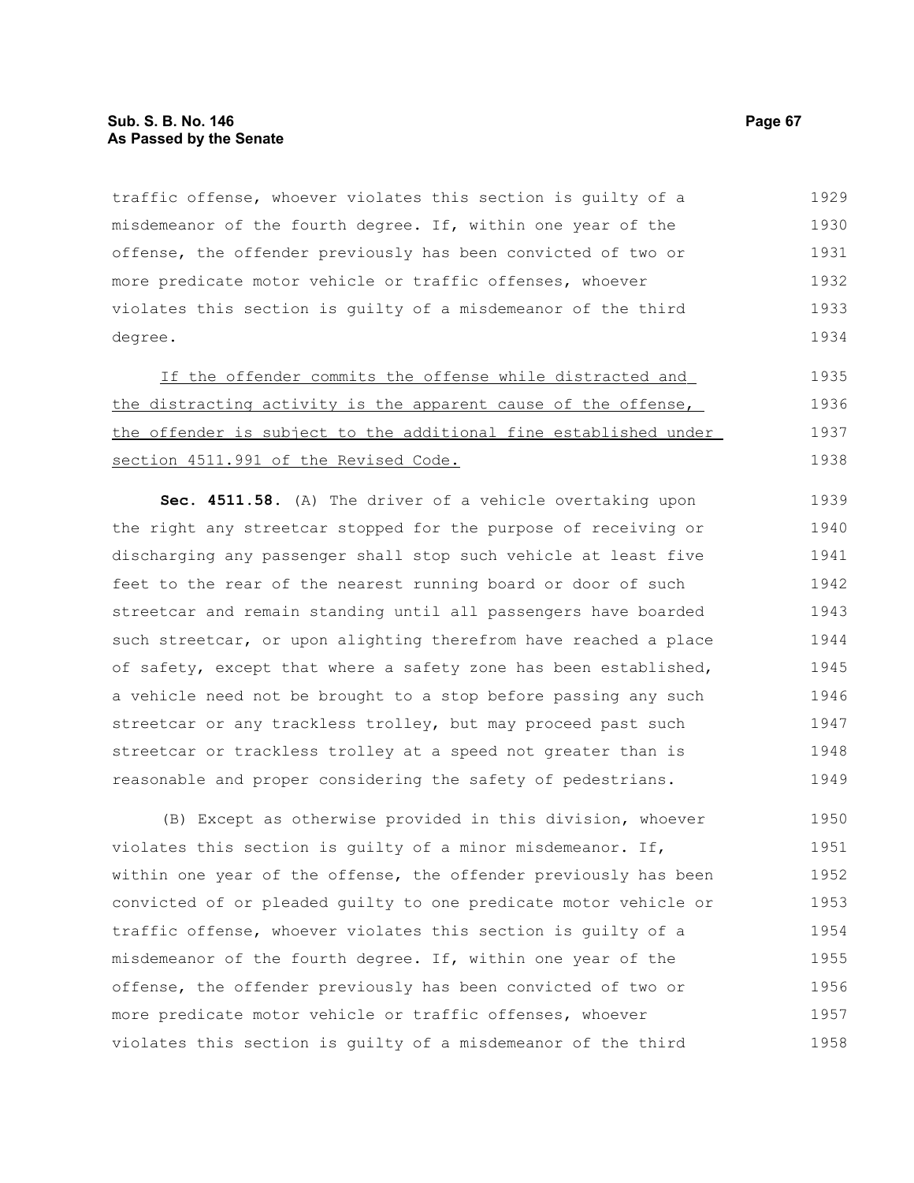traffic offense, whoever violates this section is guilty of a misdemeanor of the fourth degree. If, within one year of the offense, the offender previously has been convicted of two or more predicate motor vehicle or traffic offenses, whoever violates this section is guilty of a misdemeanor of the third degree.

<u>If the offender commits the offense while distracted and the distracting activity is the apparent cause of the offense, the offender is subject to the additional fine established under section 4511.991 of the Revised Code.</u>

**Sec. 4511.58.** (A) The driver of a vehicle overtaking upon the right any streetcar stopped for the purpose of receiving or discharging any passenger shall stop such vehicle at least five feet to the rear of the nearest running board or door of such streetcar and remain standing until all passengers have boarded such streetcar, or upon alighting therefrom have reached a place of safety, except that where a safety zone has been established, a vehicle need not be brought to a stop before passing any such streetcar or any trackless trolley, but may proceed past such streetcar or trackless trolley at a speed not greater than is reasonable and proper considering the safety of pedestrians.

(B) Except as otherwise provided in this division, whoever violates this section is guilty of a minor misdemeanor. If, within one year of the offense, the offender previously has been convicted of or pleaded guilty to one predicate motor vehicle or traffic offense, whoever violates this section is guilty of a misdemeanor of the fourth degree. If, within one year of the offense, the offender previously has been convicted of two or more predicate motor vehicle or traffic offenses, whoever violates this section is guilty of a misdemeanor of the third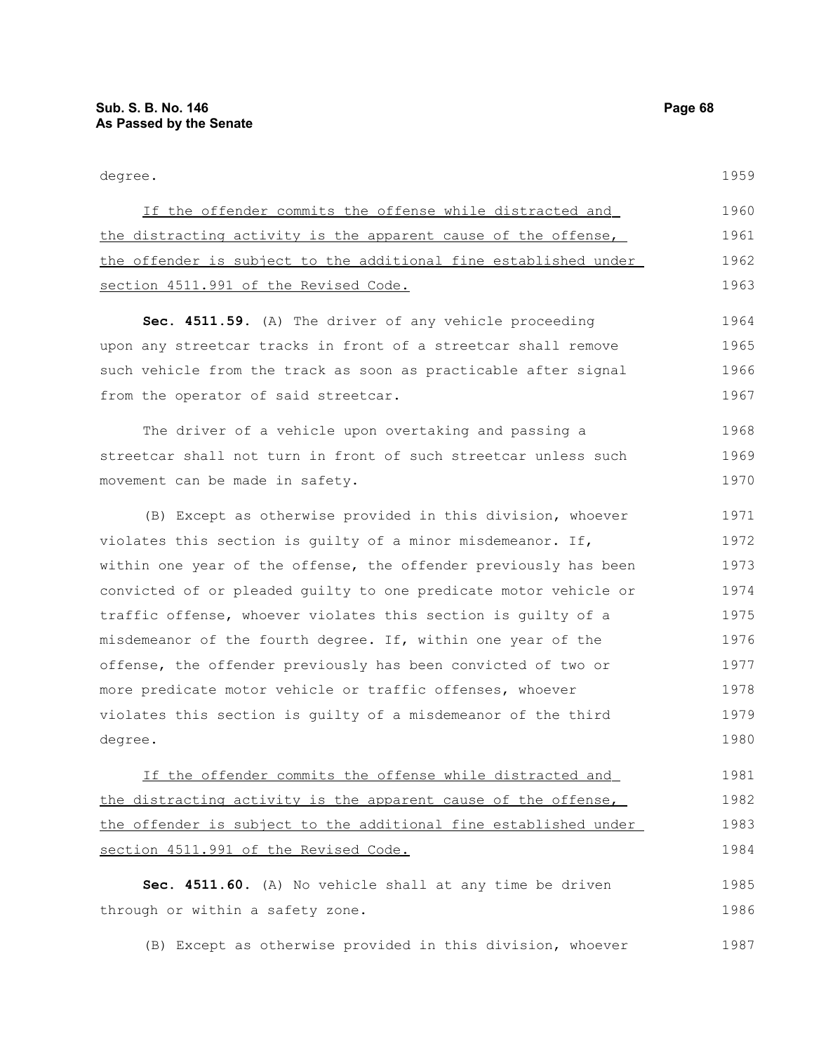degree.

If the offender commits the offense while distracted and the distracting activity is the apparent cause of the offense, the offender is subject to the additional fine established under section 4511.991 of the Revised Code.

**Sec. 4511.59.** (A) The driver of any vehicle proceeding upon any streetcar tracks in front of a streetcar shall remove such vehicle from the track as soon as practicable after signal from the operator of said streetcar.

The driver of a vehicle upon overtaking and passing a streetcar shall not turn in front of such streetcar unless such movement can be made in safety.

(B) Except as otherwise provided in this division, whoever violates this section is guilty of a minor misdemeanor. If, within one year of the offense, the offender previously has been convicted of or pleaded guilty to one predicate motor vehicle or traffic offense, whoever violates this section is guilty of a misdemeanor of the fourth degree. If, within one year of the offense, the offender previously has been convicted of two or more predicate motor vehicle or traffic offenses, whoever violates this section is guilty of a misdemeanor of the third degree.

If the offender commits the offense while distracted and the distracting activity is the apparent cause of the offense, the offender is subject to the additional fine established under section 4511.991 of the Revised Code.

**Sec. 4511.60.** (A) No vehicle shall at any time be driven through or within a safety zone.

(B) Except as otherwise provided in this division, whoever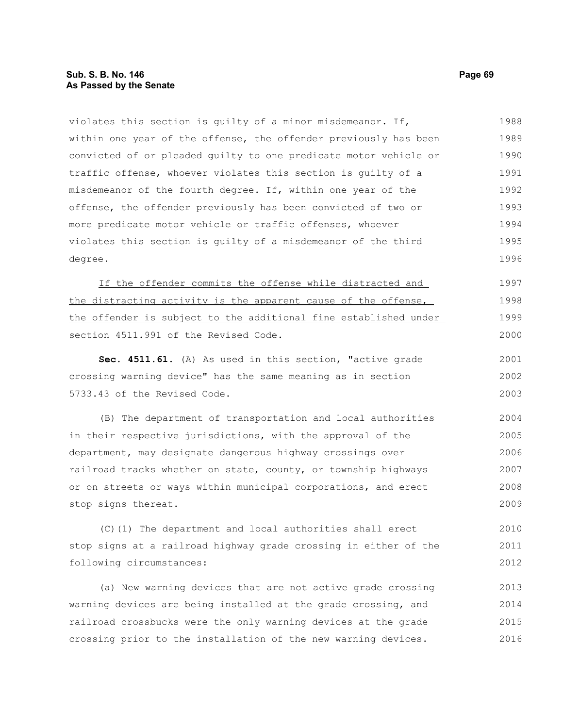violates this section is guilty of a minor misdemeanor. If, within one year of the offense, the offender previously has been convicted of or pleaded guilty to one predicate motor vehicle or traffic offense, whoever violates this section is guilty of a misdemeanor of the fourth degree. If, within one year of the offense, the offender previously has been convicted of two or more predicate motor vehicle or traffic offenses, whoever violates this section is guilty of a misdemeanor of the third degree.

If the offender commits the offense while distracted and the distracting activity is the apparent cause of the offense, the offender is subject to the additional fine established under section 4511.991 of the Revised Code.

**Sec. 4511.61.** (A) As used in this section, "active grade crossing warning device" has the same meaning as in section 5733.43 of the Revised Code.

(B) The department of transportation and local authorities in their respective jurisdictions, with the approval of the department, may designate dangerous highway crossings over railroad tracks whether on state, county, or township highways or on streets or ways within municipal corporations, and erect stop signs thereat.

(C)(1) The department and local authorities shall erect stop signs at a railroad highway grade crossing in either of the following circumstances:

(a) New warning devices that are not active grade crossing warning devices are being installed at the grade crossing, and railroad crossbucks were the only warning devices at the grade crossing prior to the installation of the new warning devices.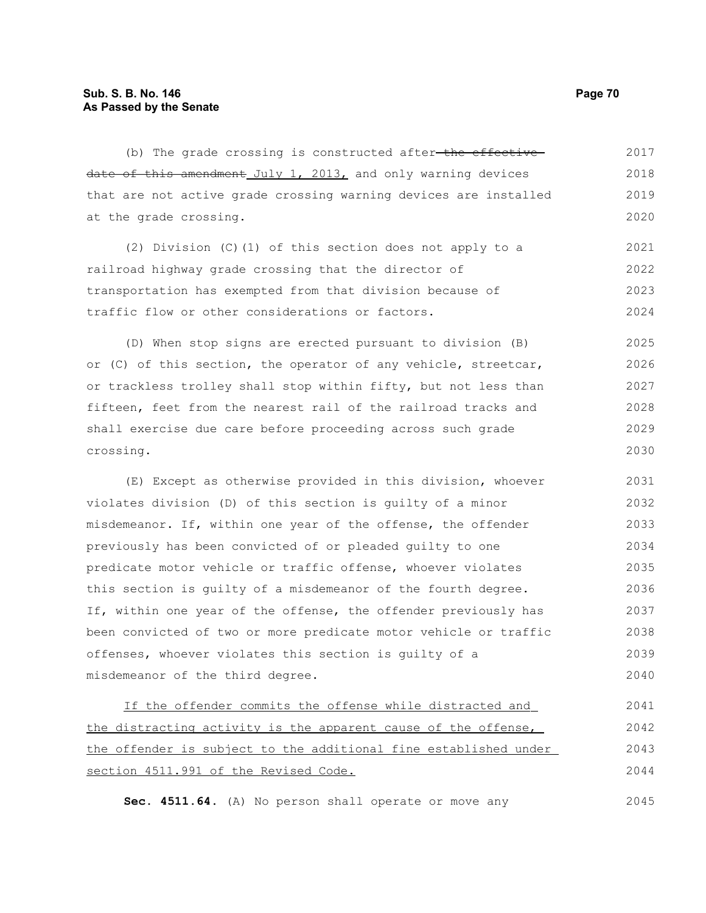(b) The grade crossing is constructed after ~~the effective date of this amendment~~ July 1, 2013, and only warning devices that are not active grade crossing warning devices are installed at the grade crossing.

(2) Division (C)(1) of this section does not apply to a railroad highway grade crossing that the director of transportation has exempted from that division because of traffic flow or other considerations or factors.

(D) When stop signs are erected pursuant to division (B) or (C) of this section, the operator of any vehicle, streetcar, or trackless trolley shall stop within fifty, but not less than fifteen, feet from the nearest rail of the railroad tracks and shall exercise due care before proceeding across such grade crossing.

(E) Except as otherwise provided in this division, whoever violates division (D) of this section is guilty of a minor misdemeanor. If, within one year of the offense, the offender previously has been convicted of or pleaded guilty to one predicate motor vehicle or traffic offense, whoever violates this section is guilty of a misdemeanor of the fourth degree. If, within one year of the offense, the offender previously has been convicted of two or more predicate motor vehicle or traffic offenses, whoever violates this section is guilty of a misdemeanor of the third degree.

<u>If the offender commits the offense while distracted and the distracting activity is the apparent cause of the offense, the offender is subject to the additional fine established under section 4511.991 of the Revised Code.</u>

**Sec. 4511.64.** (A) No person shall operate or move any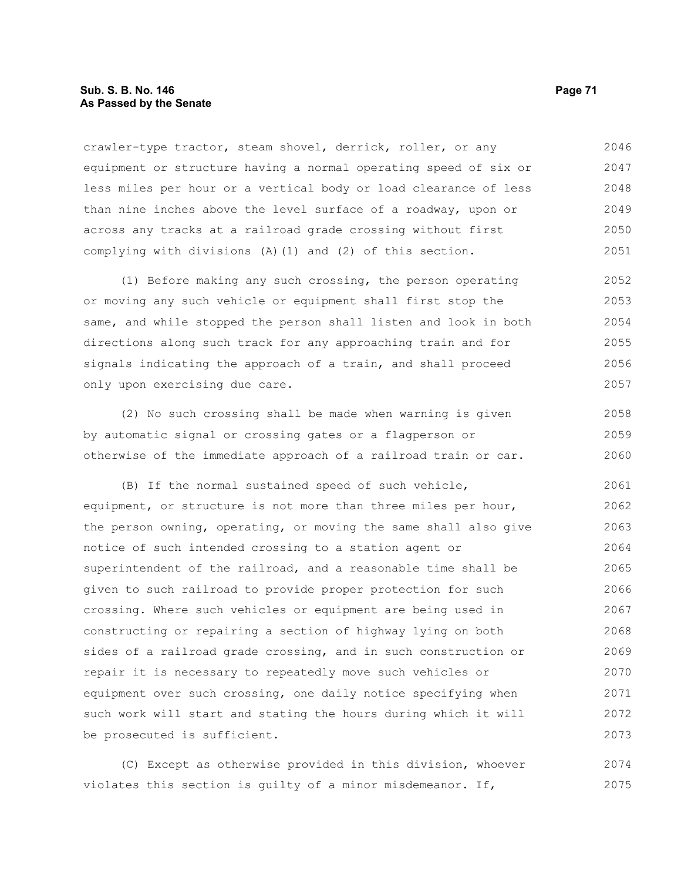crawler-type tractor, steam shovel, derrick, roller, or any equipment or structure having a normal operating speed of six or less miles per hour or a vertical body or load clearance of less than nine inches above the level surface of a roadway, upon or across any tracks at a railroad grade crossing without first complying with divisions (A)(1) and (2) of this section.

(1) Before making any such crossing, the person operating or moving any such vehicle or equipment shall first stop the same, and while stopped the person shall listen and look in both directions along such track for any approaching train and for signals indicating the approach of a train, and shall proceed only upon exercising due care.

(2) No such crossing shall be made when warning is given by automatic signal or crossing gates or a flagperson or otherwise of the immediate approach of a railroad train or car.

(B) If the normal sustained speed of such vehicle, equipment, or structure is not more than three miles per hour, the person owning, operating, or moving the same shall also give notice of such intended crossing to a station agent or superintendent of the railroad, and a reasonable time shall be given to such railroad to provide proper protection for such crossing. Where such vehicles or equipment are being used in constructing or repairing a section of highway lying on both sides of a railroad grade crossing, and in such construction or repair it is necessary to repeatedly move such vehicles or equipment over such crossing, one daily notice specifying when such work will start and stating the hours during which it will be prosecuted is sufficient.

(C) Except as otherwise provided in this division, whoever violates this section is guilty of a minor misdemeanor. If,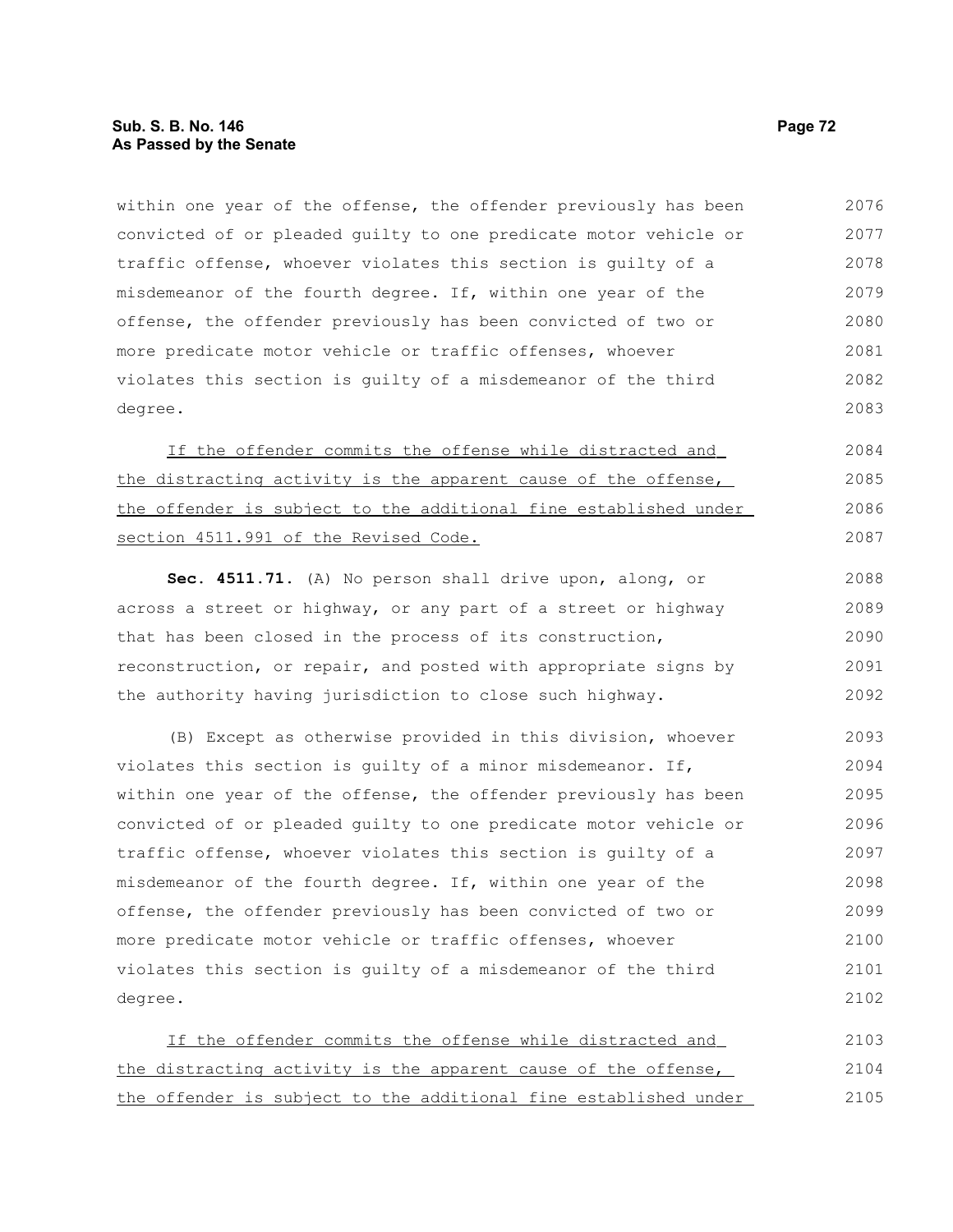within one year of the offense, the offender previously has been convicted of or pleaded guilty to one predicate motor vehicle or traffic offense, whoever violates this section is guilty of a misdemeanor of the fourth degree. If, within one year of the offense, the offender previously has been convicted of two or more predicate motor vehicle or traffic offenses, whoever violates this section is guilty of a misdemeanor of the third degree.

<u>If the offender commits the offense while distracted and the distracting activity is the apparent cause of the offense, the offender is subject to the additional fine established under section 4511.991 of the Revised Code.</u>

**Sec. 4511.71.** (A) No person shall drive upon, along, or across a street or highway, or any part of a street or highway that has been closed in the process of its construction, reconstruction, or repair, and posted with appropriate signs by the authority having jurisdiction to close such highway.

(B) Except as otherwise provided in this division, whoever violates this section is guilty of a minor misdemeanor. If, within one year of the offense, the offender previously has been convicted of or pleaded guilty to one predicate motor vehicle or traffic offense, whoever violates this section is guilty of a misdemeanor of the fourth degree. If, within one year of the offense, the offender previously has been convicted of two or more predicate motor vehicle or traffic offenses, whoever violates this section is guilty of a misdemeanor of the third degree.

<u>If the offender commits the offense while distracted and the distracting activity is the apparent cause of the offense, the offender is subject to the additional fine established under</u>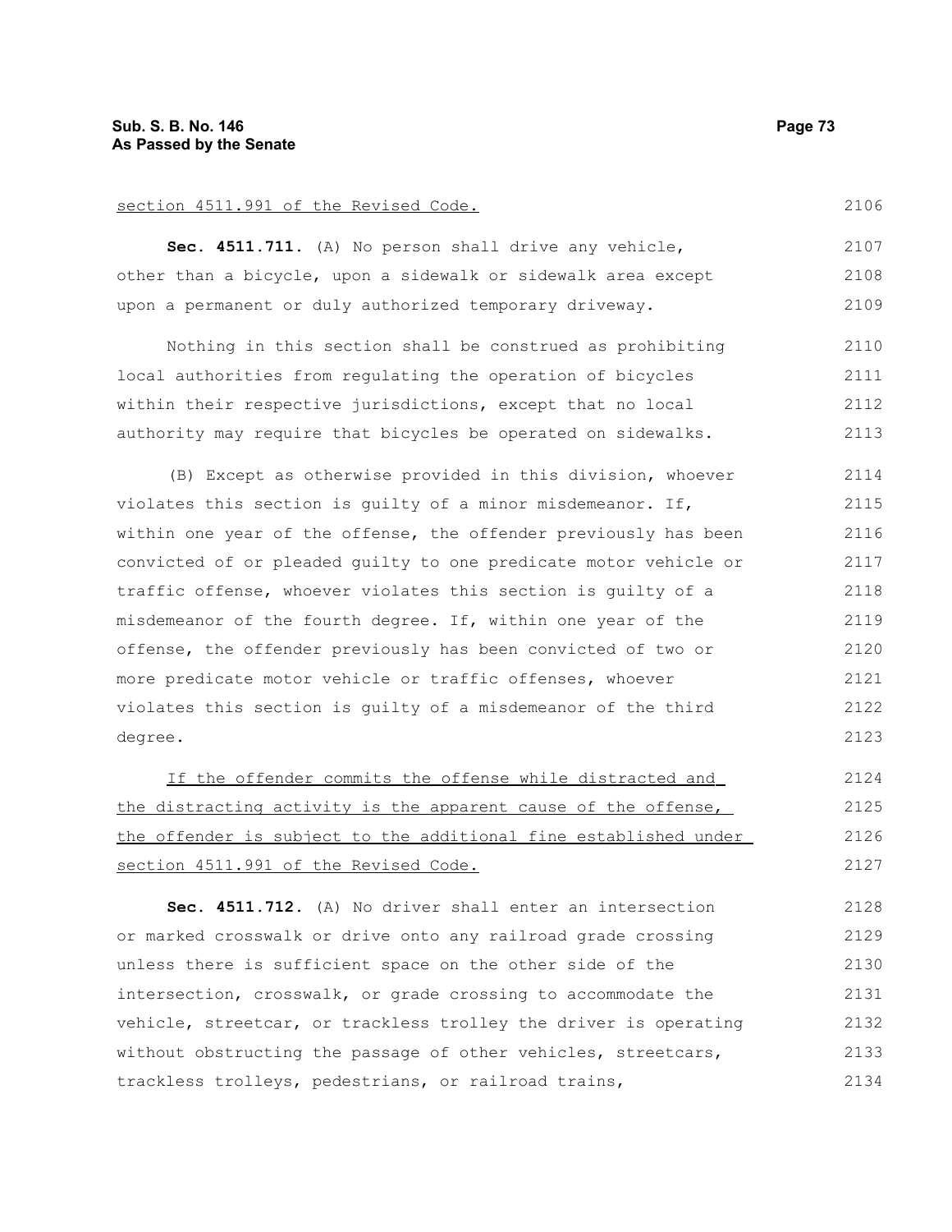section 4511.991 of the Revised Code.

**Sec. 4511.711.** (A) No person shall drive any vehicle, other than a bicycle, upon a sidewalk or sidewalk area except upon a permanent or duly authorized temporary driveway.

Nothing in this section shall be construed as prohibiting local authorities from regulating the operation of bicycles within their respective jurisdictions, except that no local authority may require that bicycles be operated on sidewalks.

(B) Except as otherwise provided in this division, whoever violates this section is guilty of a minor misdemeanor. If, within one year of the offense, the offender previously has been convicted of or pleaded guilty to one predicate motor vehicle or traffic offense, whoever violates this section is guilty of a misdemeanor of the fourth degree. If, within one year of the offense, the offender previously has been convicted of two or more predicate motor vehicle or traffic offenses, whoever violates this section is guilty of a misdemeanor of the third degree.

If the offender commits the offense while distracted and the distracting activity is the apparent cause of the offense, the offender is subject to the additional fine established under section 4511.991 of the Revised Code.

**Sec. 4511.712.** (A) No driver shall enter an intersection or marked crosswalk or drive onto any railroad grade crossing unless there is sufficient space on the other side of the intersection, crosswalk, or grade crossing to accommodate the vehicle, streetcar, or trackless trolley the driver is operating without obstructing the passage of other vehicles, streetcars, trackless trolleys, pedestrians, or railroad trains,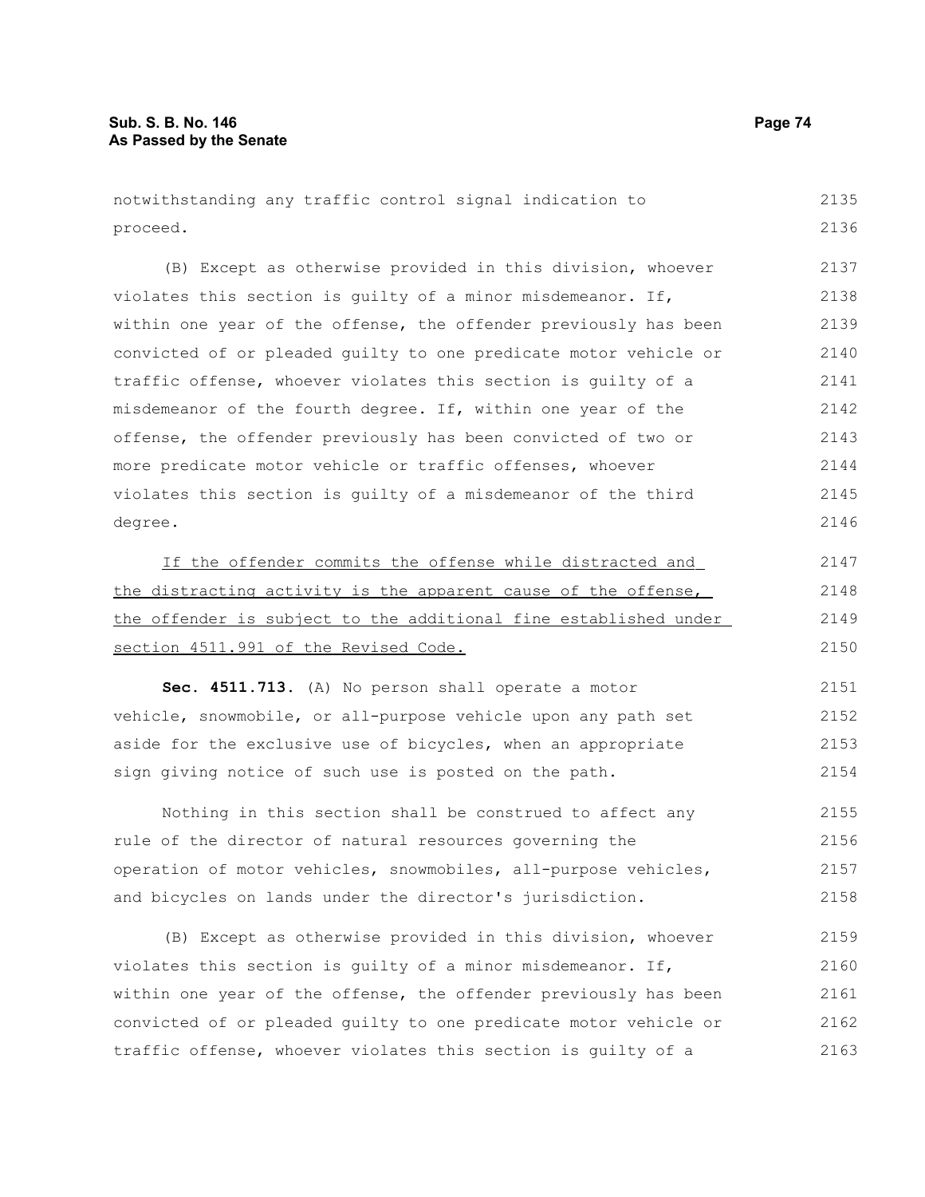notwithstanding any traffic control signal indication to proceed.

(B) Except as otherwise provided in this division, whoever violates this section is guilty of a minor misdemeanor. If, within one year of the offense, the offender previously has been convicted of or pleaded guilty to one predicate motor vehicle or traffic offense, whoever violates this section is guilty of a misdemeanor of the fourth degree. If, within one year of the offense, the offender previously has been convicted of two or more predicate motor vehicle or traffic offenses, whoever violates this section is guilty of a misdemeanor of the third degree.

If the offender commits the offense while distracted and the distracting activity is the apparent cause of the offense, the offender is subject to the additional fine established under section 4511.991 of the Revised Code.

**Sec. 4511.713.** (A) No person shall operate a motor vehicle, snowmobile, or all-purpose vehicle upon any path set aside for the exclusive use of bicycles, when an appropriate sign giving notice of such use is posted on the path.

Nothing in this section shall be construed to affect any rule of the director of natural resources governing the operation of motor vehicles, snowmobiles, all-purpose vehicles, and bicycles on lands under the director's jurisdiction.

(B) Except as otherwise provided in this division, whoever violates this section is guilty of a minor misdemeanor. If, within one year of the offense, the offender previously has been convicted of or pleaded guilty to one predicate motor vehicle or traffic offense, whoever violates this section is guilty of a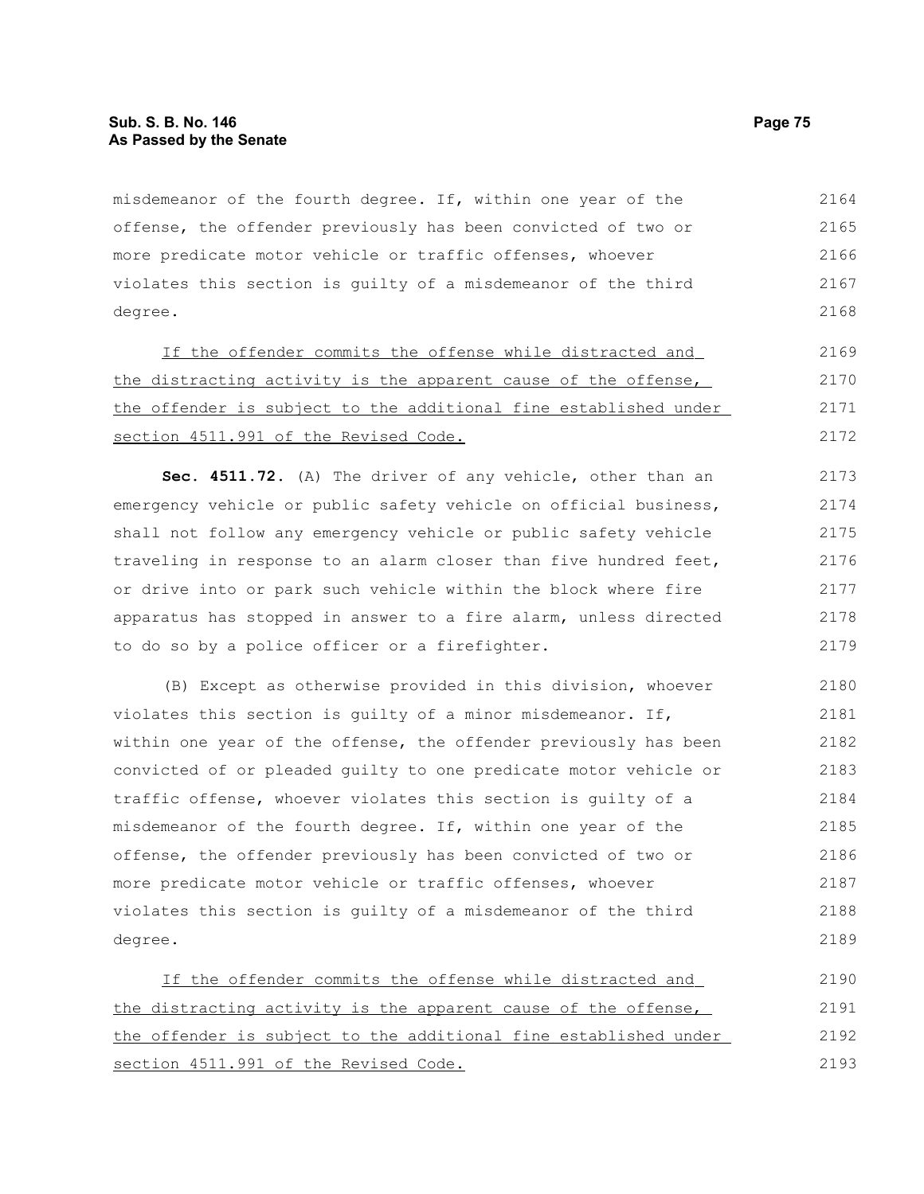misdemeanor of the fourth degree. If, within one year of the offense, the offender previously has been convicted of two or more predicate motor vehicle or traffic offenses, whoever violates this section is guilty of a misdemeanor of the third degree.

If the offender commits the offense while distracted and the distracting activity is the apparent cause of the offense, the offender is subject to the additional fine established under section 4511.991 of the Revised Code.

**Sec. 4511.72.** (A) The driver of any vehicle, other than an emergency vehicle or public safety vehicle on official business, shall not follow any emergency vehicle or public safety vehicle traveling in response to an alarm closer than five hundred feet, or drive into or park such vehicle within the block where fire apparatus has stopped in answer to a fire alarm, unless directed to do so by a police officer or a firefighter.

(B) Except as otherwise provided in this division, whoever violates this section is guilty of a minor misdemeanor. If, within one year of the offense, the offender previously has been convicted of or pleaded guilty to one predicate motor vehicle or traffic offense, whoever violates this section is guilty of a misdemeanor of the fourth degree. If, within one year of the offense, the offender previously has been convicted of two or more predicate motor vehicle or traffic offenses, whoever violates this section is guilty of a misdemeanor of the third degree.

If the offender commits the offense while distracted and the distracting activity is the apparent cause of the offense, the offender is subject to the additional fine established under section 4511.991 of the Revised Code.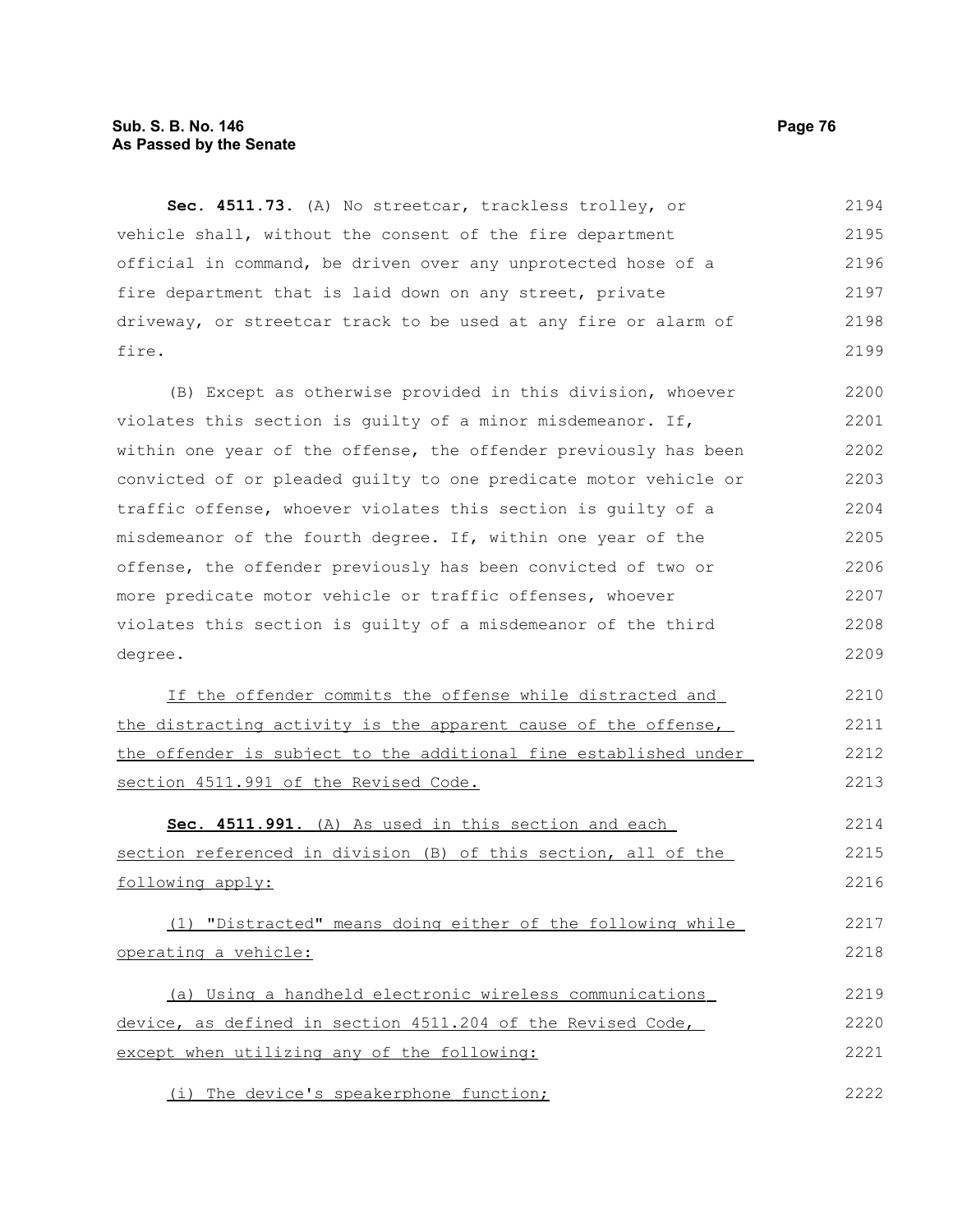**Sec. 4511.73.** (A) No streetcar, trackless trolley, or vehicle shall, without the consent of the fire department official in command, be driven over any unprotected hose of a fire department that is laid down on any street, private driveway, or streetcar track to be used at any fire or alarm of fire.

(B) Except as otherwise provided in this division, whoever violates this section is guilty of a minor misdemeanor. If, within one year of the offense, the offender previously has been convicted of or pleaded guilty to one predicate motor vehicle or traffic offense, whoever violates this section is guilty of a misdemeanor of the fourth degree. If, within one year of the offense, the offender previously has been convicted of two or more predicate motor vehicle or traffic offenses, whoever violates this section is guilty of a misdemeanor of the third degree.

If the offender commits the offense while distracted and the distracting activity is the apparent cause of the offense, the offender is subject to the additional fine established under section 4511.991 of the Revised Code.

**Sec. 4511.991.** (A) As used in this section and each section referenced in division (B) of this section, all of the following apply:

(1) "Distracted" means doing either of the following while operating a vehicle:

(a) Using a handheld electronic wireless communications device, as defined in section 4511.204 of the Revised Code, except when utilizing any of the following:

(i) The device's speakerphone function;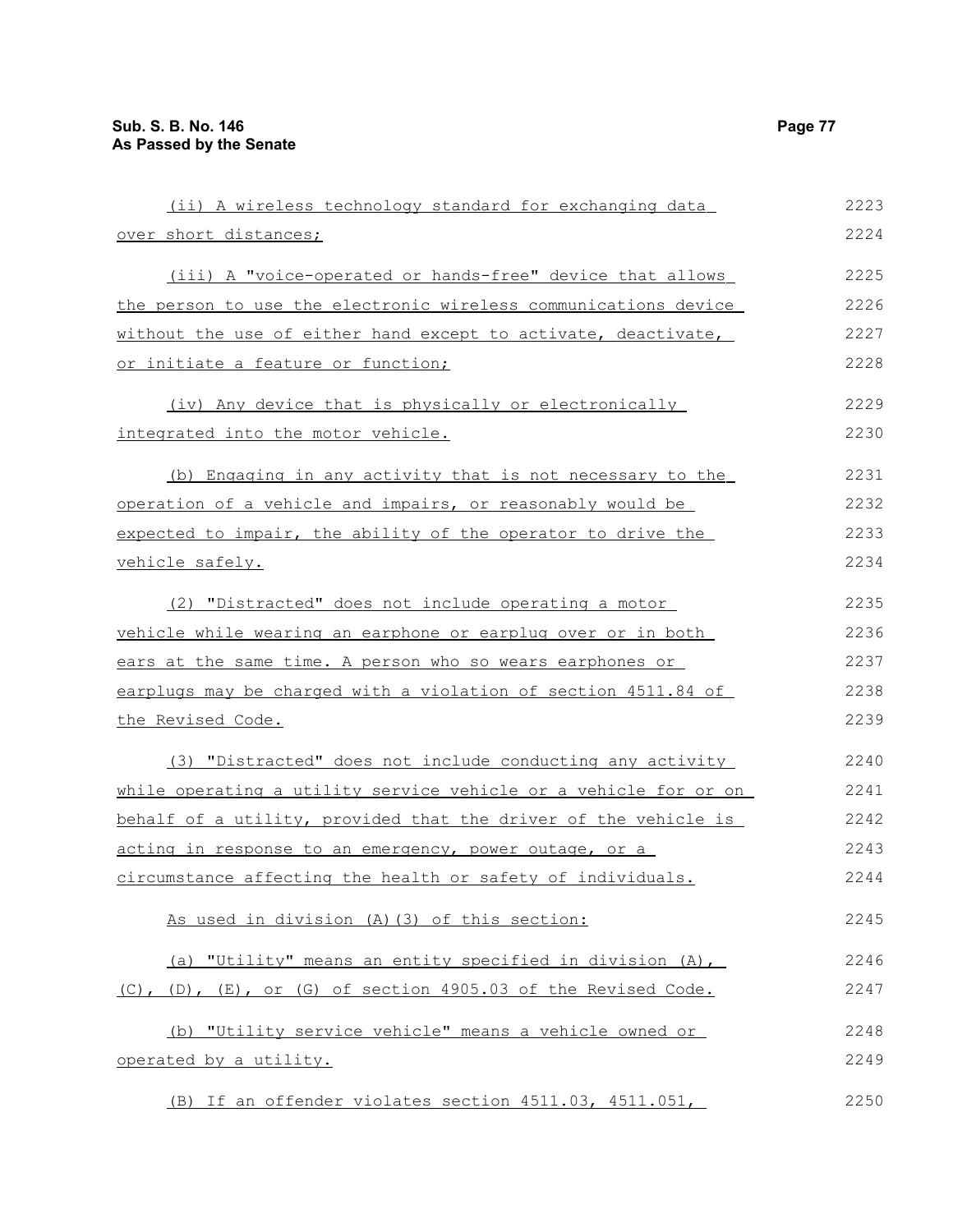(ii) A wireless technology standard for exchanging data over short distances;

(iii) A "voice-operated or hands-free" device that allows the person to use the electronic wireless communications device without the use of either hand except to activate, deactivate, or initiate a feature or function;

(iv) Any device that is physically or electronically integrated into the motor vehicle.

(b) Engaging in any activity that is not necessary to the operation of a vehicle and impairs, or reasonably would be expected to impair, the ability of the operator to drive the vehicle safely.

(2) "Distracted" does not include operating a motor vehicle while wearing an earphone or earplug over or in both ears at the same time. A person who so wears earphones or earplugs may be charged with a violation of section 4511.84 of the Revised Code.

(3) "Distracted" does not include conducting any activity while operating a utility service vehicle or a vehicle for or on behalf of a utility, provided that the driver of the vehicle is acting in response to an emergency, power outage, or a circumstance affecting the health or safety of individuals.

As used in division (A)(3) of this section:

(a) "Utility" means an entity specified in division (A), (C), (D), (E), or (G) of section 4905.03 of the Revised Code.

(b) "Utility service vehicle" means a vehicle owned or operated by a utility.

(B) If an offender violates section 4511.03, 4511.051,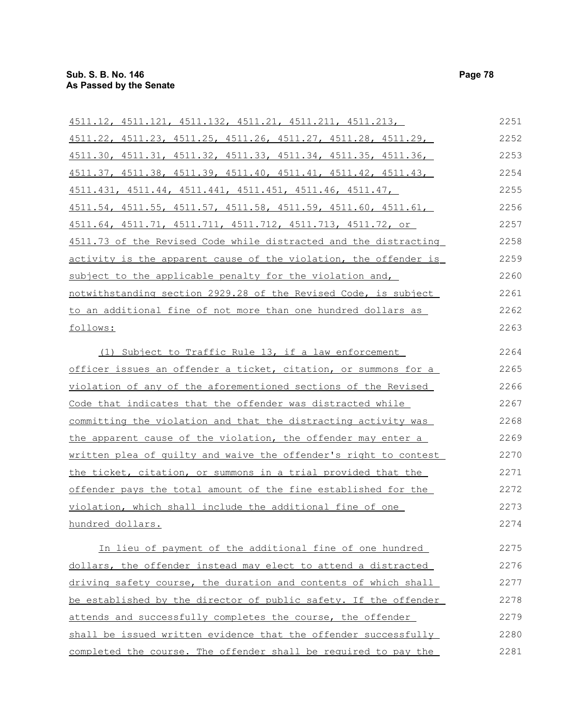4511.12, 4511.121, 4511.132, 4511.21, 4511.211, 4511.213, 4511.22, 4511.23, 4511.25, 4511.26, 4511.27, 4511.28, 4511.29, 4511.30, 4511.31, 4511.32, 4511.33, 4511.34, 4511.35, 4511.36, 4511.37, 4511.38, 4511.39, 4511.40, 4511.41, 4511.42, 4511.43, 4511.431, 4511.44, 4511.441, 4511.451, 4511.46, 4511.47, 4511.54, 4511.55, 4511.57, 4511.58, 4511.59, 4511.60, 4511.61, 4511.64, 4511.71, 4511.711, 4511.712, 4511.713, 4511.72, or 4511.73 of the Revised Code while distracted and the distracting activity is the apparent cause of the violation, the offender is subject to the applicable penalty for the violation and, notwithstanding section 2929.28 of the Revised Code, is subject to an additional fine of not more than one hundred dollars as follows:

(1) Subject to Traffic Rule 13, if a law enforcement officer issues an offender a ticket, citation, or summons for a violation of any of the aforementioned sections of the Revised Code that indicates that the offender was distracted while committing the violation and that the distracting activity was the apparent cause of the violation, the offender may enter a written plea of guilty and waive the offender's right to contest the ticket, citation, or summons in a trial provided that the offender pays the total amount of the fine established for the violation, which shall include the additional fine of one hundred dollars.

In lieu of payment of the additional fine of one hundred dollars, the offender instead may elect to attend a distracted driving safety course, the duration and contents of which shall be established by the director of public safety. If the offender attends and successfully completes the course, the offender shall be issued written evidence that the offender successfully completed the course. The offender shall be required to pay the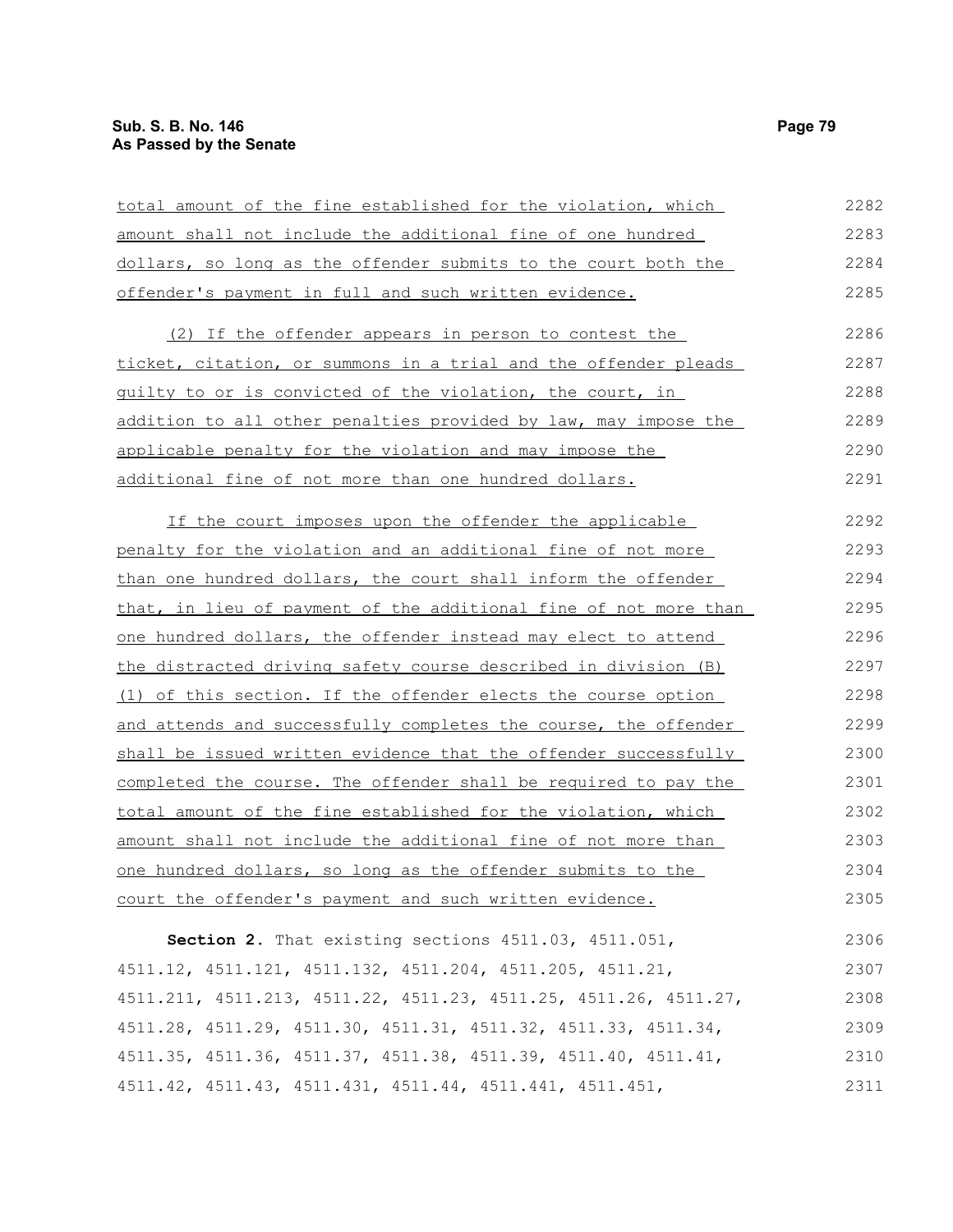total amount of the fine established for the violation, which amount shall not include the additional fine of one hundred dollars, so long as the offender submits to the court both the offender's payment in full and such written evidence.

(2) If the offender appears in person to contest the ticket, citation, or summons in a trial and the offender pleads guilty to or is convicted of the violation, the court, in addition to all other penalties provided by law, may impose the applicable penalty for the violation and may impose the additional fine of not more than one hundred dollars.

If the court imposes upon the offender the applicable penalty for the violation and an additional fine of not more than one hundred dollars, the court shall inform the offender that, in lieu of payment of the additional fine of not more than one hundred dollars, the offender instead may elect to attend the distracted driving safety course described in division (B)(1) of this section. If the offender elects the course option and attends and successfully completes the course, the offender shall be issued written evidence that the offender successfully completed the course. The offender shall be required to pay the total amount of the fine established for the violation, which amount shall not include the additional fine of not more than one hundred dollars, so long as the offender submits to the court the offender's payment and such written evidence.

**Section 2.** That existing sections 4511.03, 4511.051, 4511.12, 4511.121, 4511.132, 4511.204, 4511.205, 4511.21, 4511.211, 4511.213, 4511.22, 4511.23, 4511.25, 4511.26, 4511.27, 4511.28, 4511.29, 4511.30, 4511.31, 4511.32, 4511.33, 4511.34, 4511.35, 4511.36, 4511.37, 4511.38, 4511.39, 4511.40, 4511.41, 4511.42, 4511.43, 4511.431, 4511.44, 4511.441, 4511.451,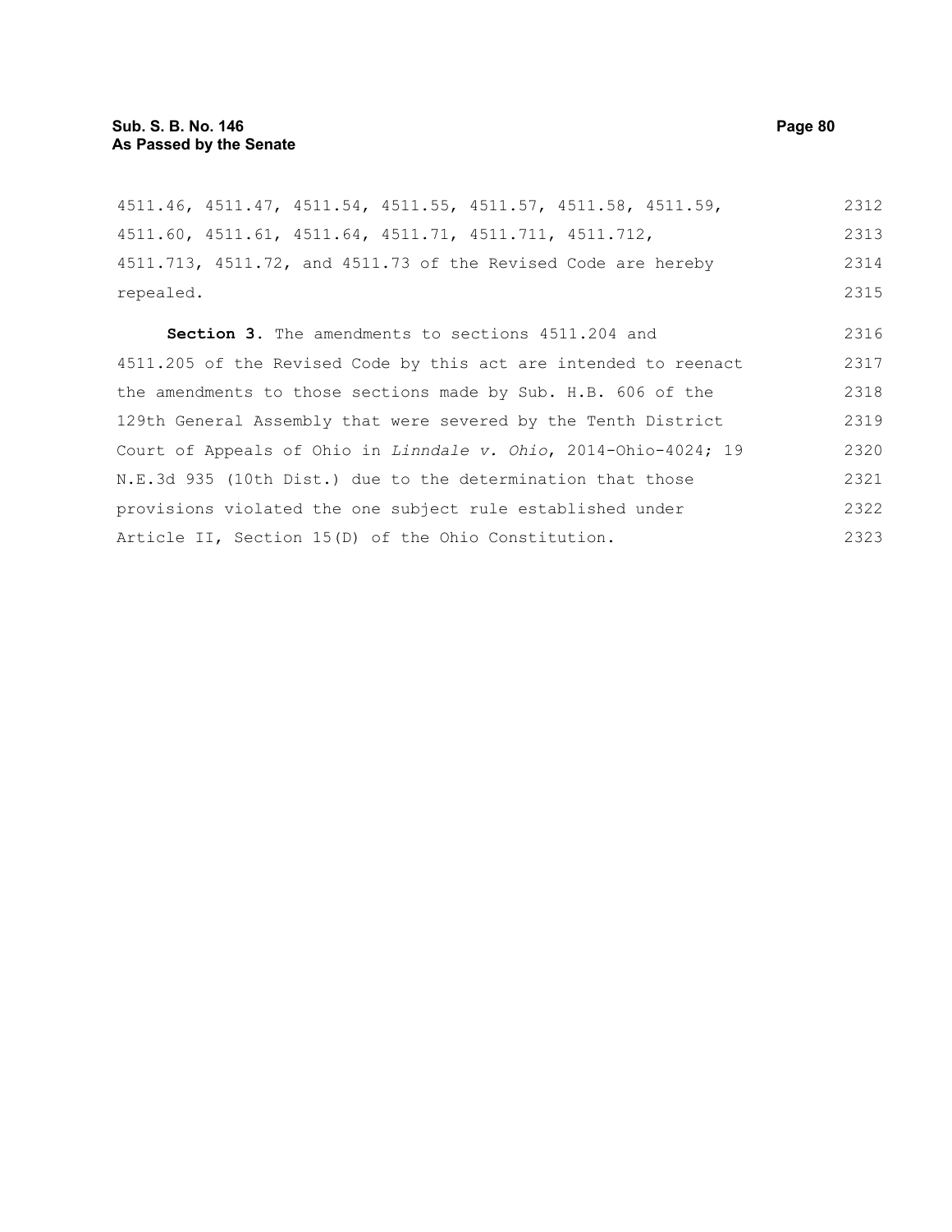4511.46, 4511.47, 4511.54, 4511.55, 4511.57, 4511.58, 4511.59, 4511.60, 4511.61, 4511.64, 4511.71, 4511.711, 4511.712, 4511.713, 4511.72, and 4511.73 of the Revised Code are hereby repealed.

**Section 3.** The amendments to sections 4511.204 and 4511.205 of the Revised Code by this act are intended to reenact the amendments to those sections made by Sub. H.B. 606 of the 129th General Assembly that were severed by the Tenth District Court of Appeals of Ohio in *Linndale v. Ohio*, 2014-Ohio-4024; 19 N.E.3d 935 (10th Dist.) due to the determination that those provisions violated the one subject rule established under Article II, Section 15(D) of the Ohio Constitution.